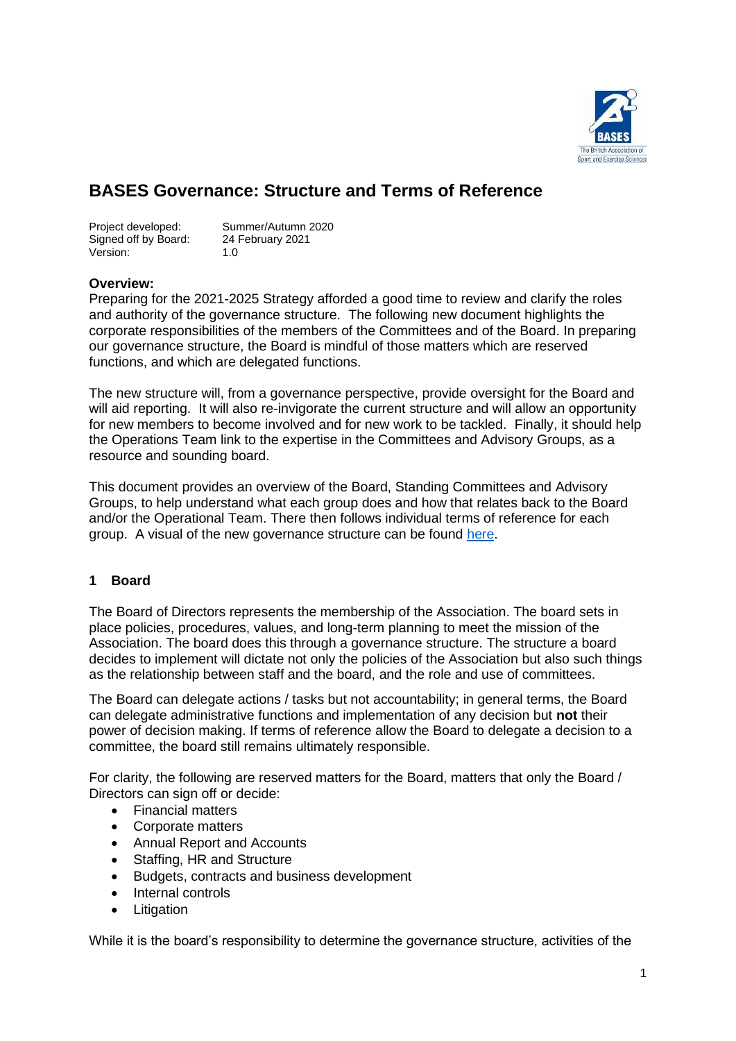# BASES Governance: Structure and Terms of Reference

| | |
|---|---|
| Project developed: | Summer/Autumn 2020 |
| Signed off by Board: | 24 February 2021 |
| Version: | 1.0 |

**Overview:**

Preparing for the 2021-2025 Strategy afforded a good time to review and clarify the roles and authority of the governance structure. The following new document highlights the corporate responsibilities of the members of the Committees and of the Board. In preparing our governance structure, the Board is mindful of those matters which are reserved functions, and which are delegated functions.

The new structure will, from a governance perspective, provide oversight for the Board and will aid reporting. It will also re-invigorate the current structure and will allow an opportunity for new members to become involved and for new work to be tackled. Finally, it should help the Operations Team link to the expertise in the Committees and Advisory Groups, as a resource and sounding board.

This document provides an overview of the Board, Standing Committees and Advisory Groups, to help understand what each group does and how that relates back to the Board and/or the Operational Team. There then follows individual terms of reference for each group. A visual of the new governance structure can be found here.

## 1 Board

The Board of Directors represents the membership of the Association. The board sets in place policies, procedures, values, and long-term planning to meet the mission of the Association. The board does this through a governance structure. The structure a board decides to implement will dictate not only the policies of the Association but also such things as the relationship between staff and the board, and the role and use of committees.

The Board can delegate actions / tasks but not accountability; in general terms, the Board can delegate administrative functions and implementation of any decision but **not** their power of decision making. If terms of reference allow the Board to delegate a decision to a committee, the board still remains ultimately responsible.

For clarity, the following are reserved matters for the Board, matters that only the Board / Directors can sign off or decide:

- Financial matters
- Corporate matters
- Annual Report and Accounts
- Staffing, HR and Structure
- Budgets, contracts and business development
- Internal controls
- Litigation

While it is the board's responsibility to determine the governance structure, activities of the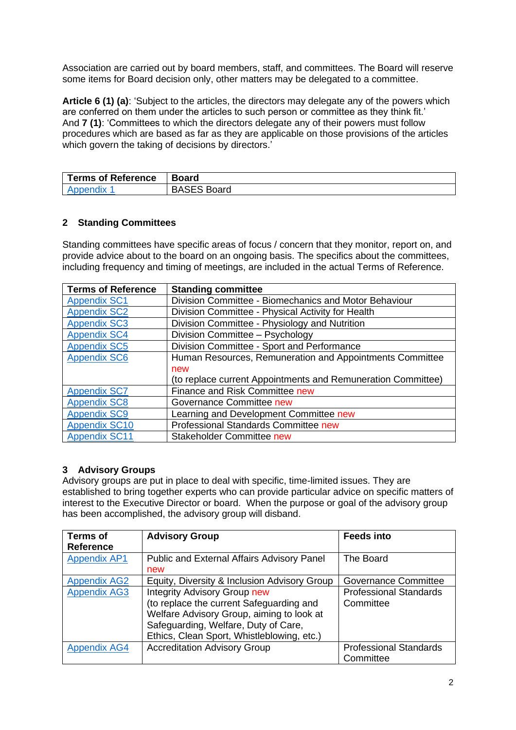Association are carried out by board members, staff, and committees. The Board will reserve some items for Board decision only, other matters may be delegated to a committee.

**Article 6 (1) (a)**: 'Subject to the articles, the directors may delegate any of the powers which are conferred on them under the articles to such person or committee as they think fit.'
And **7 (1)**: 'Committees to which the directors delegate any of their powers must follow procedures which are based as far as they are applicable on those provisions of the articles which govern the taking of decisions by directors.'

| **Terms of Reference** | **Board** |
|---|---|
| Appendix 1 | BASES Board |

## 2 Standing Committees

Standing committees have specific areas of focus / concern that they monitor, report on, and provide advice about to the board on an ongoing basis. The specifics about the committees, including frequency and timing of meetings, are included in the actual Terms of Reference.

| **Terms of Reference** | **Standing committee** |
|---|---|
| Appendix SC1 | Division Committee - Biomechanics and Motor Behaviour |
| Appendix SC2 | Division Committee - Physical Activity for Health |
| Appendix SC3 | Division Committee - Physiology and Nutrition |
| Appendix SC4 | Division Committee – Psychology |
| Appendix SC5 | Division Committee - Sport and Performance |
| Appendix SC6 | Human Resources, Remuneration and Appointments Committee new (to replace current Appointments and Remuneration Committee) |
| Appendix SC7 | Finance and Risk Committee new |
| Appendix SC8 | Governance Committee new |
| Appendix SC9 | Learning and Development Committee new |
| Appendix SC10 | Professional Standards Committee new |
| Appendix SC11 | Stakeholder Committee new |

## 3 Advisory Groups

Advisory groups are put in place to deal with specific, time-limited issues. They are established to bring together experts who can provide particular advice on specific matters of interest to the Executive Director or board. When the purpose or goal of the advisory group has been accomplished, the advisory group will disband.

| **Terms of Reference** | **Advisory Group** | **Feeds into** |
|---|---|---|
| Appendix AP1 | Public and External Affairs Advisory Panel new | The Board |
| Appendix AG2 | Equity, Diversity & Inclusion Advisory Group | Governance Committee |
| Appendix AG3 | Integrity Advisory Group new (to replace the current Safeguarding and Welfare Advisory Group, aiming to look at Safeguarding, Welfare, Duty of Care, Ethics, Clean Sport, Whistleblowing, etc.) | Professional Standards Committee |
| Appendix AG4 | Accreditation Advisory Group | Professional Standards Committee |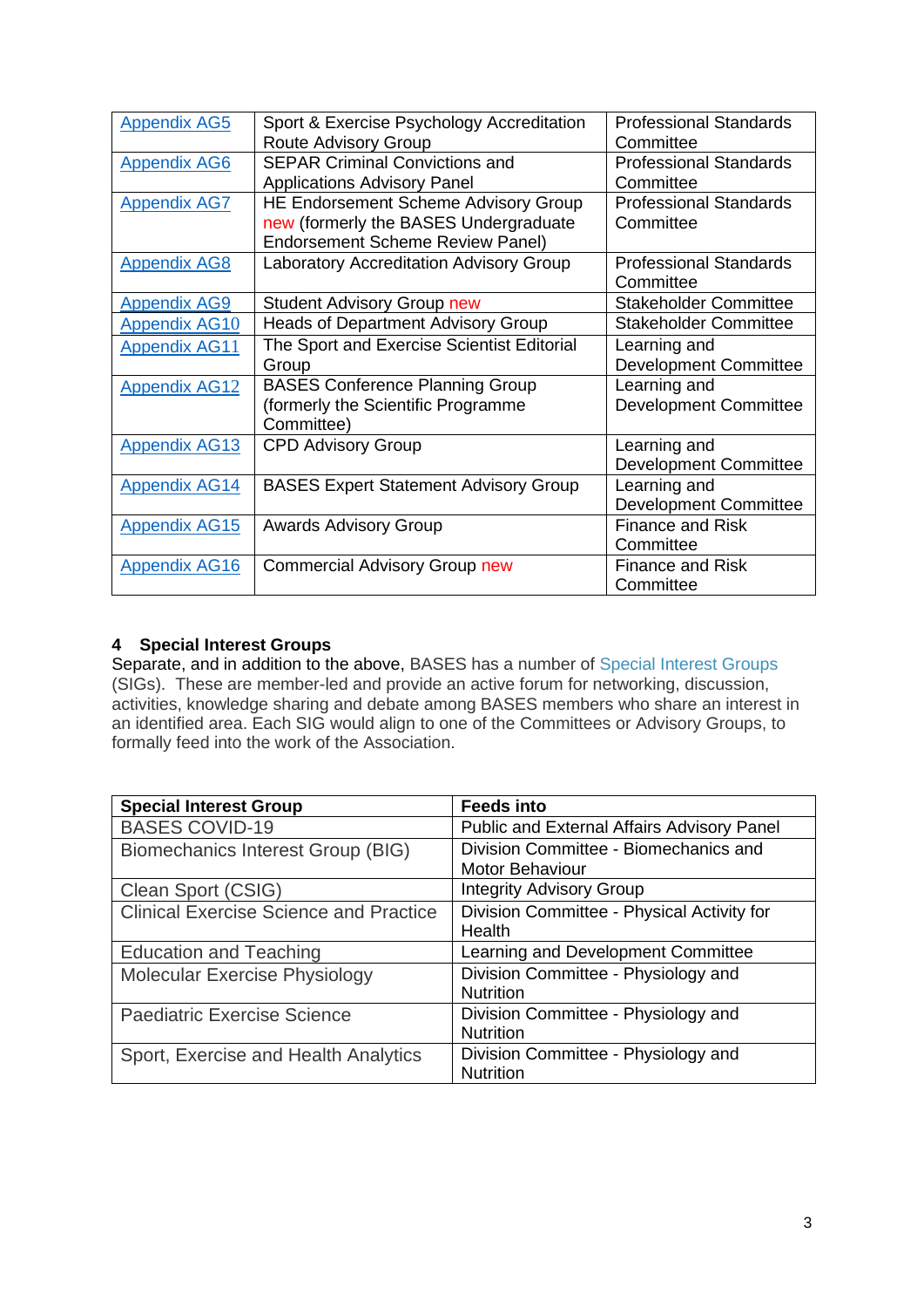| | | |
|---|---|---|
| Appendix AG5 | Sport & Exercise Psychology Accreditation Route Advisory Group | Professional Standards Committee |
| Appendix AG6 | SEPAR Criminal Convictions and Applications Advisory Panel | Professional Standards Committee |
| Appendix AG7 | HE Endorsement Scheme Advisory Group new (formerly the BASES Undergraduate Endorsement Scheme Review Panel) | Professional Standards Committee |
| Appendix AG8 | Laboratory Accreditation Advisory Group | Professional Standards Committee |
| Appendix AG9 | Student Advisory Group new | Stakeholder Committee |
| Appendix AG10 | Heads of Department Advisory Group | Stakeholder Committee |
| Appendix AG11 | The Sport and Exercise Scientist Editorial Group | Learning and Development Committee |
| Appendix AG12 | BASES Conference Planning Group (formerly the Scientific Programme Committee) | Learning and Development Committee |
| Appendix AG13 | CPD Advisory Group | Learning and Development Committee |
| Appendix AG14 | BASES Expert Statement Advisory Group | Learning and Development Committee |
| Appendix AG15 | Awards Advisory Group | Finance and Risk Committee |
| Appendix AG16 | Commercial Advisory Group new | Finance and Risk Committee |

## 4 Special Interest Groups

Separate, and in addition to the above, BASES has a number of Special Interest Groups (SIGs). These are member-led and provide an active forum for networking, discussion, activities, knowledge sharing and debate among BASES members who share an interest in an identified area. Each SIG would align to one of the Committees or Advisory Groups, to formally feed into the work of the Association.

| Special Interest Group | Feeds into |
|---|---|
| BASES COVID-19 | Public and External Affairs Advisory Panel |
| Biomechanics Interest Group (BIG) | Division Committee - Biomechanics and Motor Behaviour |
| Clean Sport (CSIG) | Integrity Advisory Group |
| Clinical Exercise Science and Practice | Division Committee - Physical Activity for Health |
| Education and Teaching | Learning and Development Committee |
| Molecular Exercise Physiology | Division Committee - Physiology and Nutrition |
| Paediatric Exercise Science | Division Committee - Physiology and Nutrition |
| Sport, Exercise and Health Analytics | Division Committee - Physiology and Nutrition |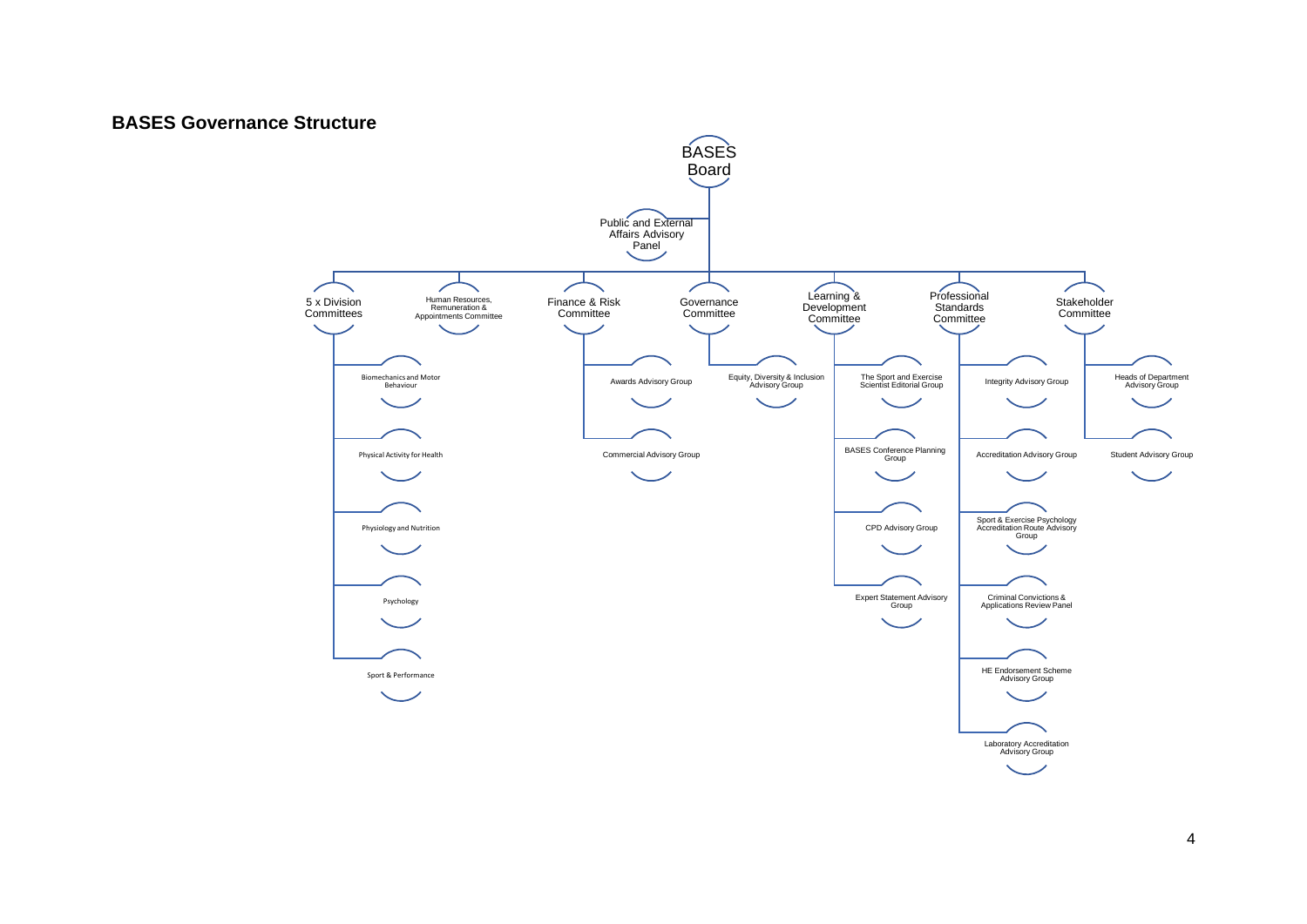## BASES Governance Structure

- **BASES Board**
  - Public and External Affairs Advisory Panel
  - 5 x Division Committees
    - Biomechanics and Motor Behaviour
    - Physical Activity for Health
    - Physiology and Nutrition
    - Psychology
    - Sport & Performance
  - Human Resources, Remuneration & Appointments Committee
  - Finance & Risk Committee
    - Awards Advisory Group
    - Commercial Advisory Group
  - Governance Committee
    - Equity, Diversity & Inclusion Advisory Group
  - Learning & Development Committee
    - The Sport and Exercise Scientist Editorial Group
    - BASES Conference Planning Group
    - CPD Advisory Group
    - Expert Statement Advisory Group
  - Professional Standards Committee
    - Integrity Advisory Group
    - Accreditation Advisory Group
    - Sport & Exercise Psychology Accreditation Route Advisory Group
    - Criminal Convictions & Applications Review Panel
    - HE Endorsement Scheme Advisory Group
    - Laboratory Accreditation Advisory Group
  - Stakeholder Committee
    - Heads of Department Advisory Group
    - Student Advisory Group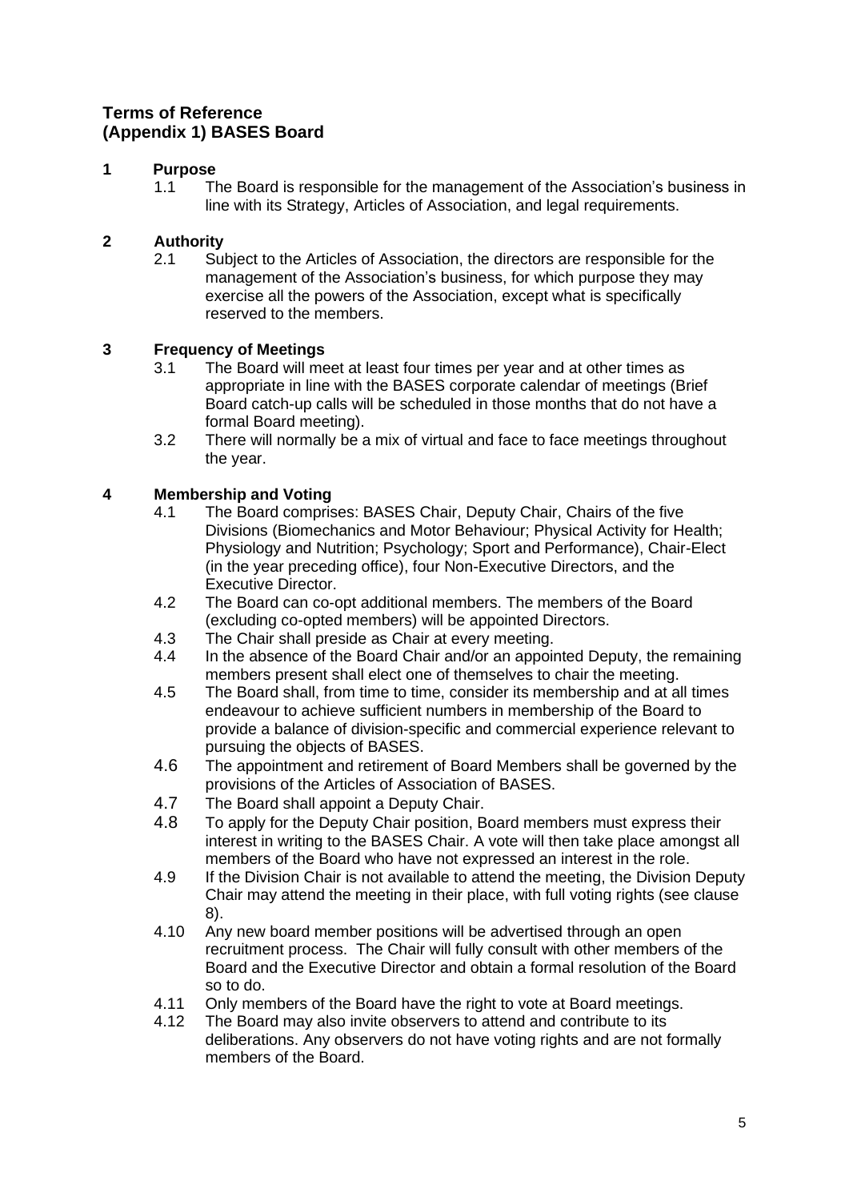## Terms of Reference
## (Appendix 1) BASES Board

### 1 Purpose

1.1 The Board is responsible for the management of the Association's business in line with its Strategy, Articles of Association, and legal requirements.

### 2 Authority

2.1 Subject to the Articles of Association, the directors are responsible for the management of the Association's business, for which purpose they may exercise all the powers of the Association, except what is specifically reserved to the members.

### 3 Frequency of Meetings

3.1 The Board will meet at least four times per year and at other times as appropriate in line with the BASES corporate calendar of meetings (Brief Board catch-up calls will be scheduled in those months that do not have a formal Board meeting).

3.2 There will normally be a mix of virtual and face to face meetings throughout the year.

### 4 Membership and Voting

4.1 The Board comprises: BASES Chair, Deputy Chair, Chairs of the five Divisions (Biomechanics and Motor Behaviour; Physical Activity for Health; Physiology and Nutrition; Psychology; Sport and Performance), Chair-Elect (in the year preceding office), four Non-Executive Directors, and the Executive Director.

4.2 The Board can co-opt additional members. The members of the Board (excluding co-opted members) will be appointed Directors.

4.3 The Chair shall preside as Chair at every meeting.

4.4 In the absence of the Board Chair and/or an appointed Deputy, the remaining members present shall elect one of themselves to chair the meeting.

4.5 The Board shall, from time to time, consider its membership and at all times endeavour to achieve sufficient numbers in membership of the Board to provide a balance of division-specific and commercial experience relevant to pursuing the objects of BASES.

4.6 The appointment and retirement of Board Members shall be governed by the provisions of the Articles of Association of BASES.

4.7 The Board shall appoint a Deputy Chair.

4.8 To apply for the Deputy Chair position, Board members must express their interest in writing to the BASES Chair. A vote will then take place amongst all members of the Board who have not expressed an interest in the role.

4.9 If the Division Chair is not available to attend the meeting, the Division Deputy Chair may attend the meeting in their place, with full voting rights (see clause 8).

4.10 Any new board member positions will be advertised through an open recruitment process. The Chair will fully consult with other members of the Board and the Executive Director and obtain a formal resolution of the Board so to do.

4.11 Only members of the Board have the right to vote at Board meetings.

4.12 The Board may also invite observers to attend and contribute to its deliberations. Any observers do not have voting rights and are not formally members of the Board.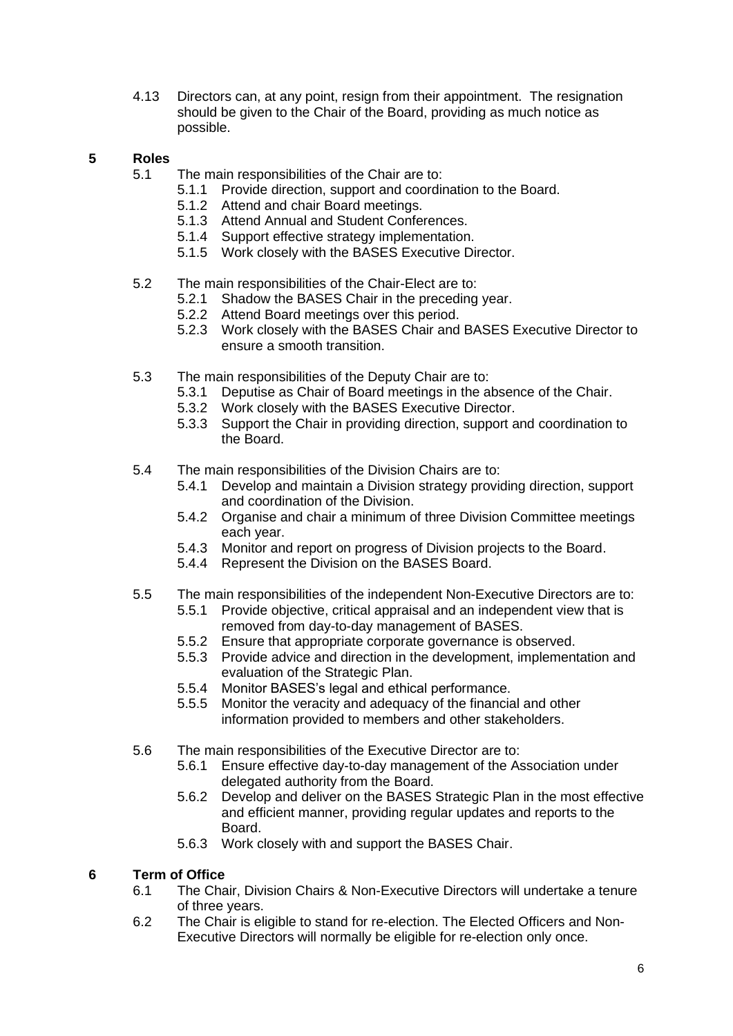4.13 Directors can, at any point, resign from their appointment. The resignation should be given to the Chair of the Board, providing as much notice as possible.

## 5 Roles

5.1 The main responsibilities of the Chair are to:

- 5.1.1 Provide direction, support and coordination to the Board.
- 5.1.2 Attend and chair Board meetings.
- 5.1.3 Attend Annual and Student Conferences.
- 5.1.4 Support effective strategy implementation.
- 5.1.5 Work closely with the BASES Executive Director.

5.2 The main responsibilities of the Chair-Elect are to:

- 5.2.1 Shadow the BASES Chair in the preceding year.
- 5.2.2 Attend Board meetings over this period.
- 5.2.3 Work closely with the BASES Chair and BASES Executive Director to ensure a smooth transition.

5.3 The main responsibilities of the Deputy Chair are to:

- 5.3.1 Deputise as Chair of Board meetings in the absence of the Chair.
- 5.3.2 Work closely with the BASES Executive Director.
- 5.3.3 Support the Chair in providing direction, support and coordination to the Board.

5.4 The main responsibilities of the Division Chairs are to:

- 5.4.1 Develop and maintain a Division strategy providing direction, support and coordination of the Division.
- 5.4.2 Organise and chair a minimum of three Division Committee meetings each year.
- 5.4.3 Monitor and report on progress of Division projects to the Board.
- 5.4.4 Represent the Division on the BASES Board.

5.5 The main responsibilities of the independent Non-Executive Directors are to:

- 5.5.1 Provide objective, critical appraisal and an independent view that is removed from day-to-day management of BASES.
- 5.5.2 Ensure that appropriate corporate governance is observed.
- 5.5.3 Provide advice and direction in the development, implementation and evaluation of the Strategic Plan.
- 5.5.4 Monitor BASES's legal and ethical performance.
- 5.5.5 Monitor the veracity and adequacy of the financial and other information provided to members and other stakeholders.

5.6 The main responsibilities of the Executive Director are to:

- 5.6.1 Ensure effective day-to-day management of the Association under delegated authority from the Board.
- 5.6.2 Develop and deliver on the BASES Strategic Plan in the most effective and efficient manner, providing regular updates and reports to the Board.
- 5.6.3 Work closely with and support the BASES Chair.

## 6 Term of Office

6.1 The Chair, Division Chairs & Non-Executive Directors will undertake a tenure of three years.

6.2 The Chair is eligible to stand for re-election. The Elected Officers and Non-Executive Directors will normally be eligible for re-election only once.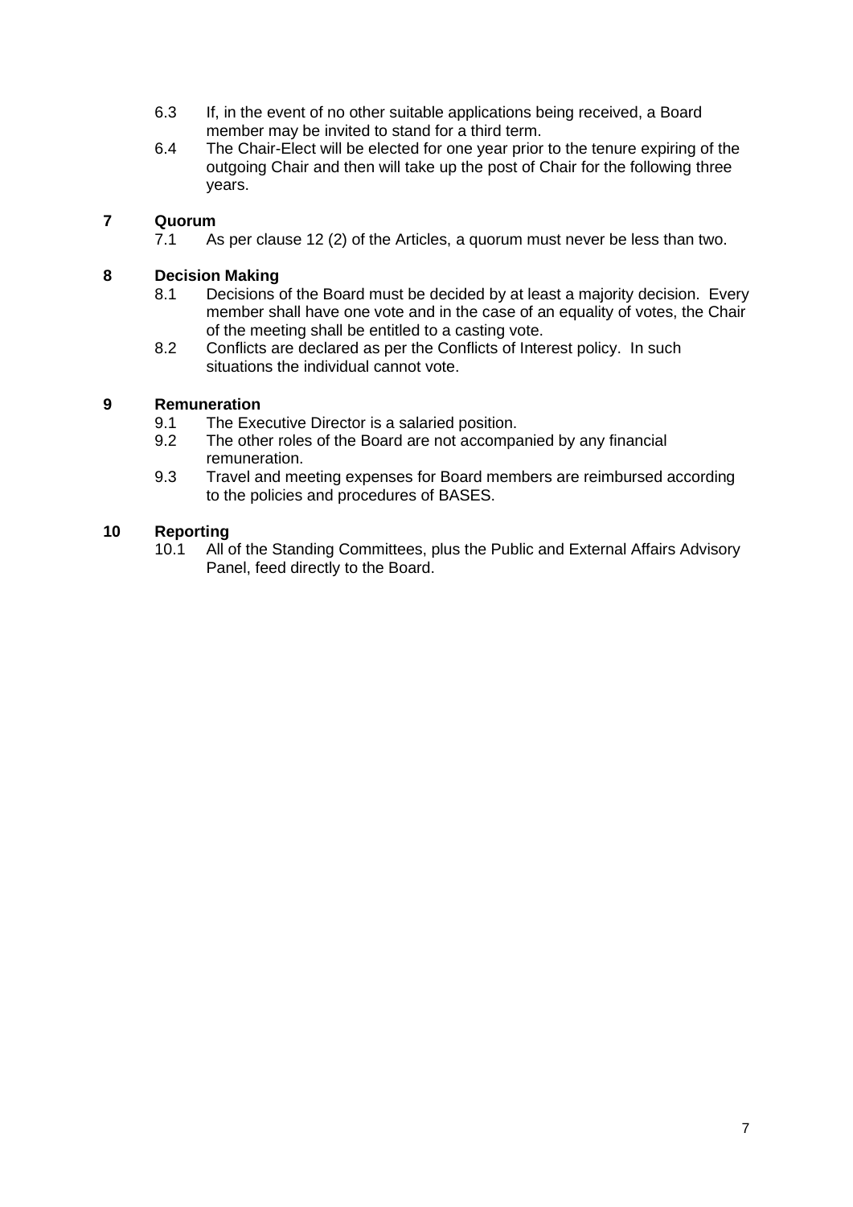6.3 If, in the event of no other suitable applications being received, a Board member may be invited to stand for a third term.

6.4 The Chair-Elect will be elected for one year prior to the tenure expiring of the outgoing Chair and then will take up the post of Chair for the following three years.

## 7 Quorum

7.1 As per clause 12 (2) of the Articles, a quorum must never be less than two.

## 8 Decision Making

8.1 Decisions of the Board must be decided by at least a majority decision. Every member shall have one vote and in the case of an equality of votes, the Chair of the meeting shall be entitled to a casting vote.

8.2 Conflicts are declared as per the Conflicts of Interest policy. In such situations the individual cannot vote.

## 9 Remuneration

9.1 The Executive Director is a salaried position.

9.2 The other roles of the Board are not accompanied by any financial remuneration.

9.3 Travel and meeting expenses for Board members are reimbursed according to the policies and procedures of BASES.

## 10 Reporting

10.1 All of the Standing Committees, plus the Public and External Affairs Advisory Panel, feed directly to the Board.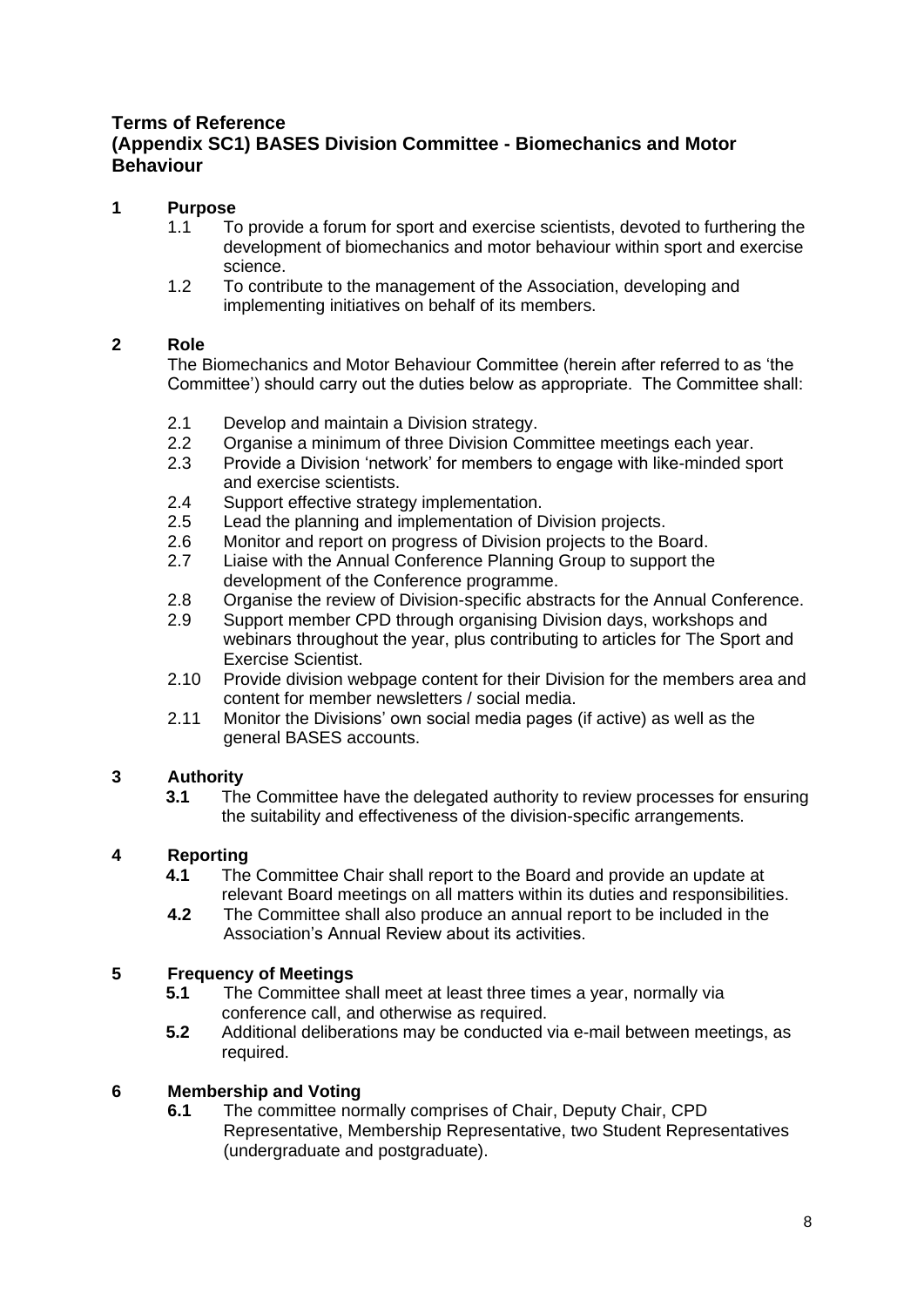## Terms of Reference
## (Appendix SC1) BASES Division Committee - Biomechanics and Motor Behaviour

### 1 Purpose

1.1 To provide a forum for sport and exercise scientists, devoted to furthering the development of biomechanics and motor behaviour within sport and exercise science.

1.2 To contribute to the management of the Association, developing and implementing initiatives on behalf of its members.

### 2 Role

The Biomechanics and Motor Behaviour Committee (herein after referred to as 'the Committee') should carry out the duties below as appropriate. The Committee shall:

2.1 Develop and maintain a Division strategy.

2.2 Organise a minimum of three Division Committee meetings each year.

2.3 Provide a Division 'network' for members to engage with like-minded sport and exercise scientists.

2.4 Support effective strategy implementation.

2.5 Lead the planning and implementation of Division projects.

2.6 Monitor and report on progress of Division projects to the Board.

2.7 Liaise with the Annual Conference Planning Group to support the development of the Conference programme.

2.8 Organise the review of Division-specific abstracts for the Annual Conference.

2.9 Support member CPD through organising Division days, workshops and webinars throughout the year, plus contributing to articles for The Sport and Exercise Scientist.

2.10 Provide division webpage content for their Division for the members area and content for member newsletters / social media.

2.11 Monitor the Divisions' own social media pages (if active) as well as the general BASES accounts.

### 3 Authority

**3.1** The Committee have the delegated authority to review processes for ensuring the suitability and effectiveness of the division-specific arrangements.

### 4 Reporting

**4.1** The Committee Chair shall report to the Board and provide an update at relevant Board meetings on all matters within its duties and responsibilities.

**4.2** The Committee shall also produce an annual report to be included in the Association's Annual Review about its activities.

### 5 Frequency of Meetings

**5.1** The Committee shall meet at least three times a year, normally via conference call, and otherwise as required.

**5.2** Additional deliberations may be conducted via e-mail between meetings, as required.

### 6 Membership and Voting

**6.1** The committee normally comprises of Chair, Deputy Chair, CPD Representative, Membership Representative, two Student Representatives (undergraduate and postgraduate).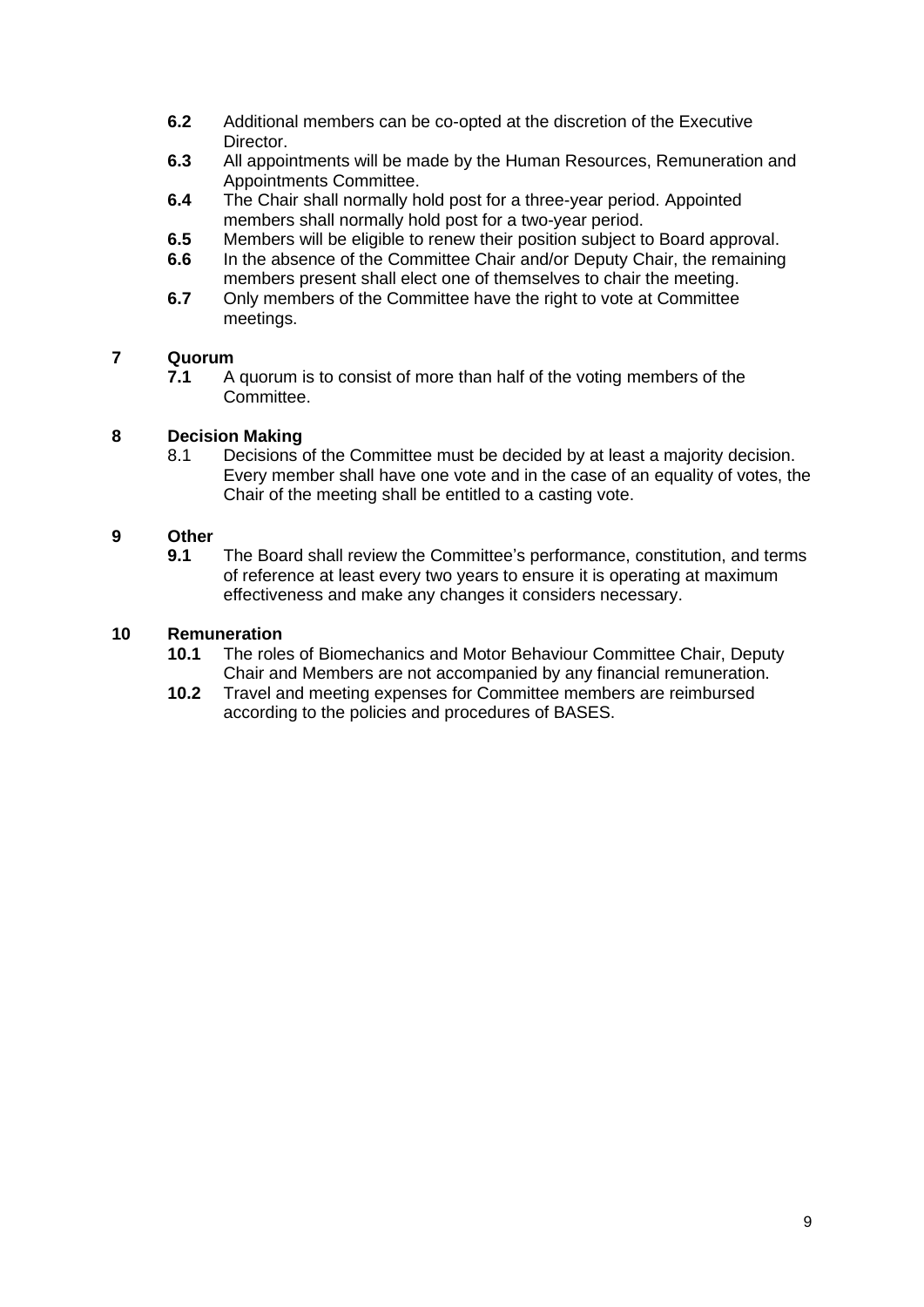**6.2** Additional members can be co-opted at the discretion of the Executive Director.

**6.3** All appointments will be made by the Human Resources, Remuneration and Appointments Committee.

**6.4** The Chair shall normally hold post for a three-year period. Appointed members shall normally hold post for a two-year period.

**6.5** Members will be eligible to renew their position subject to Board approval.

**6.6** In the absence of the Committee Chair and/or Deputy Chair, the remaining members present shall elect one of themselves to chair the meeting.

**6.7** Only members of the Committee have the right to vote at Committee meetings.

## 7 Quorum

**7.1** A quorum is to consist of more than half of the voting members of the Committee.

## 8 Decision Making

8.1 Decisions of the Committee must be decided by at least a majority decision. Every member shall have one vote and in the case of an equality of votes, the Chair of the meeting shall be entitled to a casting vote.

## 9 Other

**9.1** The Board shall review the Committee's performance, constitution, and terms of reference at least every two years to ensure it is operating at maximum effectiveness and make any changes it considers necessary.

## 10 Remuneration

**10.1** The roles of Biomechanics and Motor Behaviour Committee Chair, Deputy Chair and Members are not accompanied by any financial remuneration.

**10.2** Travel and meeting expenses for Committee members are reimbursed according to the policies and procedures of BASES.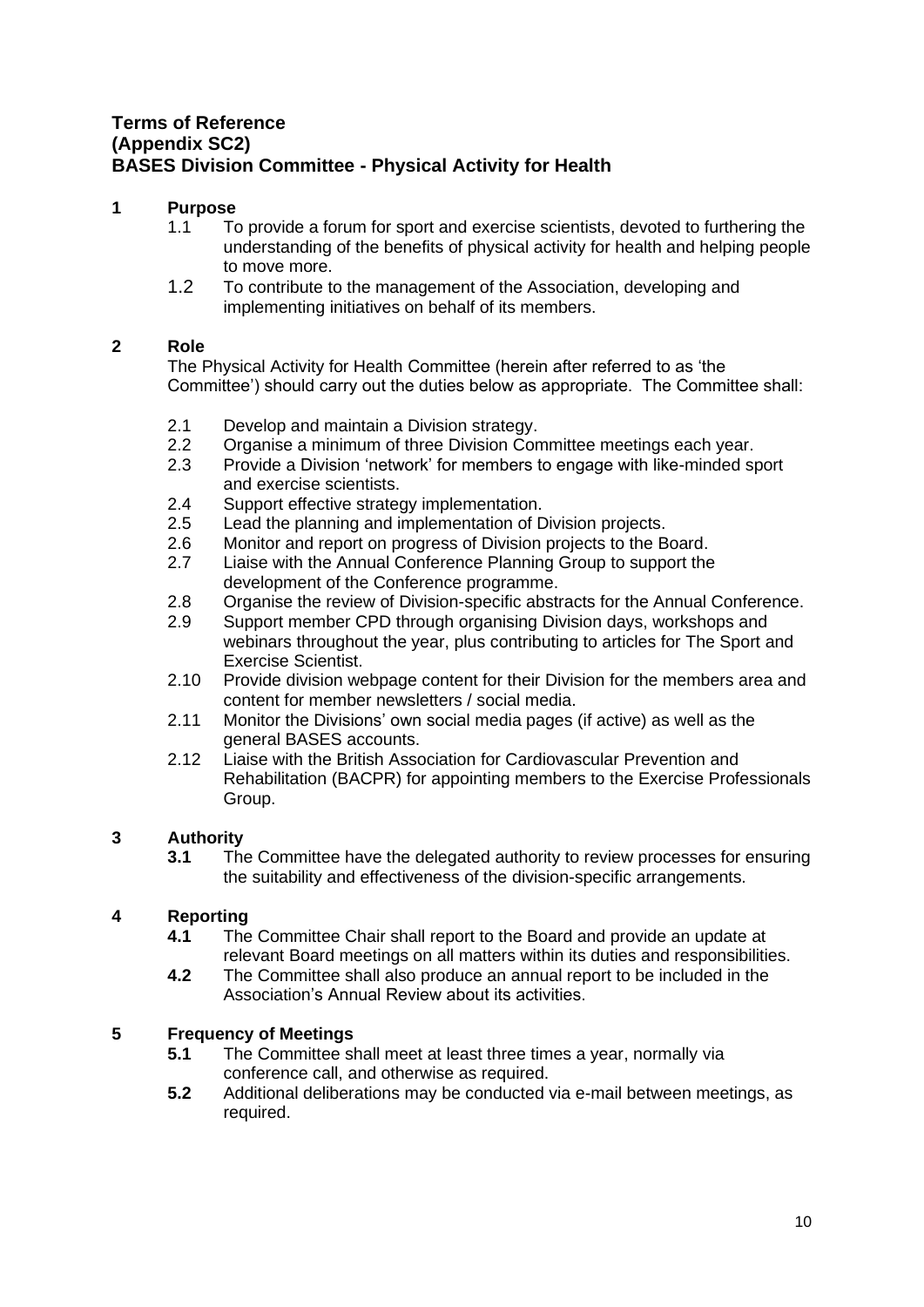**Terms of Reference**
**(Appendix SC2)**
**BASES Division Committee - Physical Activity for Health**

## 1 Purpose

1.1 To provide a forum for sport and exercise scientists, devoted to furthering the understanding of the benefits of physical activity for health and helping people to move more.

1.2 To contribute to the management of the Association, developing and implementing initiatives on behalf of its members.

## 2 Role

The Physical Activity for Health Committee (herein after referred to as 'the Committee') should carry out the duties below as appropriate. The Committee shall:

2.1 Develop and maintain a Division strategy.

2.2 Organise a minimum of three Division Committee meetings each year.

2.3 Provide a Division 'network' for members to engage with like-minded sport and exercise scientists.

2.4 Support effective strategy implementation.

2.5 Lead the planning and implementation of Division projects.

2.6 Monitor and report on progress of Division projects to the Board.

2.7 Liaise with the Annual Conference Planning Group to support the development of the Conference programme.

2.8 Organise the review of Division-specific abstracts for the Annual Conference.

2.9 Support member CPD through organising Division days, workshops and webinars throughout the year, plus contributing to articles for The Sport and Exercise Scientist.

2.10 Provide division webpage content for their Division for the members area and content for member newsletters / social media.

2.11 Monitor the Divisions' own social media pages (if active) as well as the general BASES accounts.

2.12 Liaise with the British Association for Cardiovascular Prevention and Rehabilitation (BACPR) for appointing members to the Exercise Professionals Group.

## 3 Authority

**3.1** The Committee have the delegated authority to review processes for ensuring the suitability and effectiveness of the division-specific arrangements.

## 4 Reporting

**4.1** The Committee Chair shall report to the Board and provide an update at relevant Board meetings on all matters within its duties and responsibilities.

**4.2** The Committee shall also produce an annual report to be included in the Association's Annual Review about its activities.

## 5 Frequency of Meetings

**5.1** The Committee shall meet at least three times a year, normally via conference call, and otherwise as required.

**5.2** Additional deliberations may be conducted via e-mail between meetings, as required.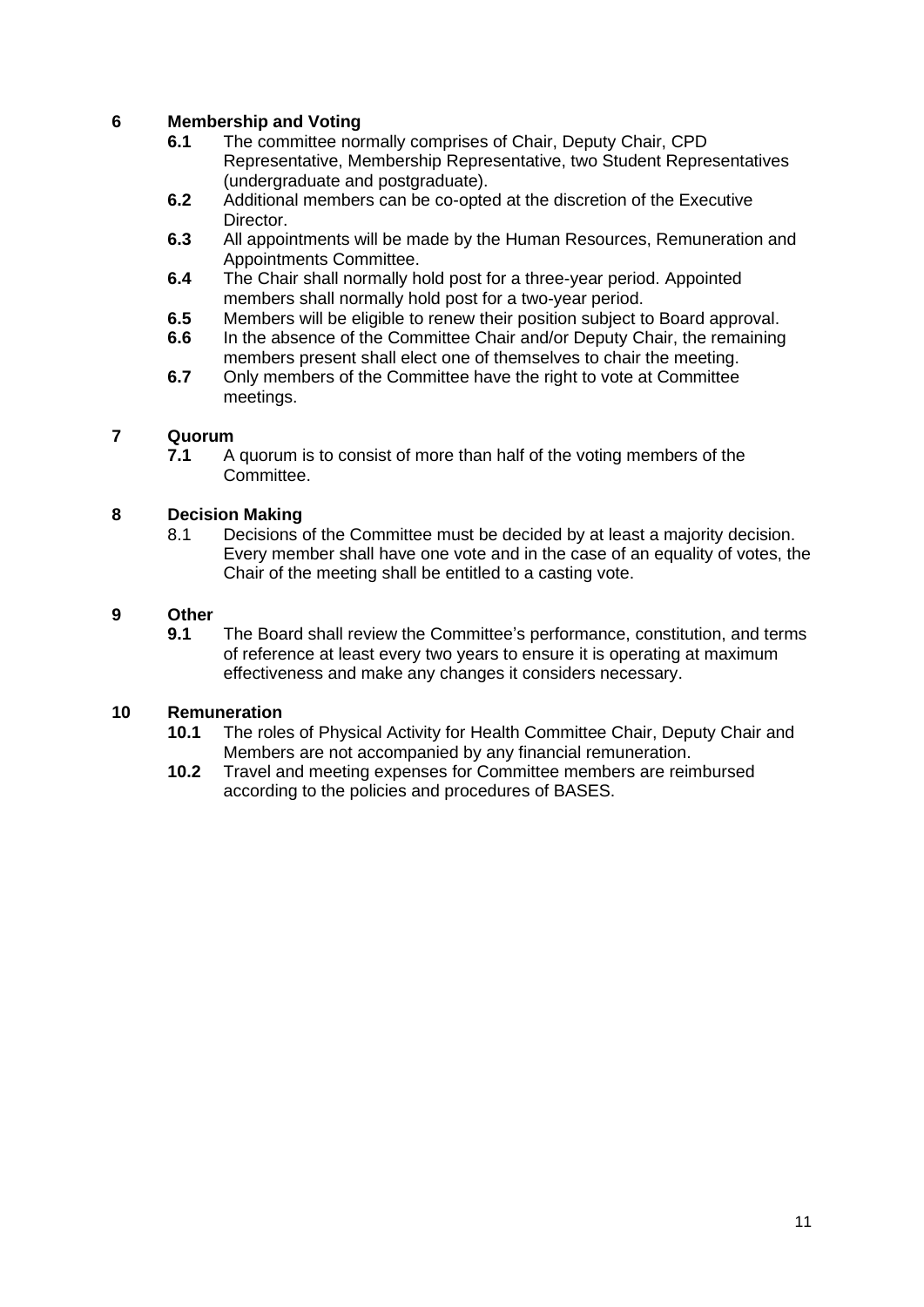## 6 Membership and Voting

**6.1** The committee normally comprises of Chair, Deputy Chair, CPD Representative, Membership Representative, two Student Representatives (undergraduate and postgraduate).

**6.2** Additional members can be co-opted at the discretion of the Executive Director.

**6.3** All appointments will be made by the Human Resources, Remuneration and Appointments Committee.

**6.4** The Chair shall normally hold post for a three-year period. Appointed members shall normally hold post for a two-year period.

**6.5** Members will be eligible to renew their position subject to Board approval.

**6.6** In the absence of the Committee Chair and/or Deputy Chair, the remaining members present shall elect one of themselves to chair the meeting.

**6.7** Only members of the Committee have the right to vote at Committee meetings.

## 7 Quorum

**7.1** A quorum is to consist of more than half of the voting members of the Committee.

## 8 Decision Making

8.1 Decisions of the Committee must be decided by at least a majority decision. Every member shall have one vote and in the case of an equality of votes, the Chair of the meeting shall be entitled to a casting vote.

## 9 Other

**9.1** The Board shall review the Committee's performance, constitution, and terms of reference at least every two years to ensure it is operating at maximum effectiveness and make any changes it considers necessary.

## 10 Remuneration

**10.1** The roles of Physical Activity for Health Committee Chair, Deputy Chair and Members are not accompanied by any financial remuneration.

**10.2** Travel and meeting expenses for Committee members are reimbursed according to the policies and procedures of BASES.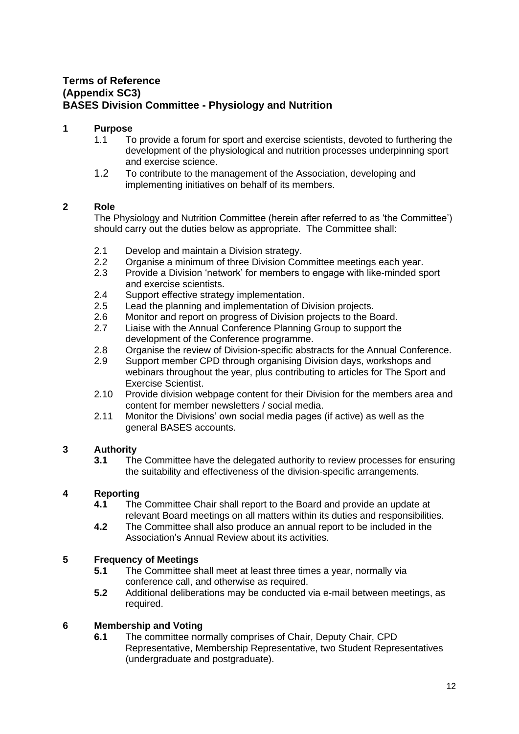**Terms of Reference**
**(Appendix SC3)**
**BASES Division Committee - Physiology and Nutrition**

## 1 Purpose

1.1 To provide a forum for sport and exercise scientists, devoted to furthering the development of the physiological and nutrition processes underpinning sport and exercise science.

1.2 To contribute to the management of the Association, developing and implementing initiatives on behalf of its members.

## 2 Role

The Physiology and Nutrition Committee (herein after referred to as 'the Committee') should carry out the duties below as appropriate. The Committee shall:

2.1 Develop and maintain a Division strategy.

2.2 Organise a minimum of three Division Committee meetings each year.

2.3 Provide a Division 'network' for members to engage with like-minded sport and exercise scientists.

2.4 Support effective strategy implementation.

2.5 Lead the planning and implementation of Division projects.

2.6 Monitor and report on progress of Division projects to the Board.

2.7 Liaise with the Annual Conference Planning Group to support the development of the Conference programme.

2.8 Organise the review of Division-specific abstracts for the Annual Conference.

2.9 Support member CPD through organising Division days, workshops and webinars throughout the year, plus contributing to articles for The Sport and Exercise Scientist.

2.10 Provide division webpage content for their Division for the members area and content for member newsletters / social media.

2.11 Monitor the Divisions' own social media pages (if active) as well as the general BASES accounts.

## 3 Authority

**3.1** The Committee have the delegated authority to review processes for ensuring the suitability and effectiveness of the division-specific arrangements.

## 4 Reporting

**4.1** The Committee Chair shall report to the Board and provide an update at relevant Board meetings on all matters within its duties and responsibilities.

**4.2** The Committee shall also produce an annual report to be included in the Association's Annual Review about its activities.

## 5 Frequency of Meetings

**5.1** The Committee shall meet at least three times a year, normally via conference call, and otherwise as required.

**5.2** Additional deliberations may be conducted via e-mail between meetings, as required.

## 6 Membership and Voting

**6.1** The committee normally comprises of Chair, Deputy Chair, CPD Representative, Membership Representative, two Student Representatives (undergraduate and postgraduate).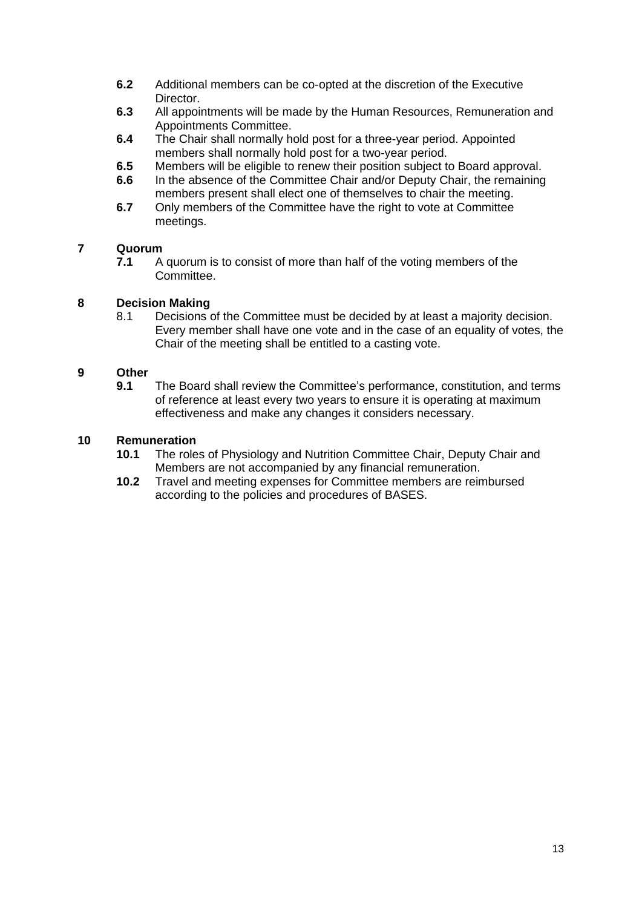**6.2** Additional members can be co-opted at the discretion of the Executive Director.

**6.3** All appointments will be made by the Human Resources, Remuneration and Appointments Committee.

**6.4** The Chair shall normally hold post for a three-year period. Appointed members shall normally hold post for a two-year period.

**6.5** Members will be eligible to renew their position subject to Board approval.

**6.6** In the absence of the Committee Chair and/or Deputy Chair, the remaining members present shall elect one of themselves to chair the meeting.

**6.7** Only members of the Committee have the right to vote at Committee meetings.

## 7 Quorum

**7.1** A quorum is to consist of more than half of the voting members of the Committee.

## 8 Decision Making

8.1 Decisions of the Committee must be decided by at least a majority decision. Every member shall have one vote and in the case of an equality of votes, the Chair of the meeting shall be entitled to a casting vote.

## 9 Other

**9.1** The Board shall review the Committee's performance, constitution, and terms of reference at least every two years to ensure it is operating at maximum effectiveness and make any changes it considers necessary.

## 10 Remuneration

**10.1** The roles of Physiology and Nutrition Committee Chair, Deputy Chair and Members are not accompanied by any financial remuneration.

**10.2** Travel and meeting expenses for Committee members are reimbursed according to the policies and procedures of BASES.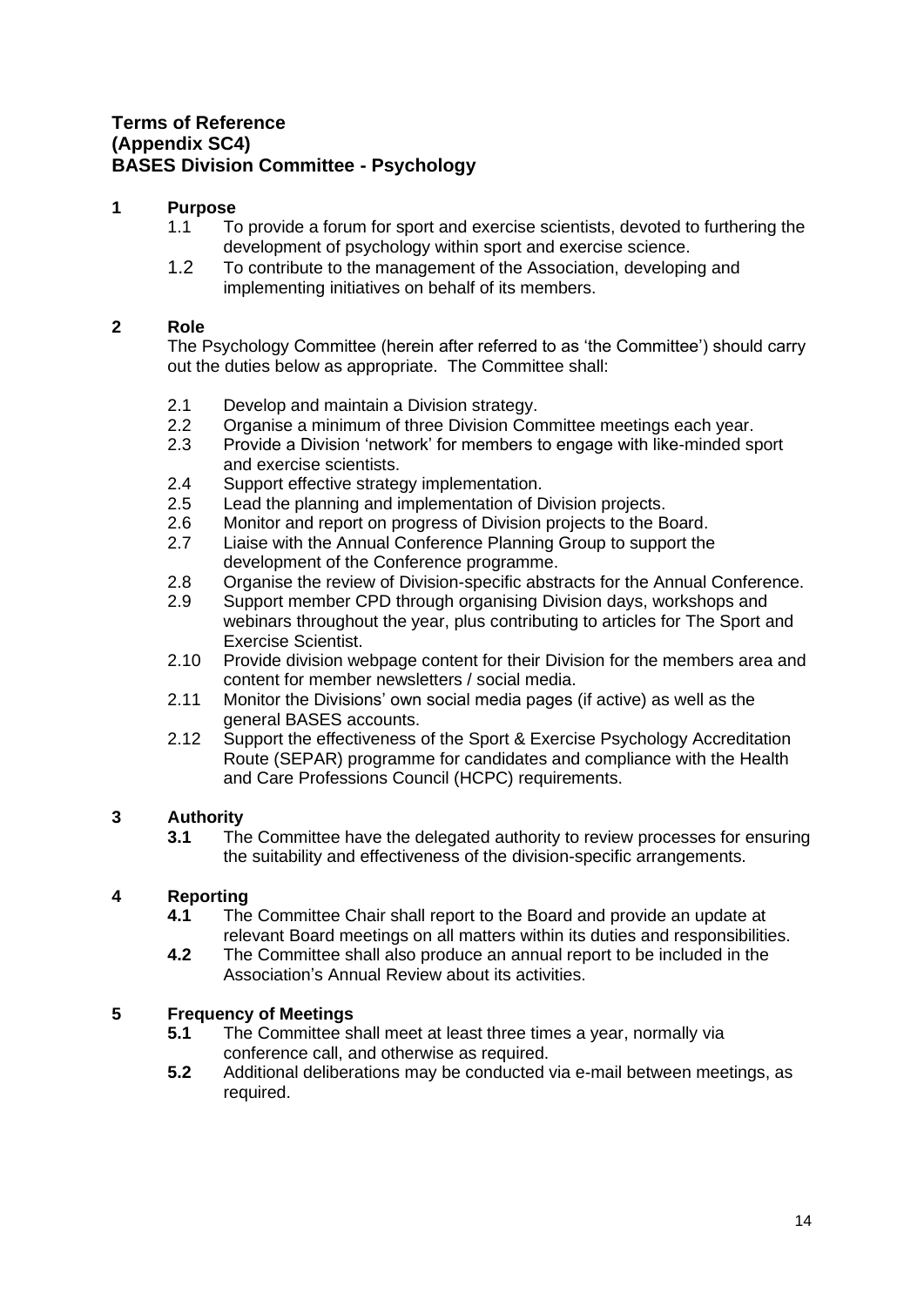**Terms of Reference**
**(Appendix SC4)**
**BASES Division Committee - Psychology**

## 1 Purpose

1.1 To provide a forum for sport and exercise scientists, devoted to furthering the development of psychology within sport and exercise science.

1.2 To contribute to the management of the Association, developing and implementing initiatives on behalf of its members.

## 2 Role

The Psychology Committee (herein after referred to as 'the Committee') should carry out the duties below as appropriate. The Committee shall:

2.1 Develop and maintain a Division strategy.

2.2 Organise a minimum of three Division Committee meetings each year.

2.3 Provide a Division 'network' for members to engage with like-minded sport and exercise scientists.

2.4 Support effective strategy implementation.

2.5 Lead the planning and implementation of Division projects.

2.6 Monitor and report on progress of Division projects to the Board.

2.7 Liaise with the Annual Conference Planning Group to support the development of the Conference programme.

2.8 Organise the review of Division-specific abstracts for the Annual Conference.

2.9 Support member CPD through organising Division days, workshops and webinars throughout the year, plus contributing to articles for The Sport and Exercise Scientist.

2.10 Provide division webpage content for their Division for the members area and content for member newsletters / social media.

2.11 Monitor the Divisions' own social media pages (if active) as well as the general BASES accounts.

2.12 Support the effectiveness of the Sport & Exercise Psychology Accreditation Route (SEPAR) programme for candidates and compliance with the Health and Care Professions Council (HCPC) requirements.

## 3 Authority

**3.1** The Committee have the delegated authority to review processes for ensuring the suitability and effectiveness of the division-specific arrangements.

## 4 Reporting

**4.1** The Committee Chair shall report to the Board and provide an update at relevant Board meetings on all matters within its duties and responsibilities.

**4.2** The Committee shall also produce an annual report to be included in the Association's Annual Review about its activities.

## 5 Frequency of Meetings

**5.1** The Committee shall meet at least three times a year, normally via conference call, and otherwise as required.

**5.2** Additional deliberations may be conducted via e-mail between meetings, as required.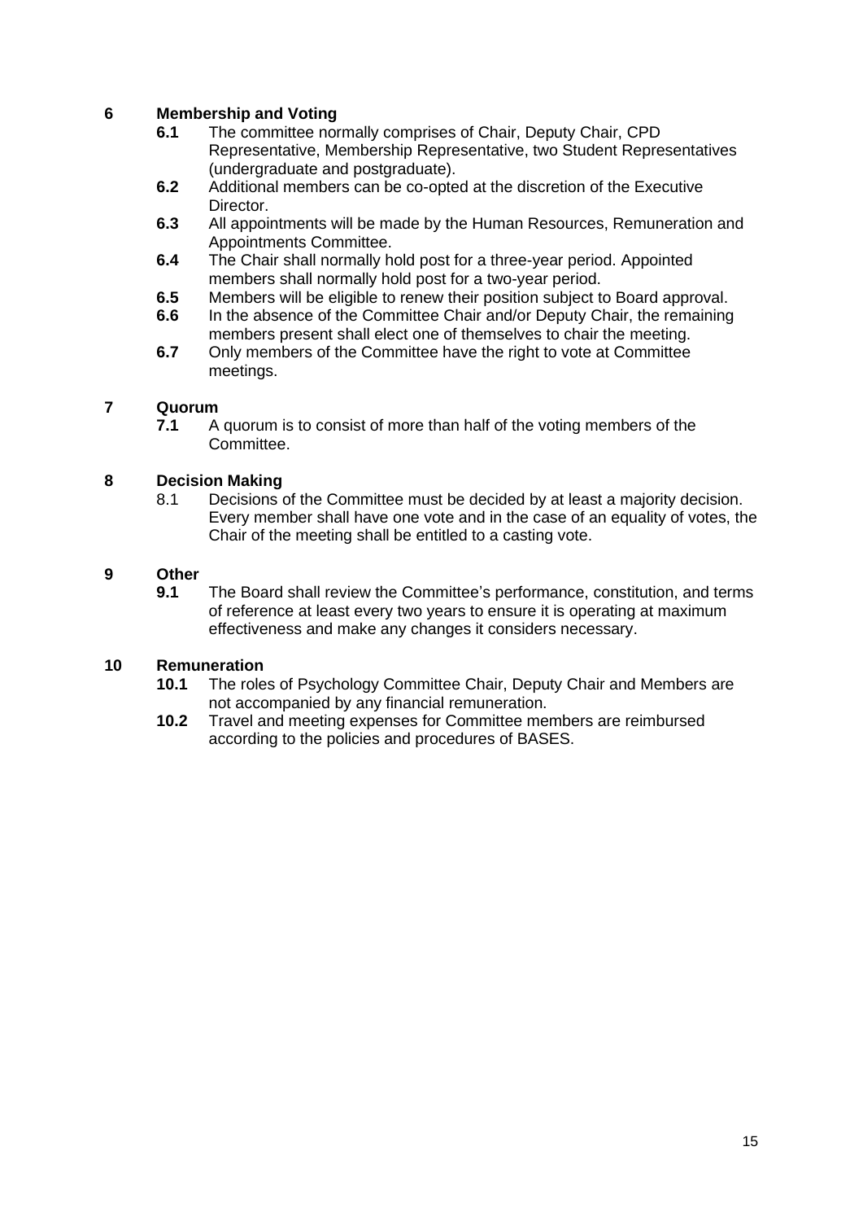## 6 Membership and Voting

**6.1** The committee normally comprises of Chair, Deputy Chair, CPD Representative, Membership Representative, two Student Representatives (undergraduate and postgraduate).

**6.2** Additional members can be co-opted at the discretion of the Executive Director.

**6.3** All appointments will be made by the Human Resources, Remuneration and Appointments Committee.

**6.4** The Chair shall normally hold post for a three-year period. Appointed members shall normally hold post for a two-year period.

**6.5** Members will be eligible to renew their position subject to Board approval.

**6.6** In the absence of the Committee Chair and/or Deputy Chair, the remaining members present shall elect one of themselves to chair the meeting.

**6.7** Only members of the Committee have the right to vote at Committee meetings.

## 7 Quorum

**7.1** A quorum is to consist of more than half of the voting members of the Committee.

## 8 Decision Making

8.1 Decisions of the Committee must be decided by at least a majority decision. Every member shall have one vote and in the case of an equality of votes, the Chair of the meeting shall be entitled to a casting vote.

## 9 Other

**9.1** The Board shall review the Committee's performance, constitution, and terms of reference at least every two years to ensure it is operating at maximum effectiveness and make any changes it considers necessary.

## 10 Remuneration

**10.1** The roles of Psychology Committee Chair, Deputy Chair and Members are not accompanied by any financial remuneration.

**10.2** Travel and meeting expenses for Committee members are reimbursed according to the policies and procedures of BASES.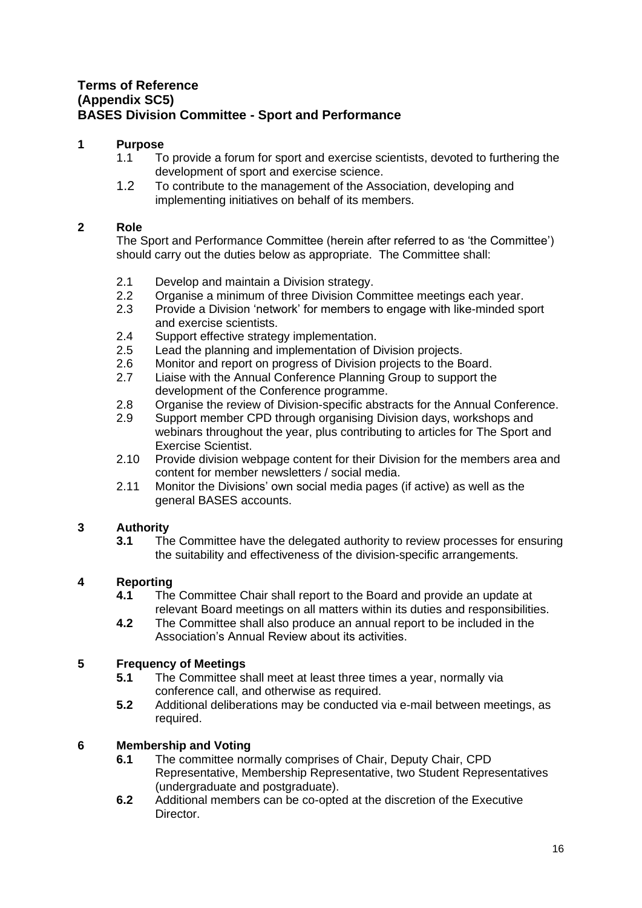**Terms of Reference**
**(Appendix SC5)**
**BASES Division Committee - Sport and Performance**

## 1 Purpose

1.1 To provide a forum for sport and exercise scientists, devoted to furthering the development of sport and exercise science.

1.2 To contribute to the management of the Association, developing and implementing initiatives on behalf of its members.

## 2 Role

The Sport and Performance Committee (herein after referred to as 'the Committee') should carry out the duties below as appropriate. The Committee shall:

2.1 Develop and maintain a Division strategy.

2.2 Organise a minimum of three Division Committee meetings each year.

2.3 Provide a Division 'network' for members to engage with like-minded sport and exercise scientists.

2.4 Support effective strategy implementation.

2.5 Lead the planning and implementation of Division projects.

2.6 Monitor and report on progress of Division projects to the Board.

2.7 Liaise with the Annual Conference Planning Group to support the development of the Conference programme.

2.8 Organise the review of Division-specific abstracts for the Annual Conference.

2.9 Support member CPD through organising Division days, workshops and webinars throughout the year, plus contributing to articles for The Sport and Exercise Scientist.

2.10 Provide division webpage content for their Division for the members area and content for member newsletters / social media.

2.11 Monitor the Divisions' own social media pages (if active) as well as the general BASES accounts.

## 3 Authority

**3.1** The Committee have the delegated authority to review processes for ensuring the suitability and effectiveness of the division-specific arrangements.

## 4 Reporting

**4.1** The Committee Chair shall report to the Board and provide an update at relevant Board meetings on all matters within its duties and responsibilities.

**4.2** The Committee shall also produce an annual report to be included in the Association's Annual Review about its activities.

## 5 Frequency of Meetings

**5.1** The Committee shall meet at least three times a year, normally via conference call, and otherwise as required.

**5.2** Additional deliberations may be conducted via e-mail between meetings, as required.

## 6 Membership and Voting

**6.1** The committee normally comprises of Chair, Deputy Chair, CPD Representative, Membership Representative, two Student Representatives (undergraduate and postgraduate).

**6.2** Additional members can be co-opted at the discretion of the Executive Director.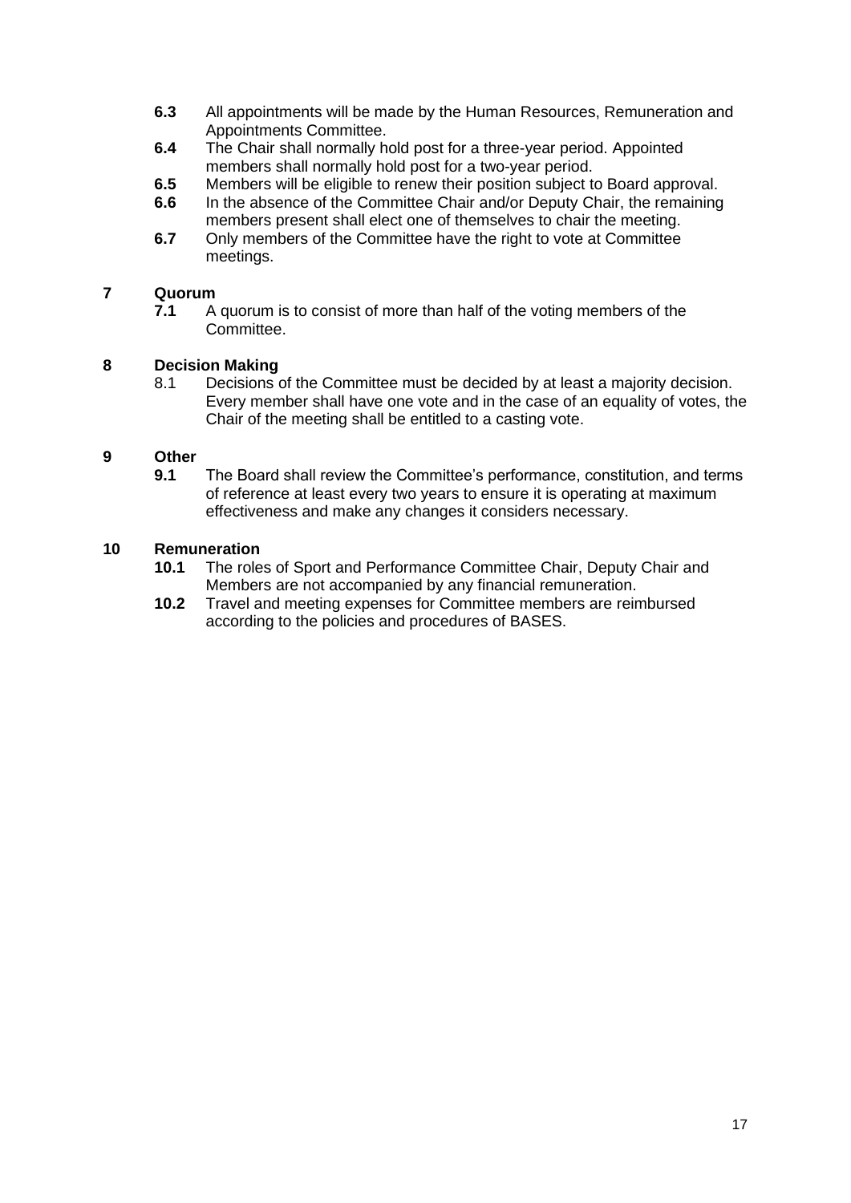**6.3** All appointments will be made by the Human Resources, Remuneration and Appointments Committee.

**6.4** The Chair shall normally hold post for a three-year period. Appointed members shall normally hold post for a two-year period.

**6.5** Members will be eligible to renew their position subject to Board approval.

**6.6** In the absence of the Committee Chair and/or Deputy Chair, the remaining members present shall elect one of themselves to chair the meeting.

**6.7** Only members of the Committee have the right to vote at Committee meetings.

## 7 Quorum

**7.1** A quorum is to consist of more than half of the voting members of the Committee.

## 8 Decision Making

8.1 Decisions of the Committee must be decided by at least a majority decision. Every member shall have one vote and in the case of an equality of votes, the Chair of the meeting shall be entitled to a casting vote.

## 9 Other

**9.1** The Board shall review the Committee's performance, constitution, and terms of reference at least every two years to ensure it is operating at maximum effectiveness and make any changes it considers necessary.

## 10 Remuneration

**10.1** The roles of Sport and Performance Committee Chair, Deputy Chair and Members are not accompanied by any financial remuneration.

**10.2** Travel and meeting expenses for Committee members are reimbursed according to the policies and procedures of BASES.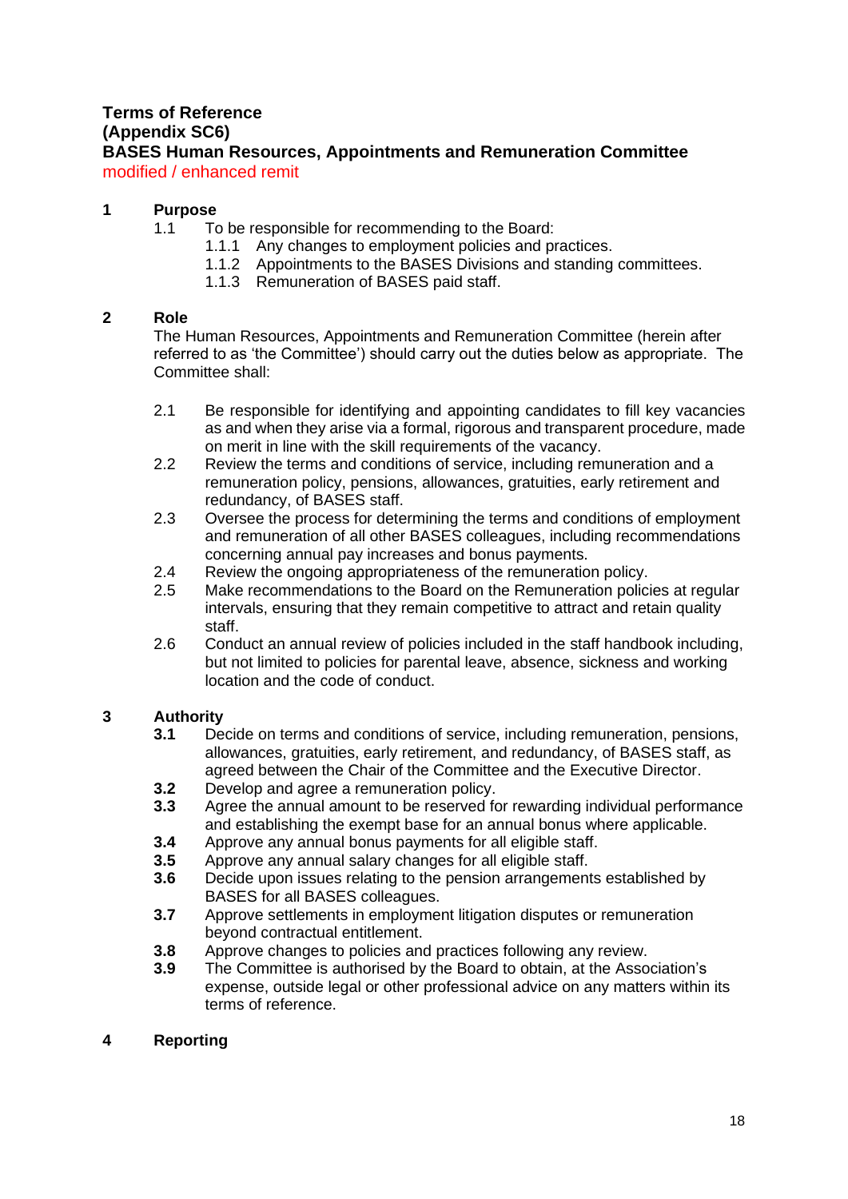**Terms of Reference**
**(Appendix SC6)**
**BASES Human Resources, Appointments and Remuneration Committee**
modified / enhanced remit

**1 Purpose**

1.1 To be responsible for recommending to the Board:

1.1.1 Any changes to employment policies and practices.

1.1.2 Appointments to the BASES Divisions and standing committees.

1.1.3 Remuneration of BASES paid staff.

**2 Role**

The Human Resources, Appointments and Remuneration Committee (herein after referred to as 'the Committee') should carry out the duties below as appropriate. The Committee shall:

2.1 Be responsible for identifying and appointing candidates to fill key vacancies as and when they arise via a formal, rigorous and transparent procedure, made on merit in line with the skill requirements of the vacancy.

2.2 Review the terms and conditions of service, including remuneration and a remuneration policy, pensions, allowances, gratuities, early retirement and redundancy, of BASES staff.

2.3 Oversee the process for determining the terms and conditions of employment and remuneration of all other BASES colleagues, including recommendations concerning annual pay increases and bonus payments.

2.4 Review the ongoing appropriateness of the remuneration policy.

2.5 Make recommendations to the Board on the Remuneration policies at regular intervals, ensuring that they remain competitive to attract and retain quality staff.

2.6 Conduct an annual review of policies included in the staff handbook including, but not limited to policies for parental leave, absence, sickness and working location and the code of conduct.

**3 Authority**

**3.1** Decide on terms and conditions of service, including remuneration, pensions, allowances, gratuities, early retirement, and redundancy, of BASES staff, as agreed between the Chair of the Committee and the Executive Director.

**3.2** Develop and agree a remuneration policy.

**3.3** Agree the annual amount to be reserved for rewarding individual performance and establishing the exempt base for an annual bonus where applicable.

**3.4** Approve any annual bonus payments for all eligible staff.

**3.5** Approve any annual salary changes for all eligible staff.

**3.6** Decide upon issues relating to the pension arrangements established by BASES for all BASES colleagues.

**3.7** Approve settlements in employment litigation disputes or remuneration beyond contractual entitlement.

**3.8** Approve changes to policies and practices following any review.

**3.9** The Committee is authorised by the Board to obtain, at the Association's expense, outside legal or other professional advice on any matters within its terms of reference.

**4 Reporting**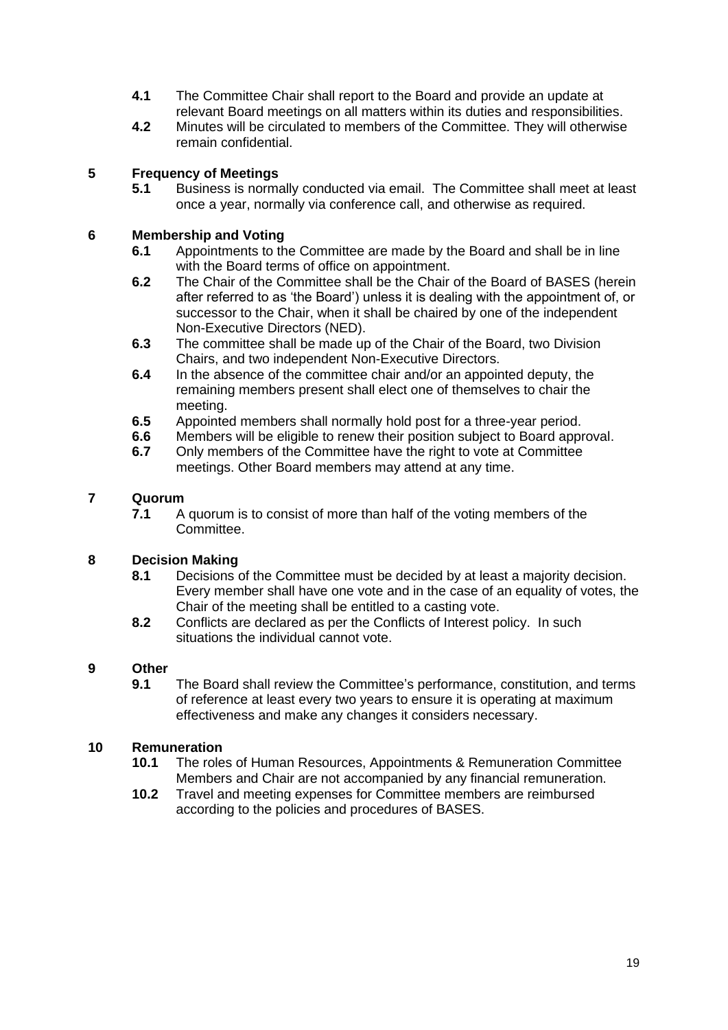**4.1** The Committee Chair shall report to the Board and provide an update at relevant Board meetings on all matters within its duties and responsibilities.

**4.2** Minutes will be circulated to members of the Committee. They will otherwise remain confidential.

## 5 Frequency of Meetings

**5.1** Business is normally conducted via email. The Committee shall meet at least once a year, normally via conference call, and otherwise as required.

## 6 Membership and Voting

**6.1** Appointments to the Committee are made by the Board and shall be in line with the Board terms of office on appointment.

**6.2** The Chair of the Committee shall be the Chair of the Board of BASES (herein after referred to as 'the Board') unless it is dealing with the appointment of, or successor to the Chair, when it shall be chaired by one of the independent Non-Executive Directors (NED).

**6.3** The committee shall be made up of the Chair of the Board, two Division Chairs, and two independent Non-Executive Directors.

**6.4** In the absence of the committee chair and/or an appointed deputy, the remaining members present shall elect one of themselves to chair the meeting.

**6.5** Appointed members shall normally hold post for a three-year period.

**6.6** Members will be eligible to renew their position subject to Board approval.

**6.7** Only members of the Committee have the right to vote at Committee meetings. Other Board members may attend at any time.

## 7 Quorum

**7.1** A quorum is to consist of more than half of the voting members of the Committee.

## 8 Decision Making

**8.1** Decisions of the Committee must be decided by at least a majority decision. Every member shall have one vote and in the case of an equality of votes, the Chair of the meeting shall be entitled to a casting vote.

**8.2** Conflicts are declared as per the Conflicts of Interest policy. In such situations the individual cannot vote.

## 9 Other

**9.1** The Board shall review the Committee's performance, constitution, and terms of reference at least every two years to ensure it is operating at maximum effectiveness and make any changes it considers necessary.

## 10 Remuneration

**10.1** The roles of Human Resources, Appointments & Remuneration Committee Members and Chair are not accompanied by any financial remuneration.

**10.2** Travel and meeting expenses for Committee members are reimbursed according to the policies and procedures of BASES.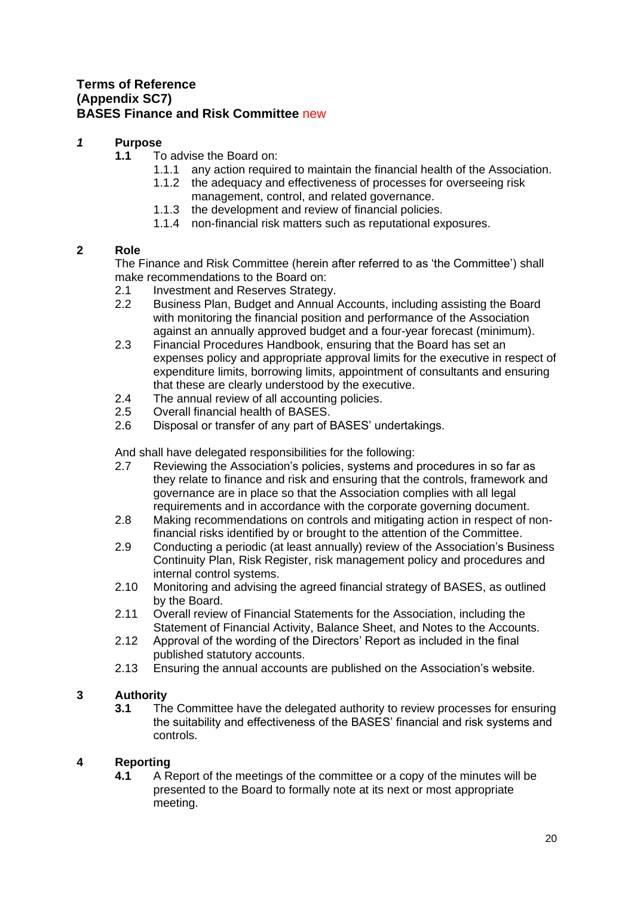**Terms of Reference**
**(Appendix SC7)**
**BASES Finance and Risk Committee** new

## *1* Purpose

**1.1** To advise the Board on:

- 1.1.1 any action required to maintain the financial health of the Association.
- 1.1.2 the adequacy and effectiveness of processes for overseeing risk management, control, and related governance.
- 1.1.3 the development and review of financial policies.
- 1.1.4 non-financial risk matters such as reputational exposures.

## 2 Role

The Finance and Risk Committee (herein after referred to as 'the Committee') shall make recommendations to the Board on:

- 2.1 Investment and Reserves Strategy.
- 2.2 Business Plan, Budget and Annual Accounts, including assisting the Board with monitoring the financial position and performance of the Association against an annually approved budget and a four-year forecast (minimum).
- 2.3 Financial Procedures Handbook, ensuring that the Board has set an expenses policy and appropriate approval limits for the executive in respect of expenditure limits, borrowing limits, appointment of consultants and ensuring that these are clearly understood by the executive.
- 2.4 The annual review of all accounting policies.
- 2.5 Overall financial health of BASES.
- 2.6 Disposal or transfer of any part of BASES' undertakings.

And shall have delegated responsibilities for the following:

- 2.7 Reviewing the Association's policies, systems and procedures in so far as they relate to finance and risk and ensuring that the controls, framework and governance are in place so that the Association complies with all legal requirements and in accordance with the corporate governing document.
- 2.8 Making recommendations on controls and mitigating action in respect of non-financial risks identified by or brought to the attention of the Committee.
- 2.9 Conducting a periodic (at least annually) review of the Association's Business Continuity Plan, Risk Register, risk management policy and procedures and internal control systems.
- 2.10 Monitoring and advising the agreed financial strategy of BASES, as outlined by the Board.
- 2.11 Overall review of Financial Statements for the Association, including the Statement of Financial Activity, Balance Sheet, and Notes to the Accounts.
- 2.12 Approval of the wording of the Directors' Report as included in the final published statutory accounts.
- 2.13 Ensuring the annual accounts are published on the Association's website.

## 3 Authority

**3.1** The Committee have the delegated authority to review processes for ensuring the suitability and effectiveness of the BASES' financial and risk systems and controls.

## 4 Reporting

**4.1** A Report of the meetings of the committee or a copy of the minutes will be presented to the Board to formally note at its next or most appropriate meeting.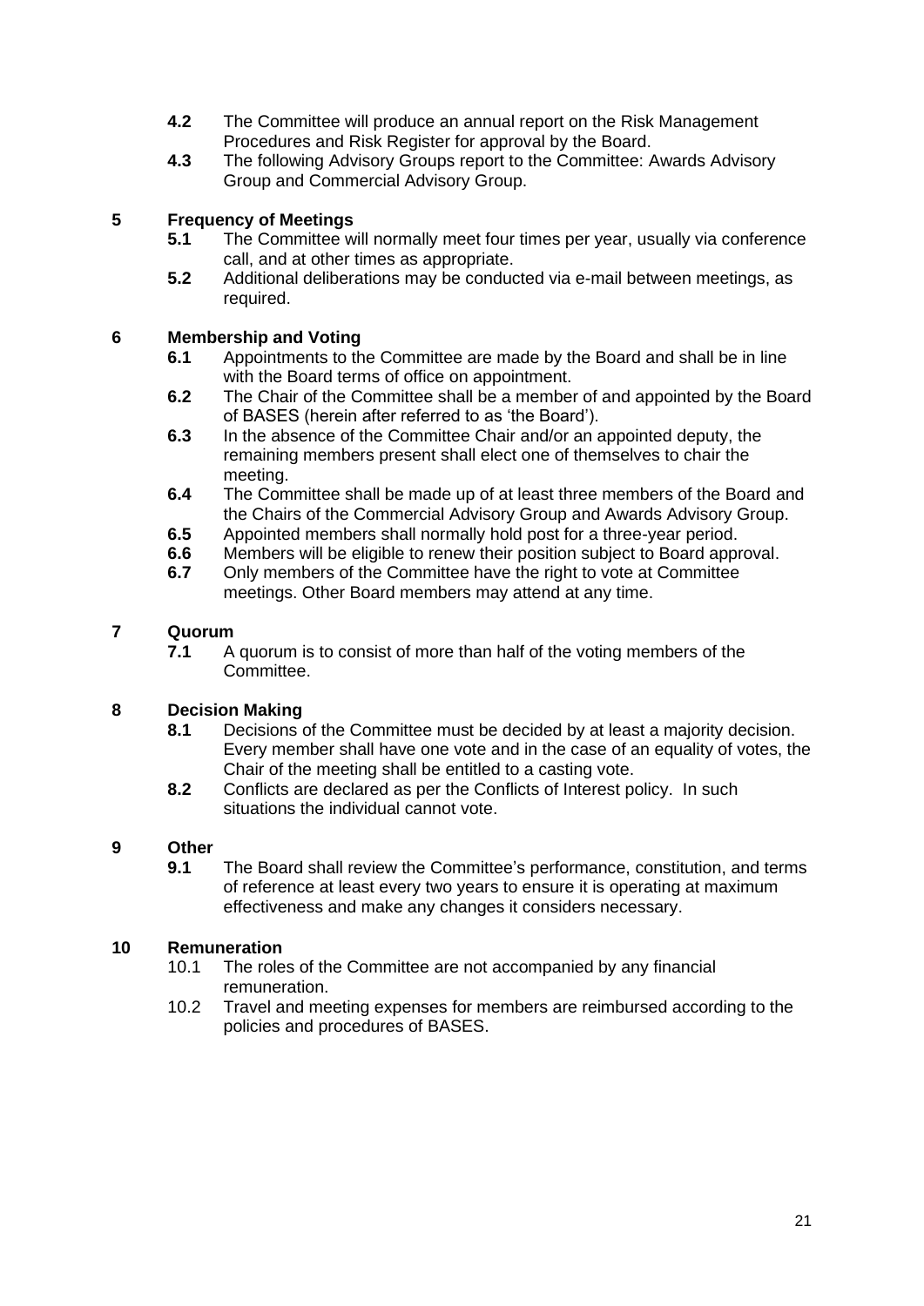**4.2** The Committee will produce an annual report on the Risk Management Procedures and Risk Register for approval by the Board.

**4.3** The following Advisory Groups report to the Committee: Awards Advisory Group and Commercial Advisory Group.

## 5 Frequency of Meetings

**5.1** The Committee will normally meet four times per year, usually via conference call, and at other times as appropriate.

**5.2** Additional deliberations may be conducted via e-mail between meetings, as required.

## 6 Membership and Voting

**6.1** Appointments to the Committee are made by the Board and shall be in line with the Board terms of office on appointment.

**6.2** The Chair of the Committee shall be a member of and appointed by the Board of BASES (herein after referred to as 'the Board').

**6.3** In the absence of the Committee Chair and/or an appointed deputy, the remaining members present shall elect one of themselves to chair the meeting.

**6.4** The Committee shall be made up of at least three members of the Board and the Chairs of the Commercial Advisory Group and Awards Advisory Group.

**6.5** Appointed members shall normally hold post for a three-year period.

**6.6** Members will be eligible to renew their position subject to Board approval.

**6.7** Only members of the Committee have the right to vote at Committee meetings. Other Board members may attend at any time.

## 7 Quorum

**7.1** A quorum is to consist of more than half of the voting members of the Committee.

## 8 Decision Making

**8.1** Decisions of the Committee must be decided by at least a majority decision. Every member shall have one vote and in the case of an equality of votes, the Chair of the meeting shall be entitled to a casting vote.

**8.2** Conflicts are declared as per the Conflicts of Interest policy. In such situations the individual cannot vote.

## 9 Other

**9.1** The Board shall review the Committee's performance, constitution, and terms of reference at least every two years to ensure it is operating at maximum effectiveness and make any changes it considers necessary.

## 10 Remuneration

10.1 The roles of the Committee are not accompanied by any financial remuneration.

10.2 Travel and meeting expenses for members are reimbursed according to the policies and procedures of BASES.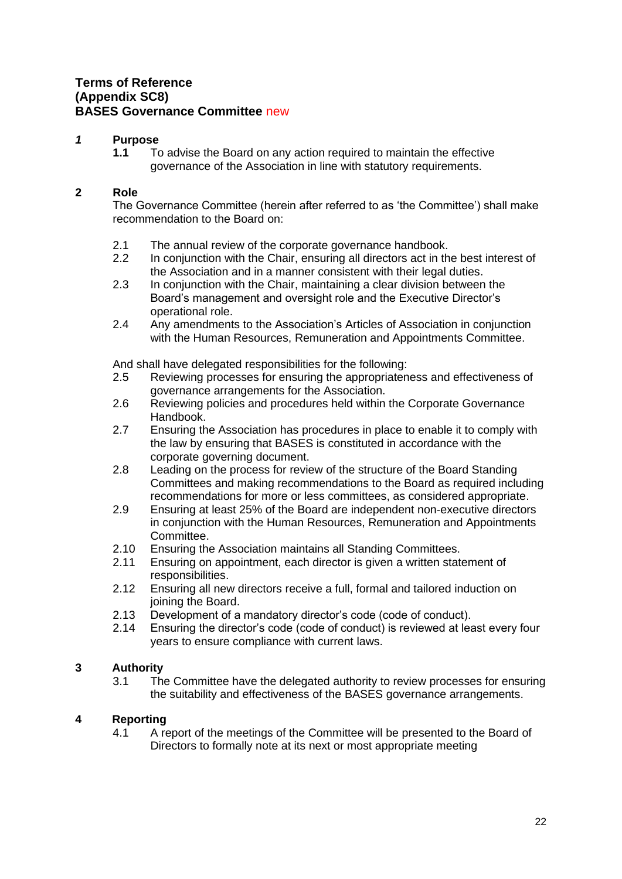**Terms of Reference**
**(Appendix SC8)**
**BASES Governance Committee** new

## *1* Purpose

**1.1** To advise the Board on any action required to maintain the effective governance of the Association in line with statutory requirements.

## 2 Role

The Governance Committee (herein after referred to as 'the Committee') shall make recommendation to the Board on:

2.1 The annual review of the corporate governance handbook.

2.2 In conjunction with the Chair, ensuring all directors act in the best interest of the Association and in a manner consistent with their legal duties.

2.3 In conjunction with the Chair, maintaining a clear division between the Board's management and oversight role and the Executive Director's operational role.

2.4 Any amendments to the Association's Articles of Association in conjunction with the Human Resources, Remuneration and Appointments Committee.

And shall have delegated responsibilities for the following:

2.5 Reviewing processes for ensuring the appropriateness and effectiveness of governance arrangements for the Association.

2.6 Reviewing policies and procedures held within the Corporate Governance Handbook.

2.7 Ensuring the Association has procedures in place to enable it to comply with the law by ensuring that BASES is constituted in accordance with the corporate governing document.

2.8 Leading on the process for review of the structure of the Board Standing Committees and making recommendations to the Board as required including recommendations for more or less committees, as considered appropriate.

2.9 Ensuring at least 25% of the Board are independent non-executive directors in conjunction with the Human Resources, Remuneration and Appointments Committee.

2.10 Ensuring the Association maintains all Standing Committees.

2.11 Ensuring on appointment, each director is given a written statement of responsibilities.

2.12 Ensuring all new directors receive a full, formal and tailored induction on joining the Board.

2.13 Development of a mandatory director's code (code of conduct).

2.14 Ensuring the director's code (code of conduct) is reviewed at least every four years to ensure compliance with current laws.

## 3 Authority

3.1 The Committee have the delegated authority to review processes for ensuring the suitability and effectiveness of the BASES governance arrangements.

## 4 Reporting

4.1 A report of the meetings of the Committee will be presented to the Board of Directors to formally note at its next or most appropriate meeting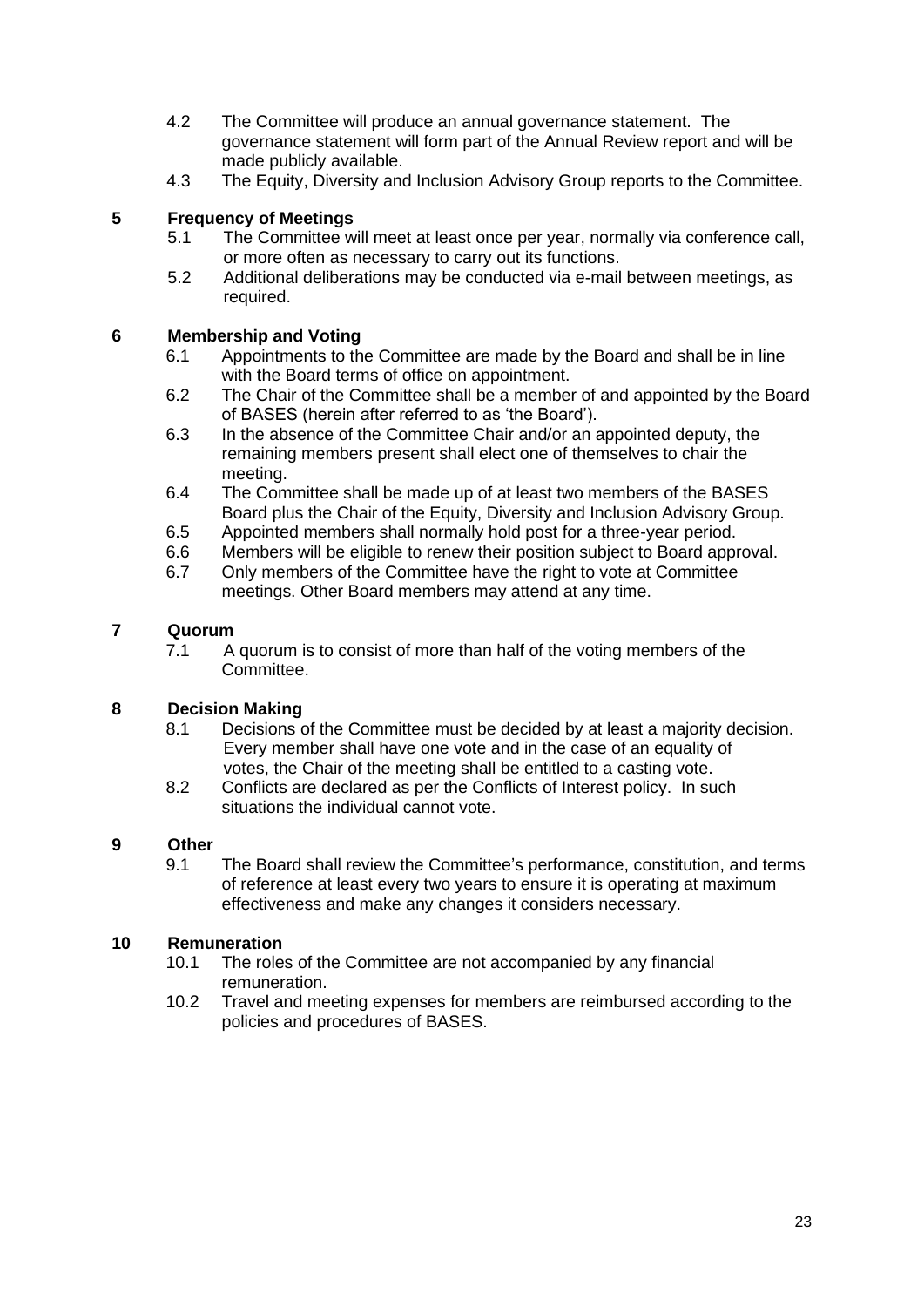4.2 The Committee will produce an annual governance statement. The governance statement will form part of the Annual Review report and will be made publicly available.

4.3 The Equity, Diversity and Inclusion Advisory Group reports to the Committee.

## 5 Frequency of Meetings

5.1 The Committee will meet at least once per year, normally via conference call, or more often as necessary to carry out its functions.

5.2 Additional deliberations may be conducted via e-mail between meetings, as required.

## 6 Membership and Voting

6.1 Appointments to the Committee are made by the Board and shall be in line with the Board terms of office on appointment.

6.2 The Chair of the Committee shall be a member of and appointed by the Board of BASES (herein after referred to as 'the Board').

6.3 In the absence of the Committee Chair and/or an appointed deputy, the remaining members present shall elect one of themselves to chair the meeting.

6.4 The Committee shall be made up of at least two members of the BASES Board plus the Chair of the Equity, Diversity and Inclusion Advisory Group.

6.5 Appointed members shall normally hold post for a three-year period.

6.6 Members will be eligible to renew their position subject to Board approval.

6.7 Only members of the Committee have the right to vote at Committee meetings. Other Board members may attend at any time.

## 7 Quorum

7.1 A quorum is to consist of more than half of the voting members of the Committee.

## 8 Decision Making

8.1 Decisions of the Committee must be decided by at least a majority decision. Every member shall have one vote and in the case of an equality of votes, the Chair of the meeting shall be entitled to a casting vote.

8.2 Conflicts are declared as per the Conflicts of Interest policy. In such situations the individual cannot vote.

## 9 Other

9.1 The Board shall review the Committee's performance, constitution, and terms of reference at least every two years to ensure it is operating at maximum effectiveness and make any changes it considers necessary.

## 10 Remuneration

10.1 The roles of the Committee are not accompanied by any financial remuneration.

10.2 Travel and meeting expenses for members are reimbursed according to the policies and procedures of BASES.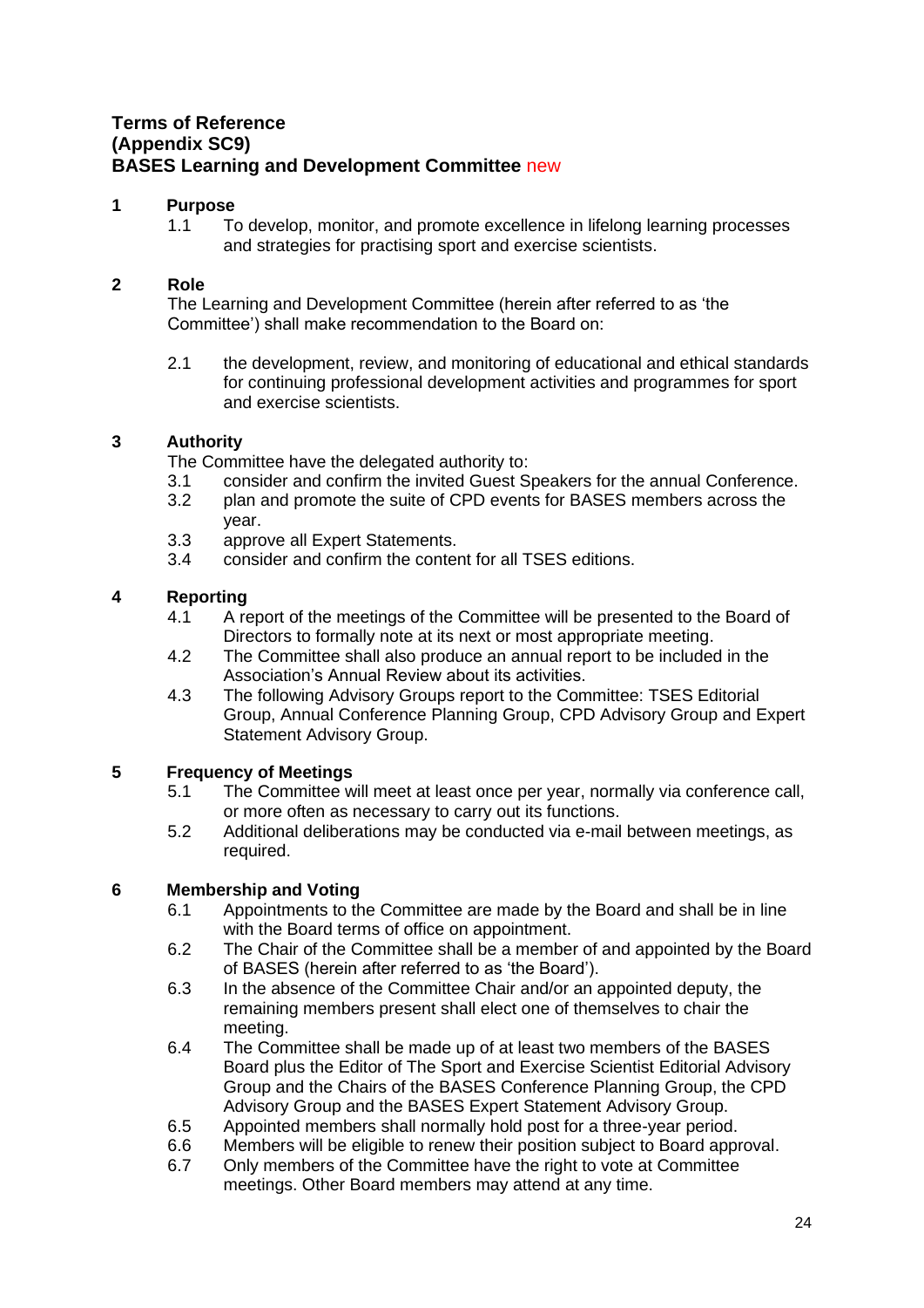**Terms of Reference**
**(Appendix SC9)**
**BASES Learning and Development Committee** new

## 1 Purpose

1.1 To develop, monitor, and promote excellence in lifelong learning processes and strategies for practising sport and exercise scientists.

## 2 Role

The Learning and Development Committee (herein after referred to as 'the Committee') shall make recommendation to the Board on:

2.1 the development, review, and monitoring of educational and ethical standards for continuing professional development activities and programmes for sport and exercise scientists.

## 3 Authority

The Committee have the delegated authority to:

3.1 consider and confirm the invited Guest Speakers for the annual Conference.
3.2 plan and promote the suite of CPD events for BASES members across the year.
3.3 approve all Expert Statements.
3.4 consider and confirm the content for all TSES editions.

## 4 Reporting

4.1 A report of the meetings of the Committee will be presented to the Board of Directors to formally note at its next or most appropriate meeting.
4.2 The Committee shall also produce an annual report to be included in the Association's Annual Review about its activities.
4.3 The following Advisory Groups report to the Committee: TSES Editorial Group, Annual Conference Planning Group, CPD Advisory Group and Expert Statement Advisory Group.

## 5 Frequency of Meetings

5.1 The Committee will meet at least once per year, normally via conference call, or more often as necessary to carry out its functions.
5.2 Additional deliberations may be conducted via e-mail between meetings, as required.

## 6 Membership and Voting

6.1 Appointments to the Committee are made by the Board and shall be in line with the Board terms of office on appointment.
6.2 The Chair of the Committee shall be a member of and appointed by the Board of BASES (herein after referred to as 'the Board').
6.3 In the absence of the Committee Chair and/or an appointed deputy, the remaining members present shall elect one of themselves to chair the meeting.
6.4 The Committee shall be made up of at least two members of the BASES Board plus the Editor of The Sport and Exercise Scientist Editorial Advisory Group and the Chairs of the BASES Conference Planning Group, the CPD Advisory Group and the BASES Expert Statement Advisory Group.
6.5 Appointed members shall normally hold post for a three-year period.
6.6 Members will be eligible to renew their position subject to Board approval.
6.7 Only members of the Committee have the right to vote at Committee meetings. Other Board members may attend at any time.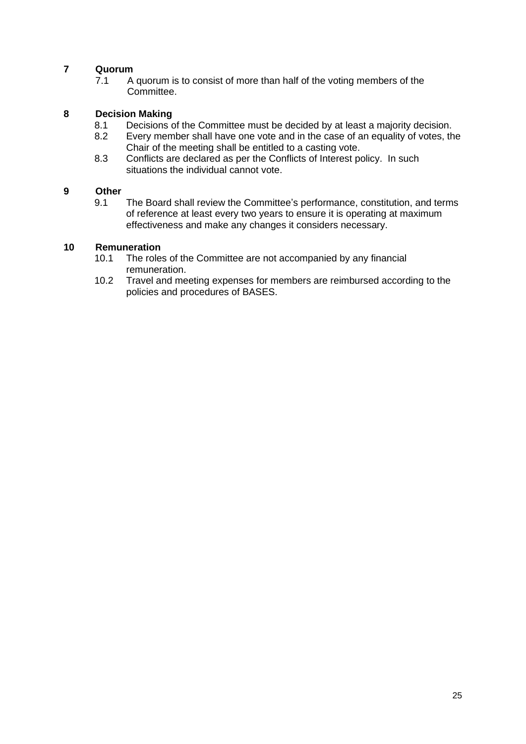## 7 Quorum

7.1 A quorum is to consist of more than half of the voting members of the Committee.

## 8 Decision Making

8.1 Decisions of the Committee must be decided by at least a majority decision.

8.2 Every member shall have one vote and in the case of an equality of votes, the Chair of the meeting shall be entitled to a casting vote.

8.3 Conflicts are declared as per the Conflicts of Interest policy. In such situations the individual cannot vote.

## 9 Other

9.1 The Board shall review the Committee's performance, constitution, and terms of reference at least every two years to ensure it is operating at maximum effectiveness and make any changes it considers necessary.

## 10 Remuneration

10.1 The roles of the Committee are not accompanied by any financial remuneration.

10.2 Travel and meeting expenses for members are reimbursed according to the policies and procedures of BASES.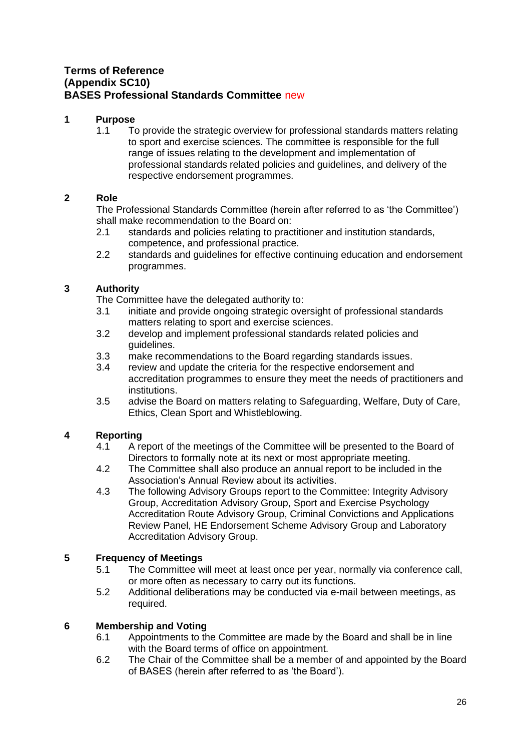**Terms of Reference**
**(Appendix SC10)**
**BASES Professional Standards Committee** new

## 1 Purpose

1.1 To provide the strategic overview for professional standards matters relating to sport and exercise sciences. The committee is responsible for the full range of issues relating to the development and implementation of professional standards related policies and guidelines, and delivery of the respective endorsement programmes.

## 2 Role

The Professional Standards Committee (herein after referred to as 'the Committee') shall make recommendation to the Board on:

2.1 standards and policies relating to practitioner and institution standards, competence, and professional practice.

2.2 standards and guidelines for effective continuing education and endorsement programmes.

## 3 Authority

The Committee have the delegated authority to:

3.1 initiate and provide ongoing strategic oversight of professional standards matters relating to sport and exercise sciences.

3.2 develop and implement professional standards related policies and guidelines.

3.3 make recommendations to the Board regarding standards issues.

3.4 review and update the criteria for the respective endorsement and accreditation programmes to ensure they meet the needs of practitioners and institutions.

3.5 advise the Board on matters relating to Safeguarding, Welfare, Duty of Care, Ethics, Clean Sport and Whistleblowing.

## 4 Reporting

4.1 A report of the meetings of the Committee will be presented to the Board of Directors to formally note at its next or most appropriate meeting.

4.2 The Committee shall also produce an annual report to be included in the Association's Annual Review about its activities.

4.3 The following Advisory Groups report to the Committee: Integrity Advisory Group, Accreditation Advisory Group, Sport and Exercise Psychology Accreditation Route Advisory Group, Criminal Convictions and Applications Review Panel, HE Endorsement Scheme Advisory Group and Laboratory Accreditation Advisory Group.

## 5 Frequency of Meetings

5.1 The Committee will meet at least once per year, normally via conference call, or more often as necessary to carry out its functions.

5.2 Additional deliberations may be conducted via e-mail between meetings, as required.

## 6 Membership and Voting

6.1 Appointments to the Committee are made by the Board and shall be in line with the Board terms of office on appointment.

6.2 The Chair of the Committee shall be a member of and appointed by the Board of BASES (herein after referred to as 'the Board').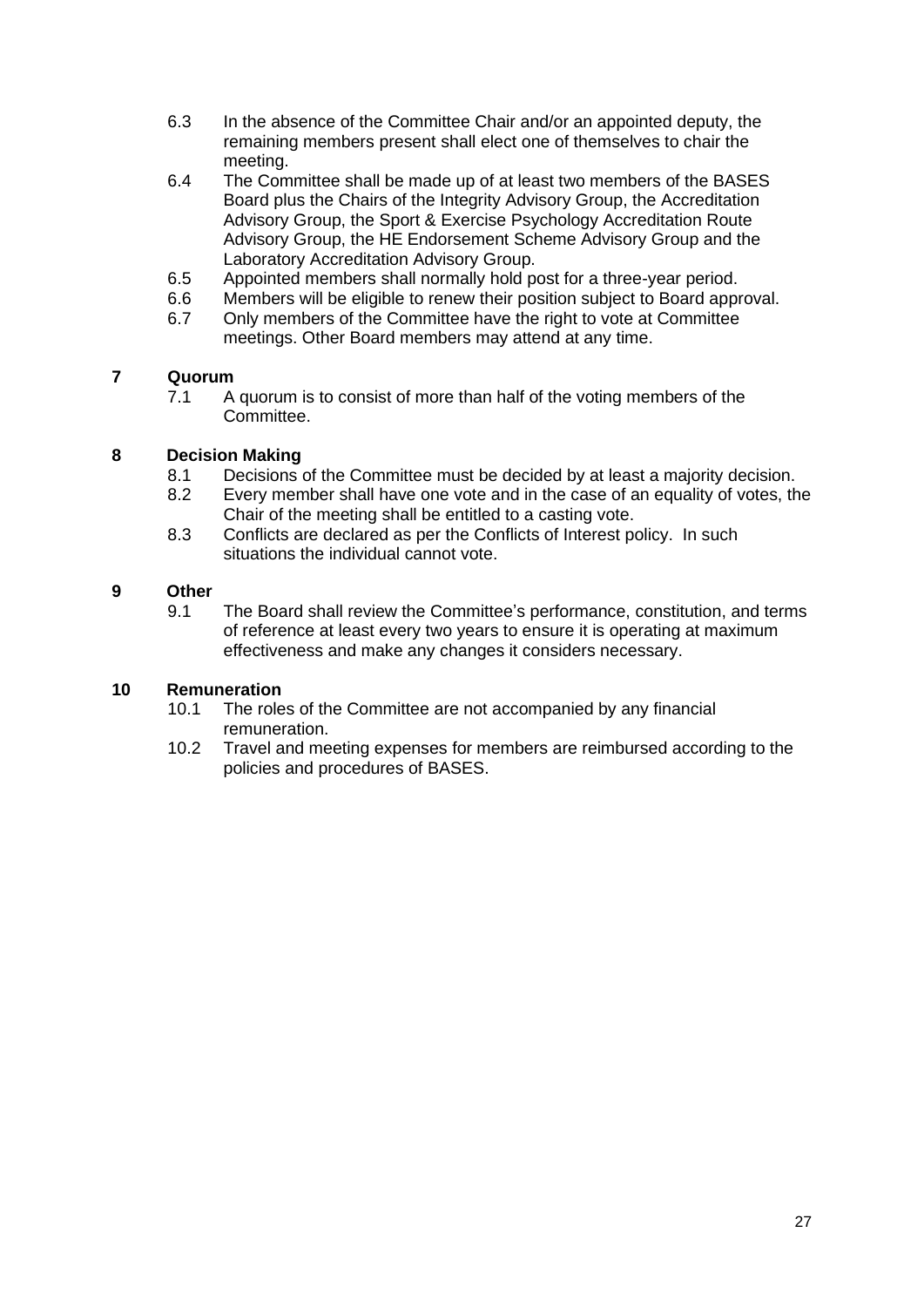6.3 In the absence of the Committee Chair and/or an appointed deputy, the remaining members present shall elect one of themselves to chair the meeting.

6.4 The Committee shall be made up of at least two members of the BASES Board plus the Chairs of the Integrity Advisory Group, the Accreditation Advisory Group, the Sport & Exercise Psychology Accreditation Route Advisory Group, the HE Endorsement Scheme Advisory Group and the Laboratory Accreditation Advisory Group.

6.5 Appointed members shall normally hold post for a three-year period.

6.6 Members will be eligible to renew their position subject to Board approval.

6.7 Only members of the Committee have the right to vote at Committee meetings. Other Board members may attend at any time.

## 7 Quorum

7.1 A quorum is to consist of more than half of the voting members of the Committee.

## 8 Decision Making

8.1 Decisions of the Committee must be decided by at least a majority decision.

8.2 Every member shall have one vote and in the case of an equality of votes, the Chair of the meeting shall be entitled to a casting vote.

8.3 Conflicts are declared as per the Conflicts of Interest policy. In such situations the individual cannot vote.

## 9 Other

9.1 The Board shall review the Committee's performance, constitution, and terms of reference at least every two years to ensure it is operating at maximum effectiveness and make any changes it considers necessary.

## 10 Remuneration

10.1 The roles of the Committee are not accompanied by any financial remuneration.

10.2 Travel and meeting expenses for members are reimbursed according to the policies and procedures of BASES.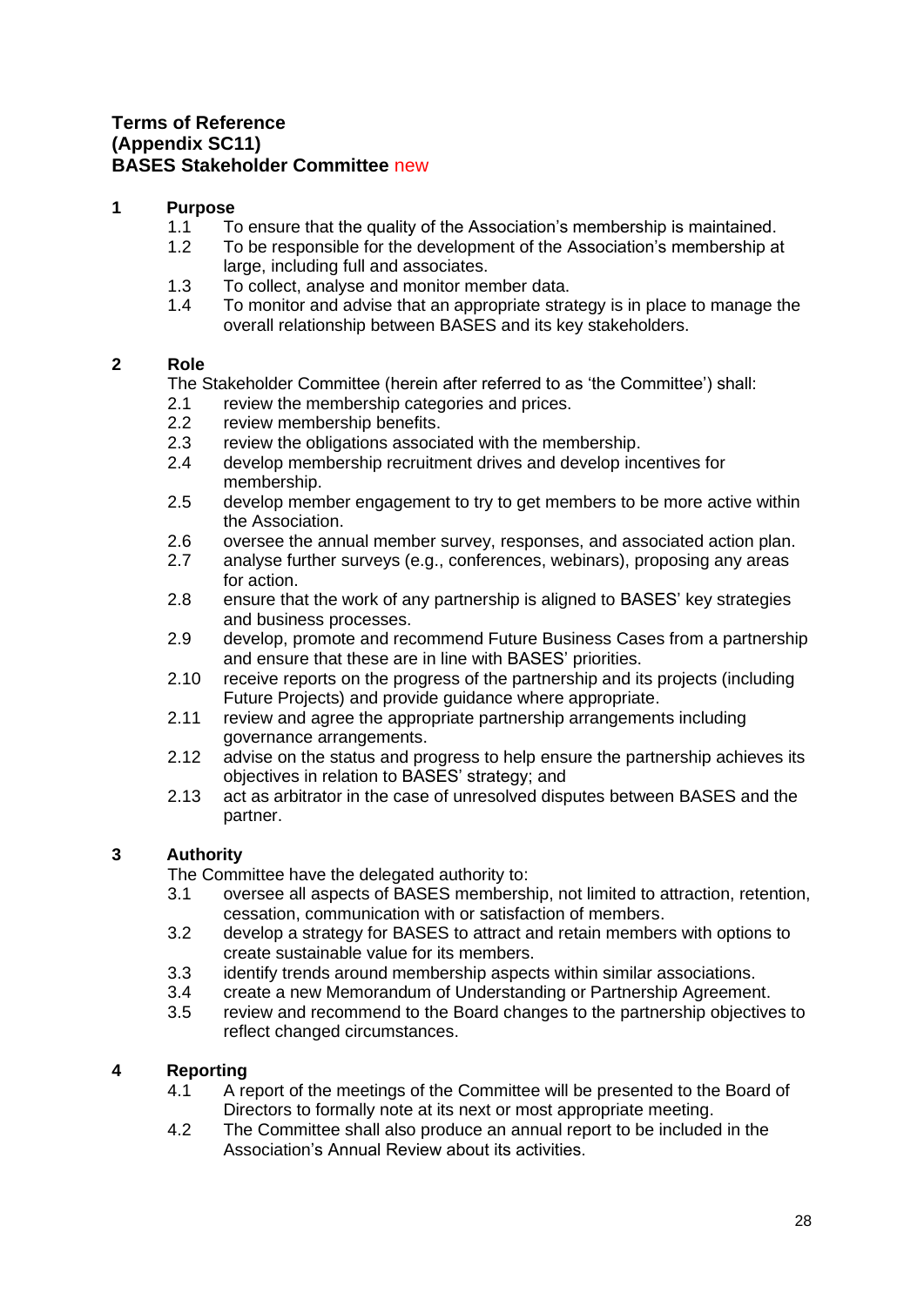**Terms of Reference**
**(Appendix SC11)**
**BASES Stakeholder Committee** new

## 1 Purpose

1.1 To ensure that the quality of the Association's membership is maintained.
1.2 To be responsible for the development of the Association's membership at large, including full and associates.
1.3 To collect, analyse and monitor member data.
1.4 To monitor and advise that an appropriate strategy is in place to manage the overall relationship between BASES and its key stakeholders.

## 2 Role

The Stakeholder Committee (herein after referred to as 'the Committee') shall:

2.1 review the membership categories and prices.
2.2 review membership benefits.
2.3 review the obligations associated with the membership.
2.4 develop membership recruitment drives and develop incentives for membership.
2.5 develop member engagement to try to get members to be more active within the Association.
2.6 oversee the annual member survey, responses, and associated action plan.
2.7 analyse further surveys (e.g., conferences, webinars), proposing any areas for action.
2.8 ensure that the work of any partnership is aligned to BASES' key strategies and business processes.
2.9 develop, promote and recommend Future Business Cases from a partnership and ensure that these are in line with BASES' priorities.
2.10 receive reports on the progress of the partnership and its projects (including Future Projects) and provide guidance where appropriate.
2.11 review and agree the appropriate partnership arrangements including governance arrangements.
2.12 advise on the status and progress to help ensure the partnership achieves its objectives in relation to BASES' strategy; and
2.13 act as arbitrator in the case of unresolved disputes between BASES and the partner.

## 3 Authority

The Committee have the delegated authority to:

3.1 oversee all aspects of BASES membership, not limited to attraction, retention, cessation, communication with or satisfaction of members.
3.2 develop a strategy for BASES to attract and retain members with options to create sustainable value for its members.
3.3 identify trends around membership aspects within similar associations.
3.4 create a new Memorandum of Understanding or Partnership Agreement.
3.5 review and recommend to the Board changes to the partnership objectives to reflect changed circumstances.

## 4 Reporting

4.1 A report of the meetings of the Committee will be presented to the Board of Directors to formally note at its next or most appropriate meeting.
4.2 The Committee shall also produce an annual report to be included in the Association's Annual Review about its activities.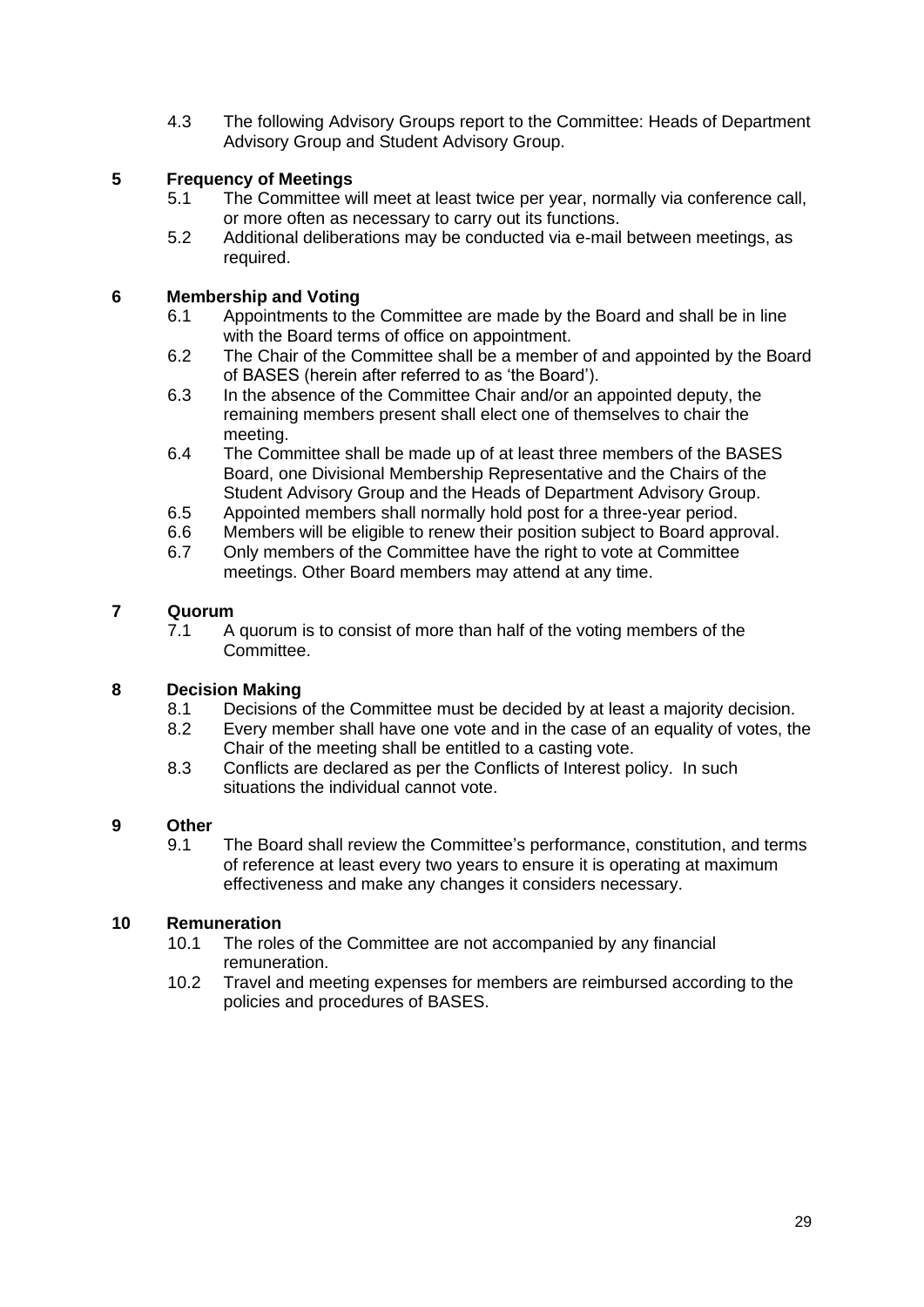4.3 The following Advisory Groups report to the Committee: Heads of Department Advisory Group and Student Advisory Group.

## 5 Frequency of Meetings

5.1 The Committee will meet at least twice per year, normally via conference call, or more often as necessary to carry out its functions.

5.2 Additional deliberations may be conducted via e-mail between meetings, as required.

## 6 Membership and Voting

6.1 Appointments to the Committee are made by the Board and shall be in line with the Board terms of office on appointment.

6.2 The Chair of the Committee shall be a member of and appointed by the Board of BASES (herein after referred to as 'the Board').

6.3 In the absence of the Committee Chair and/or an appointed deputy, the remaining members present shall elect one of themselves to chair the meeting.

6.4 The Committee shall be made up of at least three members of the BASES Board, one Divisional Membership Representative and the Chairs of the Student Advisory Group and the Heads of Department Advisory Group.

6.5 Appointed members shall normally hold post for a three-year period.

6.6 Members will be eligible to renew their position subject to Board approval.

6.7 Only members of the Committee have the right to vote at Committee meetings. Other Board members may attend at any time.

## 7 Quorum

7.1 A quorum is to consist of more than half of the voting members of the Committee.

## 8 Decision Making

8.1 Decisions of the Committee must be decided by at least a majority decision.

8.2 Every member shall have one vote and in the case of an equality of votes, the Chair of the meeting shall be entitled to a casting vote.

8.3 Conflicts are declared as per the Conflicts of Interest policy. In such situations the individual cannot vote.

## 9 Other

9.1 The Board shall review the Committee's performance, constitution, and terms of reference at least every two years to ensure it is operating at maximum effectiveness and make any changes it considers necessary.

## 10 Remuneration

10.1 The roles of the Committee are not accompanied by any financial remuneration.

10.2 Travel and meeting expenses for members are reimbursed according to the policies and procedures of BASES.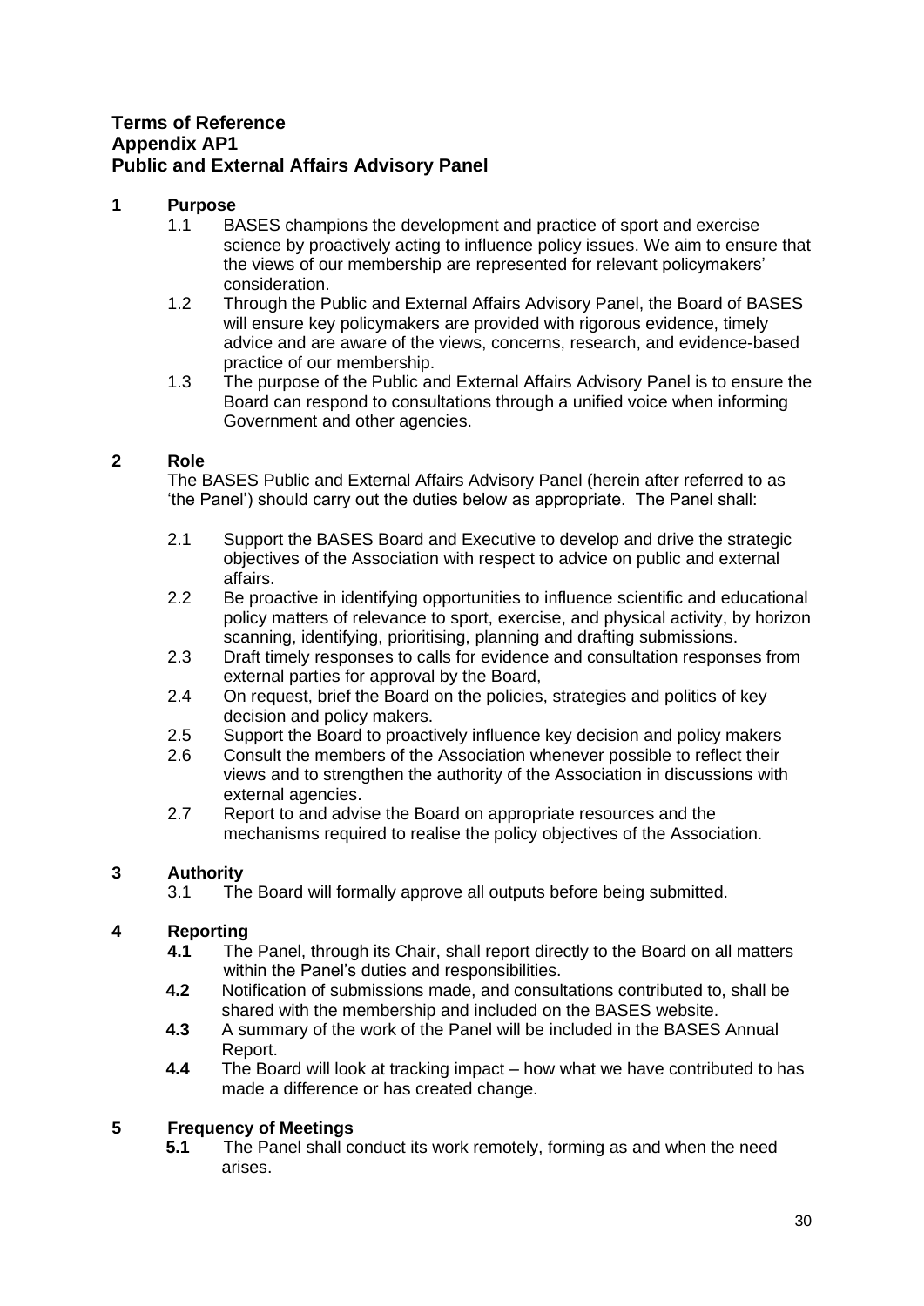**Terms of Reference**
**Appendix AP1**
**Public and External Affairs Advisory Panel**

## 1 Purpose

1.1 BASES champions the development and practice of sport and exercise science by proactively acting to influence policy issues. We aim to ensure that the views of our membership are represented for relevant policymakers' consideration.

1.2 Through the Public and External Affairs Advisory Panel, the Board of BASES will ensure key policymakers are provided with rigorous evidence, timely advice and are aware of the views, concerns, research, and evidence-based practice of our membership.

1.3 The purpose of the Public and External Affairs Advisory Panel is to ensure the Board can respond to consultations through a unified voice when informing Government and other agencies.

## 2 Role

The BASES Public and External Affairs Advisory Panel (herein after referred to as 'the Panel') should carry out the duties below as appropriate. The Panel shall:

2.1 Support the BASES Board and Executive to develop and drive the strategic objectives of the Association with respect to advice on public and external affairs.

2.2 Be proactive in identifying opportunities to influence scientific and educational policy matters of relevance to sport, exercise, and physical activity, by horizon scanning, identifying, prioritising, planning and drafting submissions.

2.3 Draft timely responses to calls for evidence and consultation responses from external parties for approval by the Board,

2.4 On request, brief the Board on the policies, strategies and politics of key decision and policy makers.

2.5 Support the Board to proactively influence key decision and policy makers

2.6 Consult the members of the Association whenever possible to reflect their views and to strengthen the authority of the Association in discussions with external agencies.

2.7 Report to and advise the Board on appropriate resources and the mechanisms required to realise the policy objectives of the Association.

## 3 Authority

3.1 The Board will formally approve all outputs before being submitted.

## 4 Reporting

**4.1** The Panel, through its Chair, shall report directly to the Board on all matters within the Panel's duties and responsibilities.

**4.2** Notification of submissions made, and consultations contributed to, shall be shared with the membership and included on the BASES website.

**4.3** A summary of the work of the Panel will be included in the BASES Annual Report.

**4.4** The Board will look at tracking impact – how what we have contributed to has made a difference or has created change.

## 5 Frequency of Meetings

**5.1** The Panel shall conduct its work remotely, forming as and when the need arises.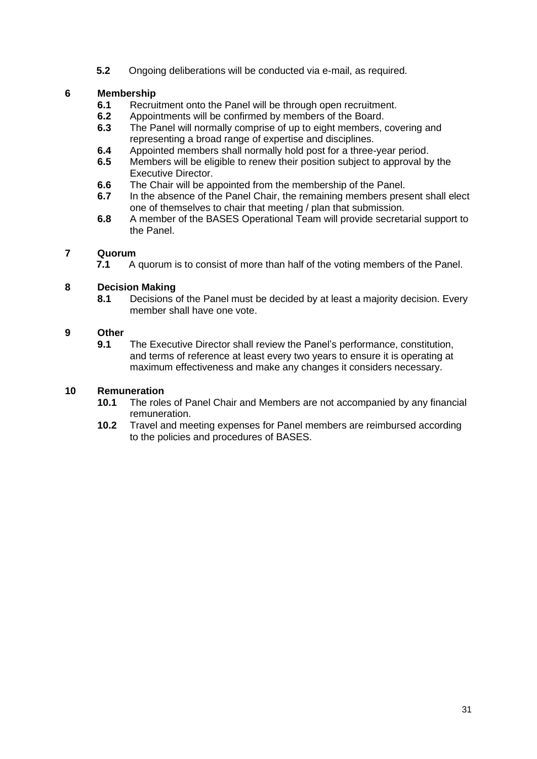**5.2** Ongoing deliberations will be conducted via e-mail, as required.

## 6 Membership

**6.1** Recruitment onto the Panel will be through open recruitment.

**6.2** Appointments will be confirmed by members of the Board.

**6.3** The Panel will normally comprise of up to eight members, covering and representing a broad range of expertise and disciplines.

**6.4** Appointed members shall normally hold post for a three-year period.

**6.5** Members will be eligible to renew their position subject to approval by the Executive Director.

**6.6** The Chair will be appointed from the membership of the Panel.

**6.7** In the absence of the Panel Chair, the remaining members present shall elect one of themselves to chair that meeting / plan that submission.

**6.8** A member of the BASES Operational Team will provide secretarial support to the Panel.

## 7 Quorum

**7.1** A quorum is to consist of more than half of the voting members of the Panel.

## 8 Decision Making

**8.1** Decisions of the Panel must be decided by at least a majority decision. Every member shall have one vote.

## 9 Other

**9.1** The Executive Director shall review the Panel's performance, constitution, and terms of reference at least every two years to ensure it is operating at maximum effectiveness and make any changes it considers necessary.

## 10 Remuneration

**10.1** The roles of Panel Chair and Members are not accompanied by any financial remuneration.

**10.2** Travel and meeting expenses for Panel members are reimbursed according to the policies and procedures of BASES.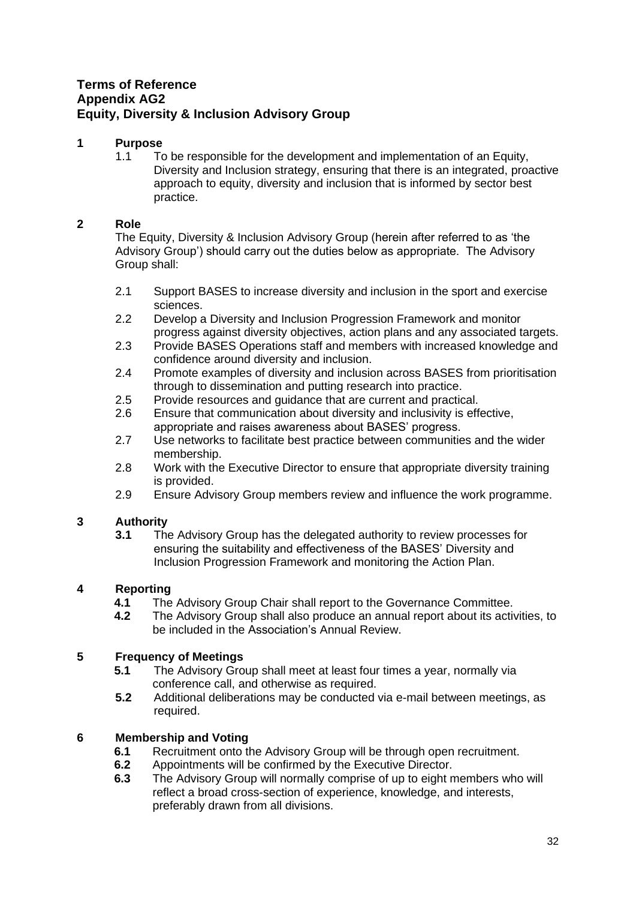**Terms of Reference**
**Appendix AG2**
**Equity, Diversity & Inclusion Advisory Group**

## 1 Purpose

1.1 To be responsible for the development and implementation of an Equity, Diversity and Inclusion strategy, ensuring that there is an integrated, proactive approach to equity, diversity and inclusion that is informed by sector best practice.

## 2 Role

The Equity, Diversity & Inclusion Advisory Group (herein after referred to as 'the Advisory Group') should carry out the duties below as appropriate. The Advisory Group shall:

2.1 Support BASES to increase diversity and inclusion in the sport and exercise sciences.

2.2 Develop a Diversity and Inclusion Progression Framework and monitor progress against diversity objectives, action plans and any associated targets.

2.3 Provide BASES Operations staff and members with increased knowledge and confidence around diversity and inclusion.

2.4 Promote examples of diversity and inclusion across BASES from prioritisation through to dissemination and putting research into practice.

2.5 Provide resources and guidance that are current and practical.

2.6 Ensure that communication about diversity and inclusivity is effective, appropriate and raises awareness about BASES' progress.

2.7 Use networks to facilitate best practice between communities and the wider membership.

2.8 Work with the Executive Director to ensure that appropriate diversity training is provided.

2.9 Ensure Advisory Group members review and influence the work programme.

## 3 Authority

**3.1** The Advisory Group has the delegated authority to review processes for ensuring the suitability and effectiveness of the BASES' Diversity and Inclusion Progression Framework and monitoring the Action Plan.

## 4 Reporting

**4.1** The Advisory Group Chair shall report to the Governance Committee.

**4.2** The Advisory Group shall also produce an annual report about its activities, to be included in the Association's Annual Review.

## 5 Frequency of Meetings

**5.1** The Advisory Group shall meet at least four times a year, normally via conference call, and otherwise as required.

**5.2** Additional deliberations may be conducted via e-mail between meetings, as required.

## 6 Membership and Voting

**6.1** Recruitment onto the Advisory Group will be through open recruitment.

**6.2** Appointments will be confirmed by the Executive Director.

**6.3** The Advisory Group will normally comprise of up to eight members who will reflect a broad cross-section of experience, knowledge, and interests, preferably drawn from all divisions.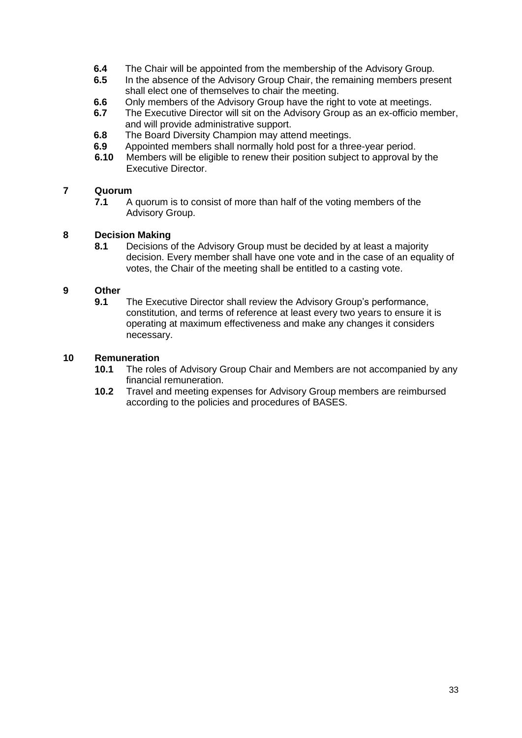**6.4** The Chair will be appointed from the membership of the Advisory Group.

**6.5** In the absence of the Advisory Group Chair, the remaining members present shall elect one of themselves to chair the meeting.

**6.6** Only members of the Advisory Group have the right to vote at meetings.

**6.7** The Executive Director will sit on the Advisory Group as an ex-officio member, and will provide administrative support.

**6.8** The Board Diversity Champion may attend meetings.

**6.9** Appointed members shall normally hold post for a three-year period.

**6.10** Members will be eligible to renew their position subject to approval by the Executive Director.

## 7 Quorum

**7.1** A quorum is to consist of more than half of the voting members of the Advisory Group.

## 8 Decision Making

**8.1** Decisions of the Advisory Group must be decided by at least a majority decision. Every member shall have one vote and in the case of an equality of votes, the Chair of the meeting shall be entitled to a casting vote.

## 9 Other

**9.1** The Executive Director shall review the Advisory Group's performance, constitution, and terms of reference at least every two years to ensure it is operating at maximum effectiveness and make any changes it considers necessary.

## 10 Remuneration

**10.1** The roles of Advisory Group Chair and Members are not accompanied by any financial remuneration.

**10.2** Travel and meeting expenses for Advisory Group members are reimbursed according to the policies and procedures of BASES.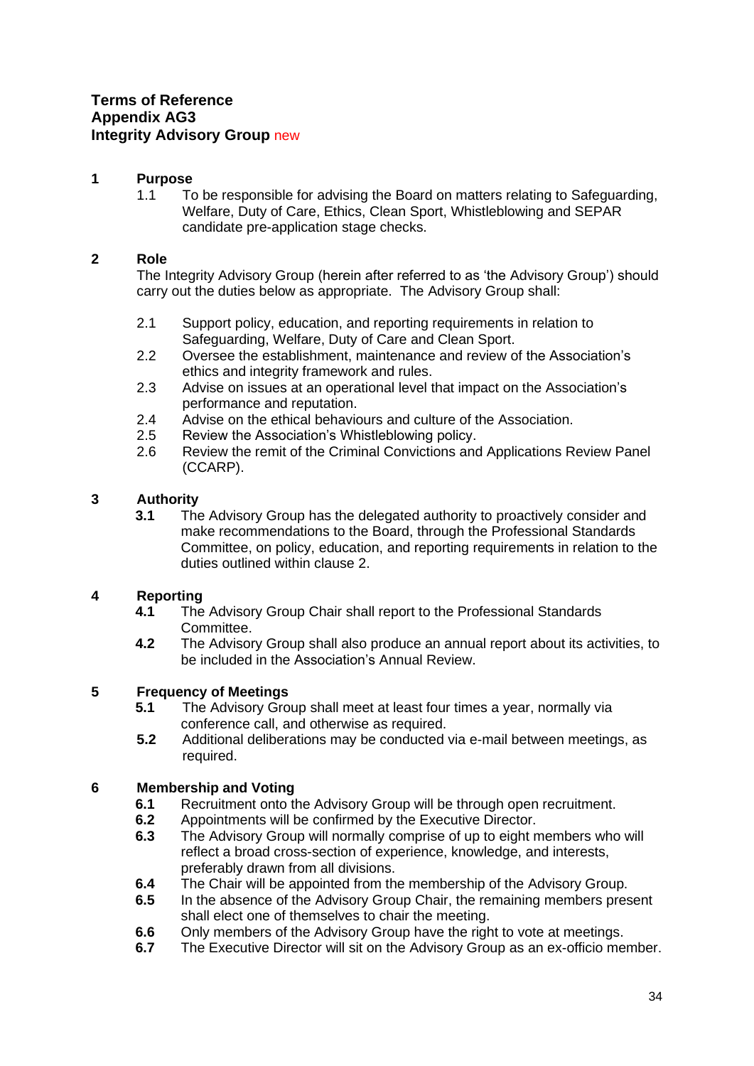**Terms of Reference**
**Appendix AG3**
**Integrity Advisory Group** new

## 1 Purpose

1.1 To be responsible for advising the Board on matters relating to Safeguarding, Welfare, Duty of Care, Ethics, Clean Sport, Whistleblowing and SEPAR candidate pre-application stage checks.

## 2 Role

The Integrity Advisory Group (herein after referred to as 'the Advisory Group') should carry out the duties below as appropriate. The Advisory Group shall:

2.1 Support policy, education, and reporting requirements in relation to Safeguarding, Welfare, Duty of Care and Clean Sport.
2.2 Oversee the establishment, maintenance and review of the Association's ethics and integrity framework and rules.
2.3 Advise on issues at an operational level that impact on the Association's performance and reputation.
2.4 Advise on the ethical behaviours and culture of the Association.
2.5 Review the Association's Whistleblowing policy.
2.6 Review the remit of the Criminal Convictions and Applications Review Panel (CCARP).

## 3 Authority

**3.1** The Advisory Group has the delegated authority to proactively consider and make recommendations to the Board, through the Professional Standards Committee, on policy, education, and reporting requirements in relation to the duties outlined within clause 2.

## 4 Reporting

**4.1** The Advisory Group Chair shall report to the Professional Standards Committee.
**4.2** The Advisory Group shall also produce an annual report about its activities, to be included in the Association's Annual Review.

## 5 Frequency of Meetings

**5.1** The Advisory Group shall meet at least four times a year, normally via conference call, and otherwise as required.
**5.2** Additional deliberations may be conducted via e-mail between meetings, as required.

## 6 Membership and Voting

**6.1** Recruitment onto the Advisory Group will be through open recruitment.
**6.2** Appointments will be confirmed by the Executive Director.
**6.3** The Advisory Group will normally comprise of up to eight members who will reflect a broad cross-section of experience, knowledge, and interests, preferably drawn from all divisions.
**6.4** The Chair will be appointed from the membership of the Advisory Group.
**6.5** In the absence of the Advisory Group Chair, the remaining members present shall elect one of themselves to chair the meeting.
**6.6** Only members of the Advisory Group have the right to vote at meetings.
**6.7** The Executive Director will sit on the Advisory Group as an ex-officio member.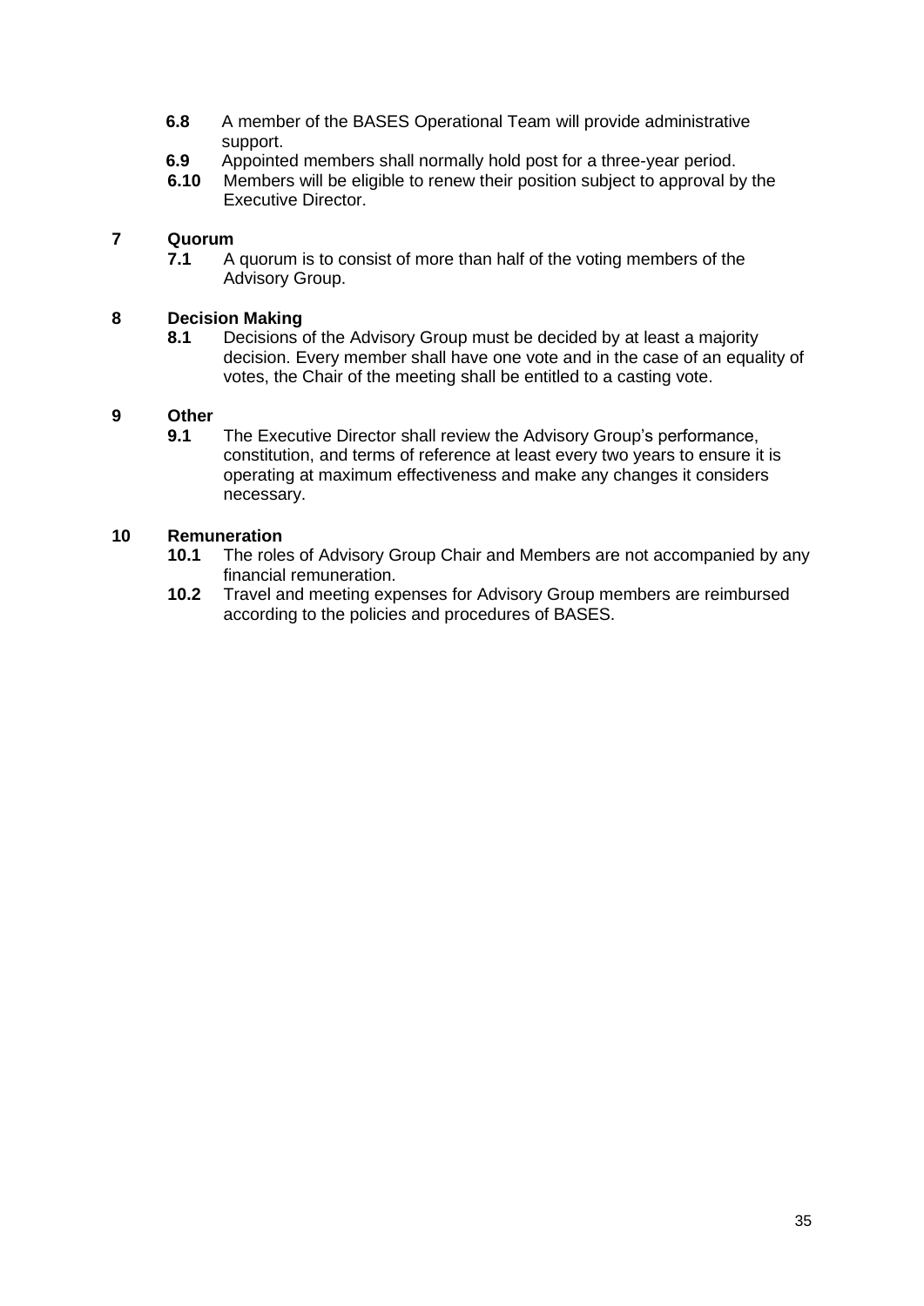**6.8** A member of the BASES Operational Team will provide administrative support.

**6.9** Appointed members shall normally hold post for a three-year period.

**6.10** Members will be eligible to renew their position subject to approval by the Executive Director.

## 7 Quorum

**7.1** A quorum is to consist of more than half of the voting members of the Advisory Group.

## 8 Decision Making

**8.1** Decisions of the Advisory Group must be decided by at least a majority decision. Every member shall have one vote and in the case of an equality of votes, the Chair of the meeting shall be entitled to a casting vote.

## 9 Other

**9.1** The Executive Director shall review the Advisory Group's performance, constitution, and terms of reference at least every two years to ensure it is operating at maximum effectiveness and make any changes it considers necessary.

## 10 Remuneration

**10.1** The roles of Advisory Group Chair and Members are not accompanied by any financial remuneration.

**10.2** Travel and meeting expenses for Advisory Group members are reimbursed according to the policies and procedures of BASES.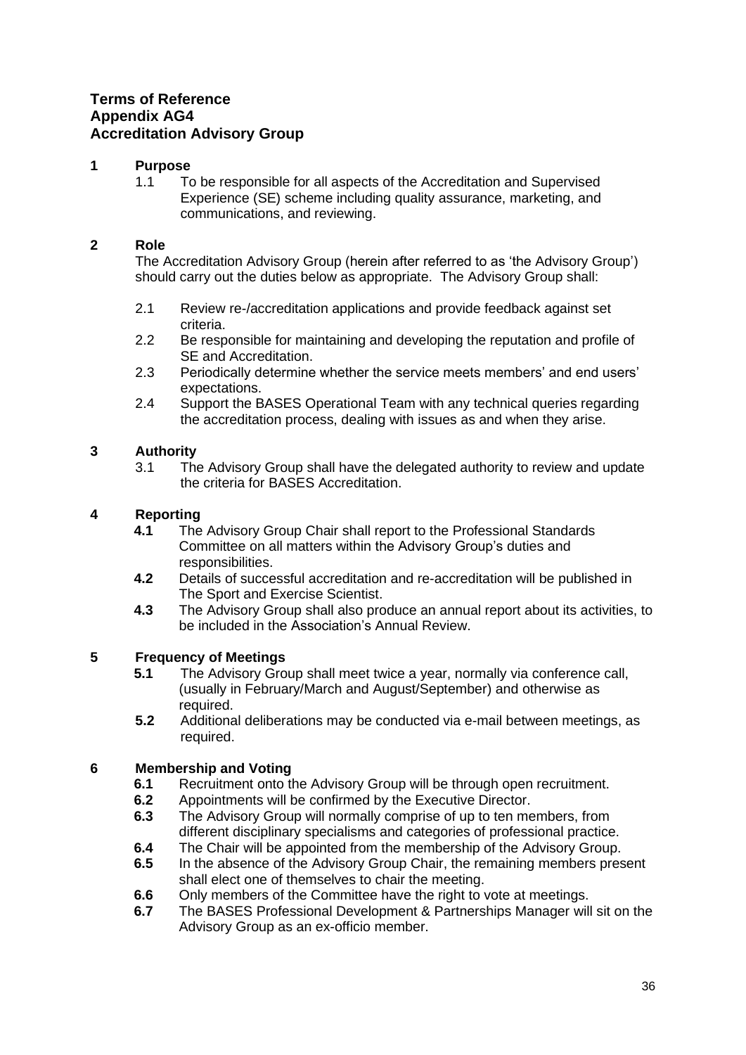**Terms of Reference**
**Appendix AG4**
**Accreditation Advisory Group**

**1 Purpose**

1.1 To be responsible for all aspects of the Accreditation and Supervised Experience (SE) scheme including quality assurance, marketing, and communications, and reviewing.

**2 Role**

The Accreditation Advisory Group (herein after referred to as 'the Advisory Group') should carry out the duties below as appropriate. The Advisory Group shall:

2.1 Review re-/accreditation applications and provide feedback against set criteria.

2.2 Be responsible for maintaining and developing the reputation and profile of SE and Accreditation.

2.3 Periodically determine whether the service meets members' and end users' expectations.

2.4 Support the BASES Operational Team with any technical queries regarding the accreditation process, dealing with issues as and when they arise.

**3 Authority**

3.1 The Advisory Group shall have the delegated authority to review and update the criteria for BASES Accreditation.

**4 Reporting**

**4.1** The Advisory Group Chair shall report to the Professional Standards Committee on all matters within the Advisory Group's duties and responsibilities.

**4.2** Details of successful accreditation and re-accreditation will be published in The Sport and Exercise Scientist.

**4.3** The Advisory Group shall also produce an annual report about its activities, to be included in the Association's Annual Review.

**5 Frequency of Meetings**

**5.1** The Advisory Group shall meet twice a year, normally via conference call, (usually in February/March and August/September) and otherwise as required.

**5.2** Additional deliberations may be conducted via e-mail between meetings, as required.

**6 Membership and Voting**

**6.1** Recruitment onto the Advisory Group will be through open recruitment.

**6.2** Appointments will be confirmed by the Executive Director.

**6.3** The Advisory Group will normally comprise of up to ten members, from different disciplinary specialisms and categories of professional practice.

**6.4** The Chair will be appointed from the membership of the Advisory Group.

**6.5** In the absence of the Advisory Group Chair, the remaining members present shall elect one of themselves to chair the meeting.

**6.6** Only members of the Committee have the right to vote at meetings.

**6.7** The BASES Professional Development & Partnerships Manager will sit on the Advisory Group as an ex-officio member.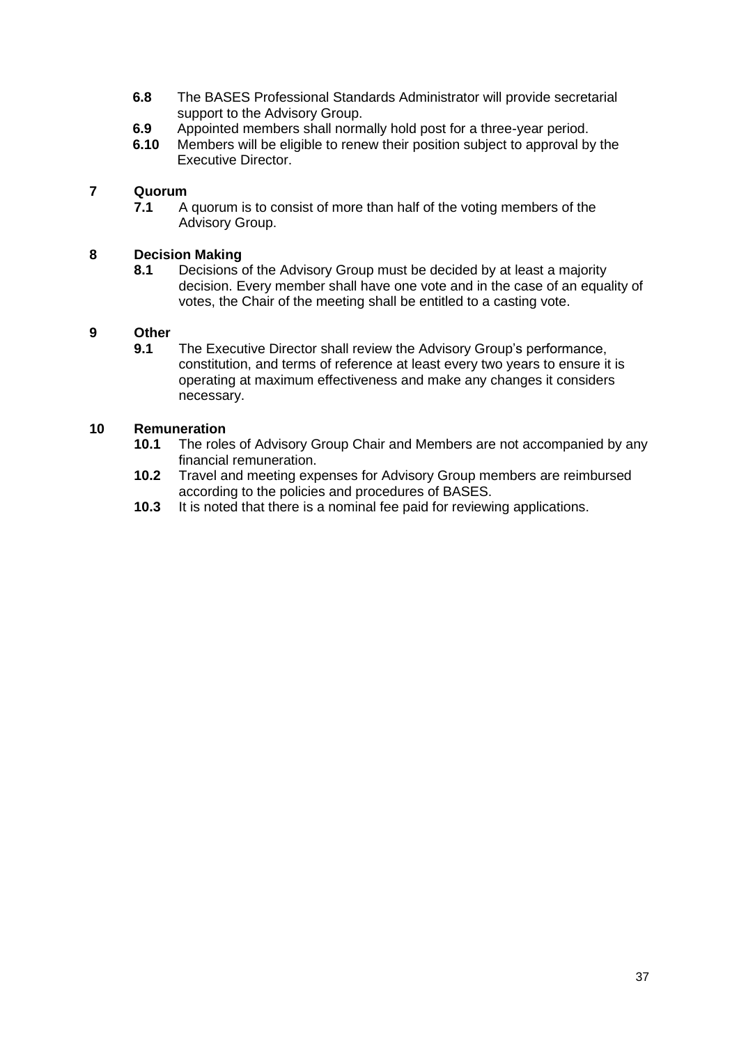**6.8** The BASES Professional Standards Administrator will provide secretarial support to the Advisory Group.

**6.9** Appointed members shall normally hold post for a three-year period.

**6.10** Members will be eligible to renew their position subject to approval by the Executive Director.

## 7 Quorum

**7.1** A quorum is to consist of more than half of the voting members of the Advisory Group.

## 8 Decision Making

**8.1** Decisions of the Advisory Group must be decided by at least a majority decision. Every member shall have one vote and in the case of an equality of votes, the Chair of the meeting shall be entitled to a casting vote.

## 9 Other

**9.1** The Executive Director shall review the Advisory Group's performance, constitution, and terms of reference at least every two years to ensure it is operating at maximum effectiveness and make any changes it considers necessary.

## 10 Remuneration

**10.1** The roles of Advisory Group Chair and Members are not accompanied by any financial remuneration.

**10.2** Travel and meeting expenses for Advisory Group members are reimbursed according to the policies and procedures of BASES.

**10.3** It is noted that there is a nominal fee paid for reviewing applications.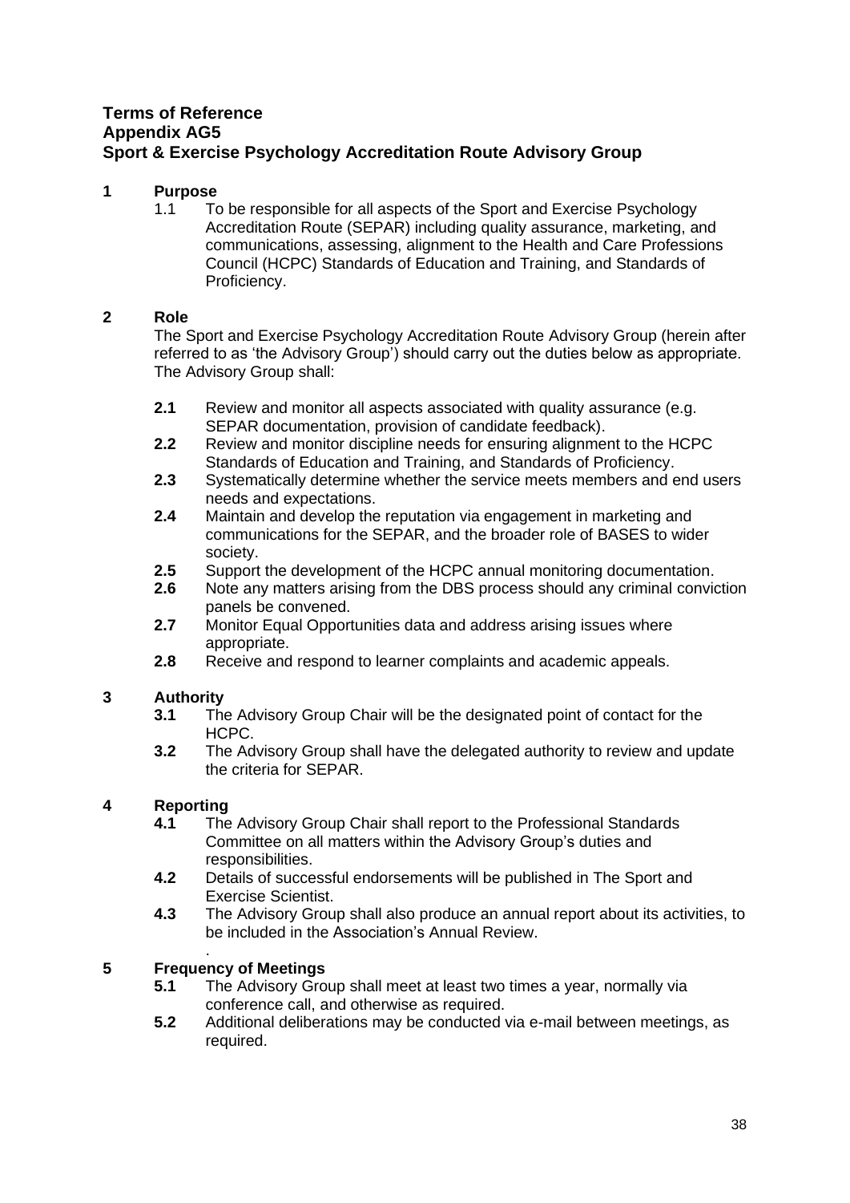**Terms of Reference**
**Appendix AG5**
**Sport & Exercise Psychology Accreditation Route Advisory Group**

## 1 Purpose

1.1 To be responsible for all aspects of the Sport and Exercise Psychology Accreditation Route (SEPAR) including quality assurance, marketing, and communications, assessing, alignment to the Health and Care Professions Council (HCPC) Standards of Education and Training, and Standards of Proficiency.

## 2 Role

The Sport and Exercise Psychology Accreditation Route Advisory Group (herein after referred to as 'the Advisory Group') should carry out the duties below as appropriate. The Advisory Group shall:

**2.1** Review and monitor all aspects associated with quality assurance (e.g. SEPAR documentation, provision of candidate feedback).

**2.2** Review and monitor discipline needs for ensuring alignment to the HCPC Standards of Education and Training, and Standards of Proficiency.

**2.3** Systematically determine whether the service meets members and end users needs and expectations.

**2.4** Maintain and develop the reputation via engagement in marketing and communications for the SEPAR, and the broader role of BASES to wider society.

**2.5** Support the development of the HCPC annual monitoring documentation.

**2.6** Note any matters arising from the DBS process should any criminal conviction panels be convened.

**2.7** Monitor Equal Opportunities data and address arising issues where appropriate.

**2.8** Receive and respond to learner complaints and academic appeals.

## 3 Authority

**3.1** The Advisory Group Chair will be the designated point of contact for the HCPC.

**3.2** The Advisory Group shall have the delegated authority to review and update the criteria for SEPAR.

## 4 Reporting

**4.1** The Advisory Group Chair shall report to the Professional Standards Committee on all matters within the Advisory Group's duties and responsibilities.

**4.2** Details of successful endorsements will be published in The Sport and Exercise Scientist.

**4.3** The Advisory Group shall also produce an annual report about its activities, to be included in the Association's Annual Review.

.

## 5 Frequency of Meetings

**5.1** The Advisory Group shall meet at least two times a year, normally via conference call, and otherwise as required.

**5.2** Additional deliberations may be conducted via e-mail between meetings, as required.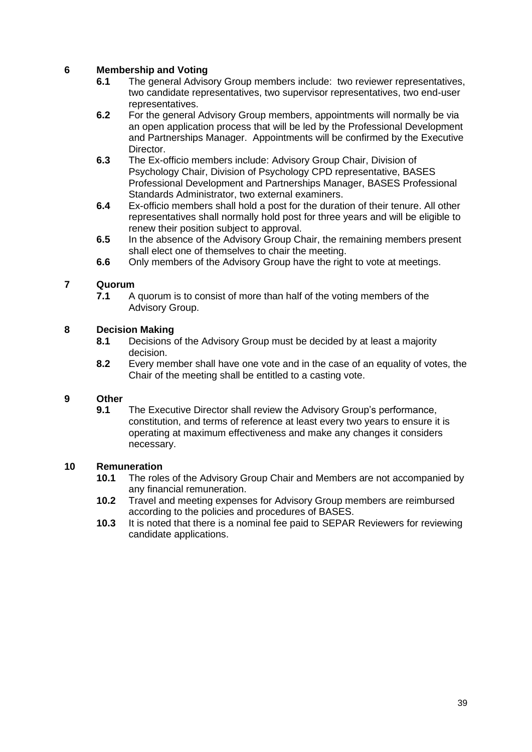## 6 Membership and Voting

**6.1** The general Advisory Group members include: two reviewer representatives, two candidate representatives, two supervisor representatives, two end-user representatives.

**6.2** For the general Advisory Group members, appointments will normally be via an open application process that will be led by the Professional Development and Partnerships Manager. Appointments will be confirmed by the Executive Director.

**6.3** The Ex-officio members include: Advisory Group Chair, Division of Psychology Chair, Division of Psychology CPD representative, BASES Professional Development and Partnerships Manager, BASES Professional Standards Administrator, two external examiners.

**6.4** Ex-officio members shall hold a post for the duration of their tenure. All other representatives shall normally hold post for three years and will be eligible to renew their position subject to approval.

**6.5** In the absence of the Advisory Group Chair, the remaining members present shall elect one of themselves to chair the meeting.

**6.6** Only members of the Advisory Group have the right to vote at meetings.

## 7 Quorum

**7.1** A quorum is to consist of more than half of the voting members of the Advisory Group.

## 8 Decision Making

**8.1** Decisions of the Advisory Group must be decided by at least a majority decision.

**8.2** Every member shall have one vote and in the case of an equality of votes, the Chair of the meeting shall be entitled to a casting vote.

## 9 Other

**9.1** The Executive Director shall review the Advisory Group's performance, constitution, and terms of reference at least every two years to ensure it is operating at maximum effectiveness and make any changes it considers necessary.

## 10 Remuneration

**10.1** The roles of the Advisory Group Chair and Members are not accompanied by any financial remuneration.

**10.2** Travel and meeting expenses for Advisory Group members are reimbursed according to the policies and procedures of BASES.

**10.3** It is noted that there is a nominal fee paid to SEPAR Reviewers for reviewing candidate applications.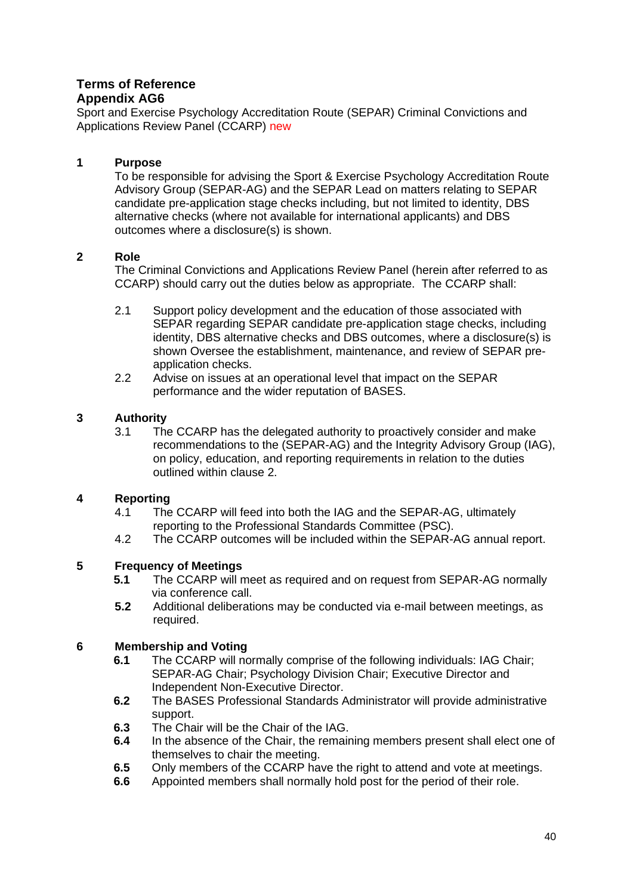**Terms of Reference**
**Appendix AG6**

Sport and Exercise Psychology Accreditation Route (SEPAR) Criminal Convictions and Applications Review Panel (CCARP) new

**1 Purpose**

To be responsible for advising the Sport & Exercise Psychology Accreditation Route Advisory Group (SEPAR-AG) and the SEPAR Lead on matters relating to SEPAR candidate pre-application stage checks including, but not limited to identity, DBS alternative checks (where not available for international applicants) and DBS outcomes where a disclosure(s) is shown.

**2 Role**

The Criminal Convictions and Applications Review Panel (herein after referred to as CCARP) should carry out the duties below as appropriate. The CCARP shall:

2.1 Support policy development and the education of those associated with SEPAR regarding SEPAR candidate pre-application stage checks, including identity, DBS alternative checks and DBS outcomes, where a disclosure(s) is shown Oversee the establishment, maintenance, and review of SEPAR pre-application checks.

2.2 Advise on issues at an operational level that impact on the SEPAR performance and the wider reputation of BASES.

**3 Authority**

3.1 The CCARP has the delegated authority to proactively consider and make recommendations to the (SEPAR-AG) and the Integrity Advisory Group (IAG), on policy, education, and reporting requirements in relation to the duties outlined within clause 2.

**4 Reporting**

4.1 The CCARP will feed into both the IAG and the SEPAR-AG, ultimately reporting to the Professional Standards Committee (PSC).

4.2 The CCARP outcomes will be included within the SEPAR-AG annual report.

**5 Frequency of Meetings**

**5.1** The CCARP will meet as required and on request from SEPAR-AG normally via conference call.

**5.2** Additional deliberations may be conducted via e-mail between meetings, as required.

**6 Membership and Voting**

**6.1** The CCARP will normally comprise of the following individuals: IAG Chair; SEPAR-AG Chair; Psychology Division Chair; Executive Director and Independent Non-Executive Director.

**6.2** The BASES Professional Standards Administrator will provide administrative support.

**6.3** The Chair will be the Chair of the IAG.

**6.4** In the absence of the Chair, the remaining members present shall elect one of themselves to chair the meeting.

**6.5** Only members of the CCARP have the right to attend and vote at meetings.

**6.6** Appointed members shall normally hold post for the period of their role.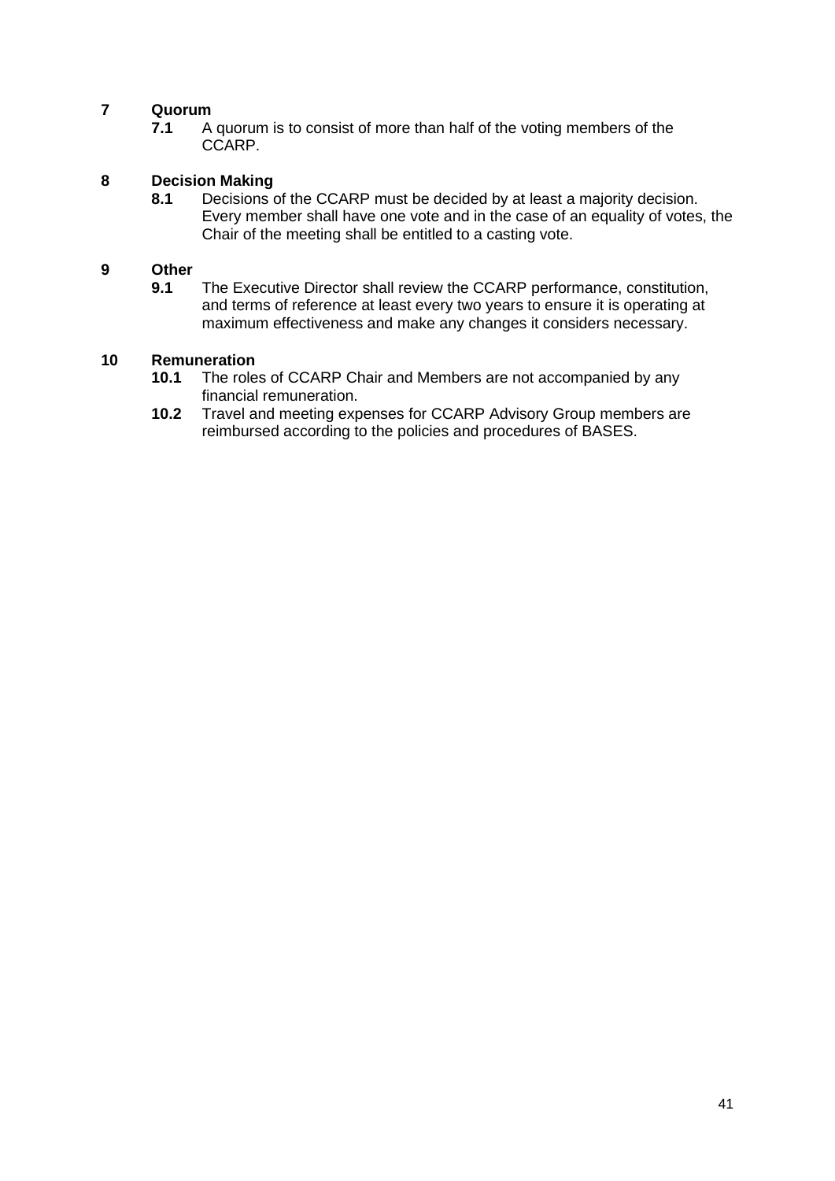**7 Quorum**

**7.1** A quorum is to consist of more than half of the voting members of the CCARP.

**8 Decision Making**

**8.1** Decisions of the CCARP must be decided by at least a majority decision. Every member shall have one vote and in the case of an equality of votes, the Chair of the meeting shall be entitled to a casting vote.

**9 Other**

**9.1** The Executive Director shall review the CCARP performance, constitution, and terms of reference at least every two years to ensure it is operating at maximum effectiveness and make any changes it considers necessary.

**10 Remuneration**

**10.1** The roles of CCARP Chair and Members are not accompanied by any financial remuneration.

**10.2** Travel and meeting expenses for CCARP Advisory Group members are reimbursed according to the policies and procedures of BASES.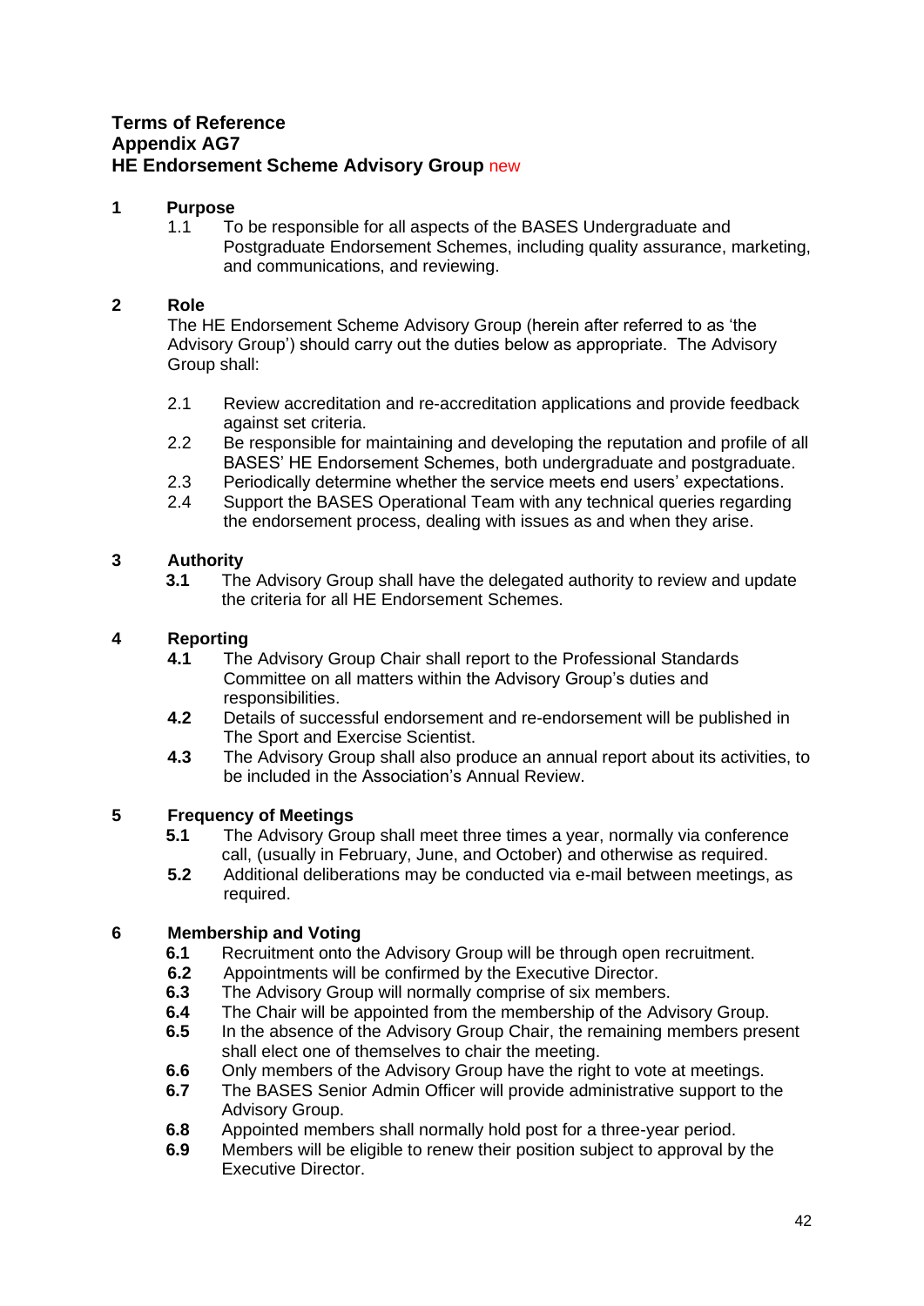**Terms of Reference**
**Appendix AG7**
**HE Endorsement Scheme Advisory Group** new

## 1 Purpose

1.1 To be responsible for all aspects of the BASES Undergraduate and Postgraduate Endorsement Schemes, including quality assurance, marketing, and communications, and reviewing.

## 2 Role

The HE Endorsement Scheme Advisory Group (herein after referred to as 'the Advisory Group') should carry out the duties below as appropriate. The Advisory Group shall:

2.1 Review accreditation and re-accreditation applications and provide feedback against set criteria.
2.2 Be responsible for maintaining and developing the reputation and profile of all BASES' HE Endorsement Schemes, both undergraduate and postgraduate.
2.3 Periodically determine whether the service meets end users' expectations.
2.4 Support the BASES Operational Team with any technical queries regarding the endorsement process, dealing with issues as and when they arise.

## 3 Authority

**3.1** The Advisory Group shall have the delegated authority to review and update the criteria for all HE Endorsement Schemes.

## 4 Reporting

**4.1** The Advisory Group Chair shall report to the Professional Standards Committee on all matters within the Advisory Group's duties and responsibilities.
**4.2** Details of successful endorsement and re-endorsement will be published in The Sport and Exercise Scientist.
**4.3** The Advisory Group shall also produce an annual report about its activities, to be included in the Association's Annual Review.

## 5 Frequency of Meetings

**5.1** The Advisory Group shall meet three times a year, normally via conference call, (usually in February, June, and October) and otherwise as required.
**5.2** Additional deliberations may be conducted via e-mail between meetings, as required.

## 6 Membership and Voting

**6.1** Recruitment onto the Advisory Group will be through open recruitment.
**6.2** Appointments will be confirmed by the Executive Director.
**6.3** The Advisory Group will normally comprise of six members.
**6.4** The Chair will be appointed from the membership of the Advisory Group.
**6.5** In the absence of the Advisory Group Chair, the remaining members present shall elect one of themselves to chair the meeting.
**6.6** Only members of the Advisory Group have the right to vote at meetings.
**6.7** The BASES Senior Admin Officer will provide administrative support to the Advisory Group.
**6.8** Appointed members shall normally hold post for a three-year period.
**6.9** Members will be eligible to renew their position subject to approval by the Executive Director.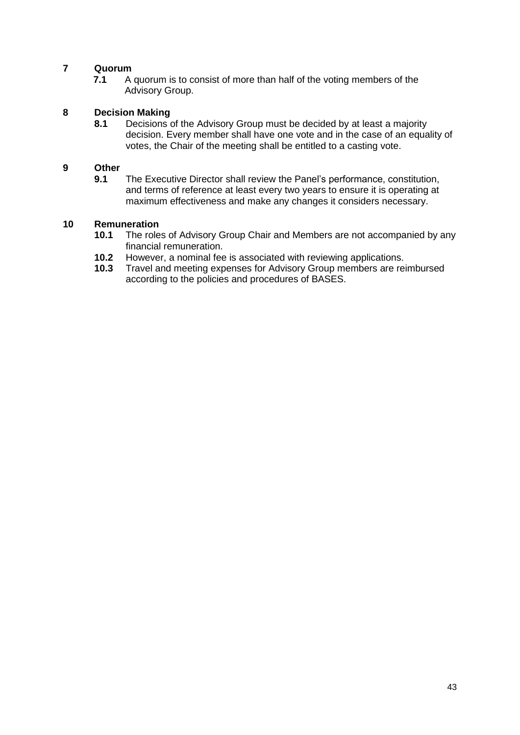## 7 Quorum

**7.1** A quorum is to consist of more than half of the voting members of the Advisory Group.

## 8 Decision Making

**8.1** Decisions of the Advisory Group must be decided by at least a majority decision. Every member shall have one vote and in the case of an equality of votes, the Chair of the meeting shall be entitled to a casting vote.

## 9 Other

**9.1** The Executive Director shall review the Panel's performance, constitution, and terms of reference at least every two years to ensure it is operating at maximum effectiveness and make any changes it considers necessary.

## 10 Remuneration

**10.1** The roles of Advisory Group Chair and Members are not accompanied by any financial remuneration.

**10.2** However, a nominal fee is associated with reviewing applications.

**10.3** Travel and meeting expenses for Advisory Group members are reimbursed according to the policies and procedures of BASES.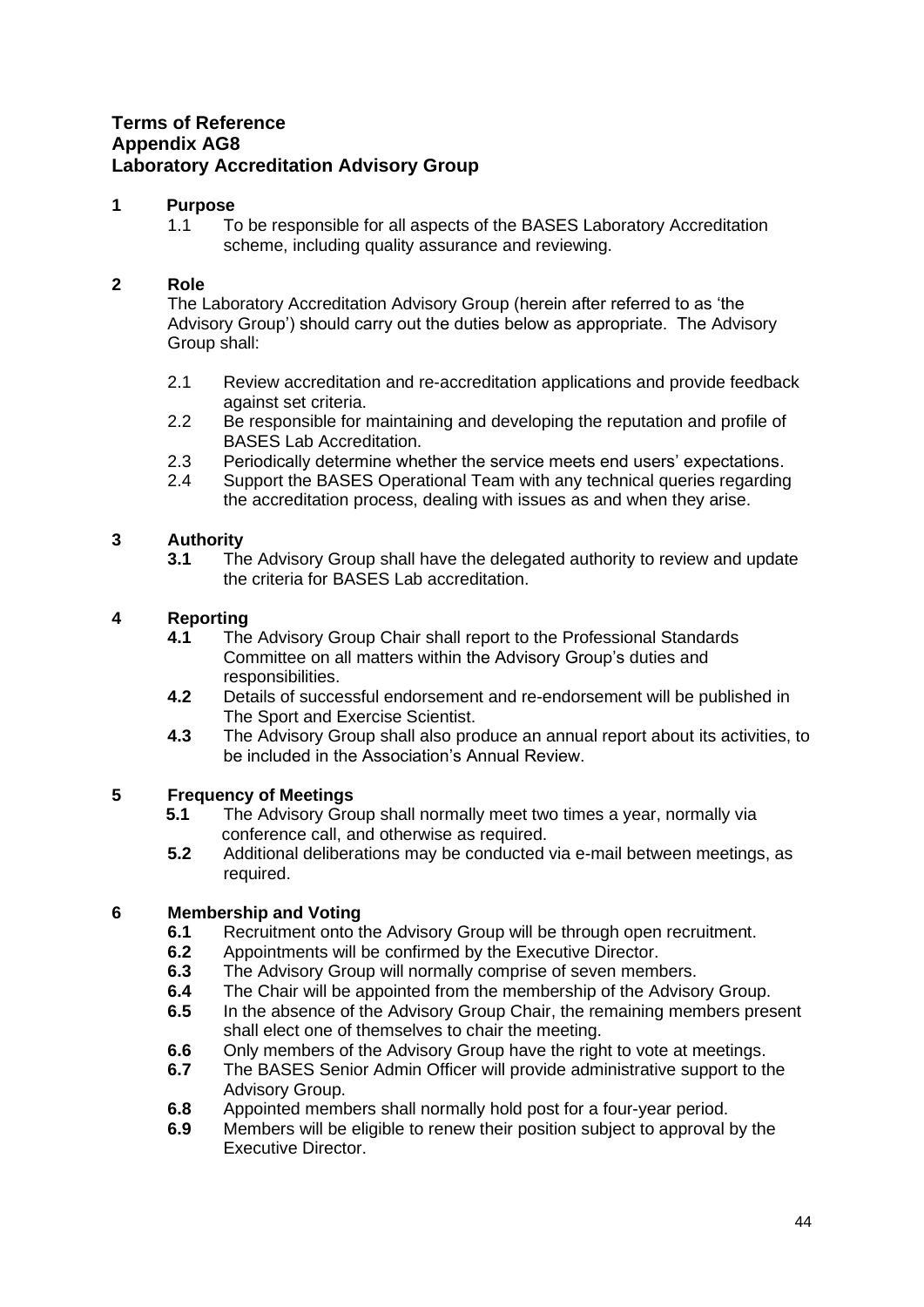**Terms of Reference**
**Appendix AG8**
**Laboratory Accreditation Advisory Group**

**1 Purpose**

1.1 To be responsible for all aspects of the BASES Laboratory Accreditation scheme, including quality assurance and reviewing.

**2 Role**

The Laboratory Accreditation Advisory Group (herein after referred to as 'the Advisory Group') should carry out the duties below as appropriate. The Advisory Group shall:

2.1 Review accreditation and re-accreditation applications and provide feedback against set criteria.

2.2 Be responsible for maintaining and developing the reputation and profile of BASES Lab Accreditation.

2.3 Periodically determine whether the service meets end users' expectations.

2.4 Support the BASES Operational Team with any technical queries regarding the accreditation process, dealing with issues as and when they arise.

**3 Authority**

**3.1** The Advisory Group shall have the delegated authority to review and update the criteria for BASES Lab accreditation.

**4 Reporting**

**4.1** The Advisory Group Chair shall report to the Professional Standards Committee on all matters within the Advisory Group's duties and responsibilities.

**4.2** Details of successful endorsement and re-endorsement will be published in The Sport and Exercise Scientist.

**4.3** The Advisory Group shall also produce an annual report about its activities, to be included in the Association's Annual Review.

**5 Frequency of Meetings**

**5.1** The Advisory Group shall normally meet two times a year, normally via conference call, and otherwise as required.

**5.2** Additional deliberations may be conducted via e-mail between meetings, as required.

**6 Membership and Voting**

**6.1** Recruitment onto the Advisory Group will be through open recruitment.

**6.2** Appointments will be confirmed by the Executive Director.

**6.3** The Advisory Group will normally comprise of seven members.

**6.4** The Chair will be appointed from the membership of the Advisory Group.

**6.5** In the absence of the Advisory Group Chair, the remaining members present shall elect one of themselves to chair the meeting.

**6.6** Only members of the Advisory Group have the right to vote at meetings.

**6.7** The BASES Senior Admin Officer will provide administrative support to the Advisory Group.

**6.8** Appointed members shall normally hold post for a four-year period.

**6.9** Members will be eligible to renew their position subject to approval by the Executive Director.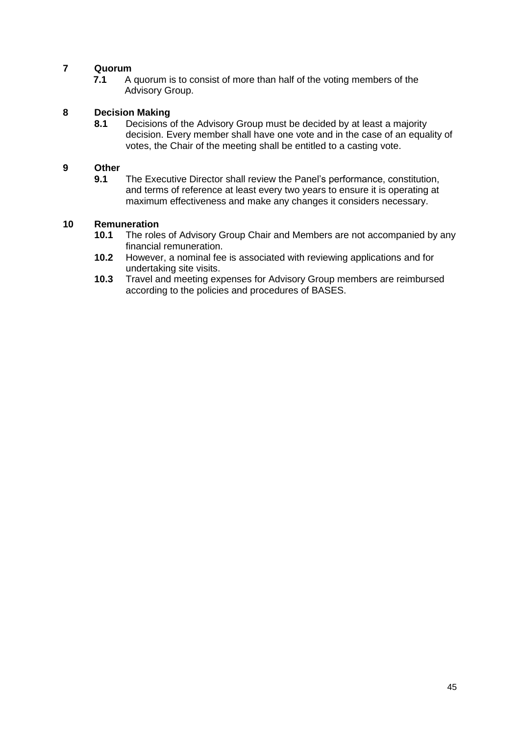## 7 Quorum

**7.1** A quorum is to consist of more than half of the voting members of the Advisory Group.

## 8 Decision Making

**8.1** Decisions of the Advisory Group must be decided by at least a majority decision. Every member shall have one vote and in the case of an equality of votes, the Chair of the meeting shall be entitled to a casting vote.

## 9 Other

**9.1** The Executive Director shall review the Panel's performance, constitution, and terms of reference at least every two years to ensure it is operating at maximum effectiveness and make any changes it considers necessary.

## 10 Remuneration

**10.1** The roles of Advisory Group Chair and Members are not accompanied by any financial remuneration.

**10.2** However, a nominal fee is associated with reviewing applications and for undertaking site visits.

**10.3** Travel and meeting expenses for Advisory Group members are reimbursed according to the policies and procedures of BASES.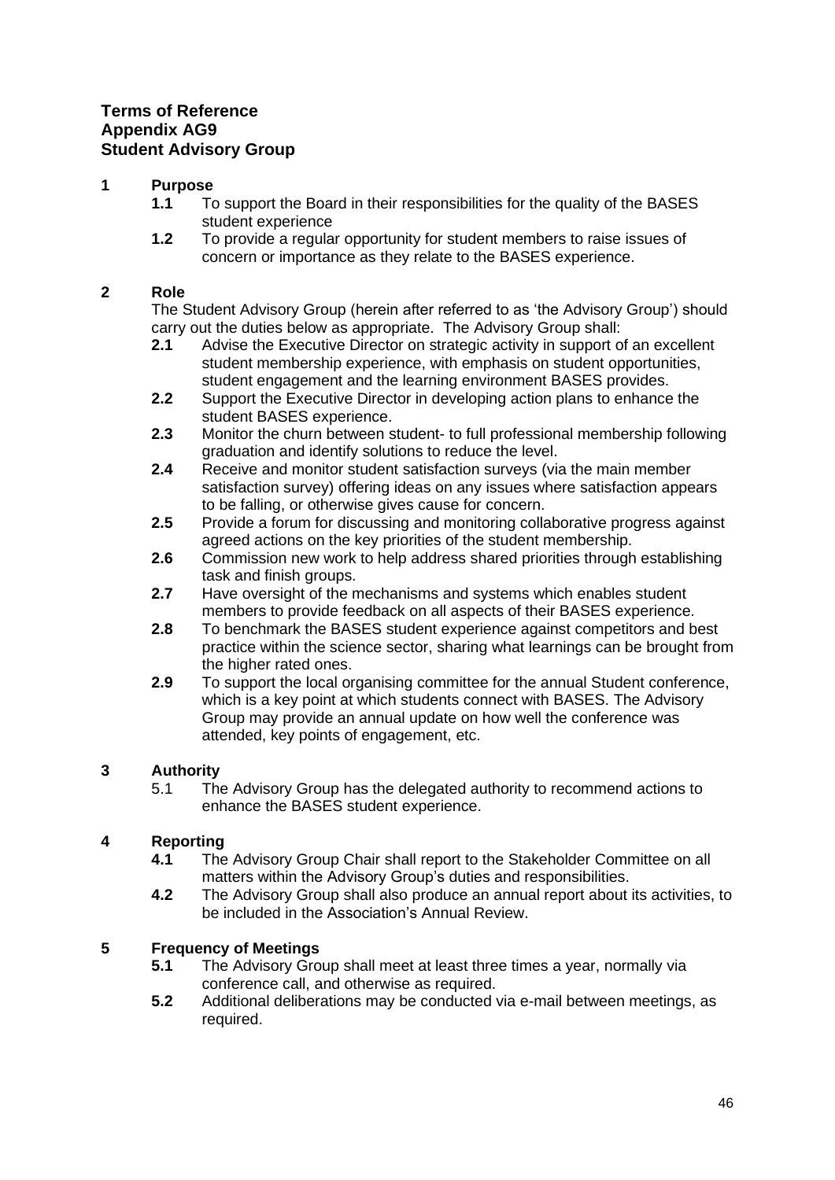**Terms of Reference**
**Appendix AG9**
**Student Advisory Group**

## 1 Purpose

**1.1** To support the Board in their responsibilities for the quality of the BASES student experience

**1.2** To provide a regular opportunity for student members to raise issues of concern or importance as they relate to the BASES experience.

## 2 Role

The Student Advisory Group (herein after referred to as 'the Advisory Group') should carry out the duties below as appropriate. The Advisory Group shall:

**2.1** Advise the Executive Director on strategic activity in support of an excellent student membership experience, with emphasis on student opportunities, student engagement and the learning environment BASES provides.

**2.2** Support the Executive Director in developing action plans to enhance the student BASES experience.

**2.3** Monitor the churn between student- to full professional membership following graduation and identify solutions to reduce the level.

**2.4** Receive and monitor student satisfaction surveys (via the main member satisfaction survey) offering ideas on any issues where satisfaction appears to be falling, or otherwise gives cause for concern.

**2.5** Provide a forum for discussing and monitoring collaborative progress against agreed actions on the key priorities of the student membership.

**2.6** Commission new work to help address shared priorities through establishing task and finish groups.

**2.7** Have oversight of the mechanisms and systems which enables student members to provide feedback on all aspects of their BASES experience.

**2.8** To benchmark the BASES student experience against competitors and best practice within the science sector, sharing what learnings can be brought from the higher rated ones.

**2.9** To support the local organising committee for the annual Student conference, which is a key point at which students connect with BASES. The Advisory Group may provide an annual update on how well the conference was attended, key points of engagement, etc.

## 3 Authority

5.1 The Advisory Group has the delegated authority to recommend actions to enhance the BASES student experience.

## 4 Reporting

**4.1** The Advisory Group Chair shall report to the Stakeholder Committee on all matters within the Advisory Group's duties and responsibilities.

**4.2** The Advisory Group shall also produce an annual report about its activities, to be included in the Association's Annual Review.

## 5 Frequency of Meetings

**5.1** The Advisory Group shall meet at least three times a year, normally via conference call, and otherwise as required.

**5.2** Additional deliberations may be conducted via e-mail between meetings, as required.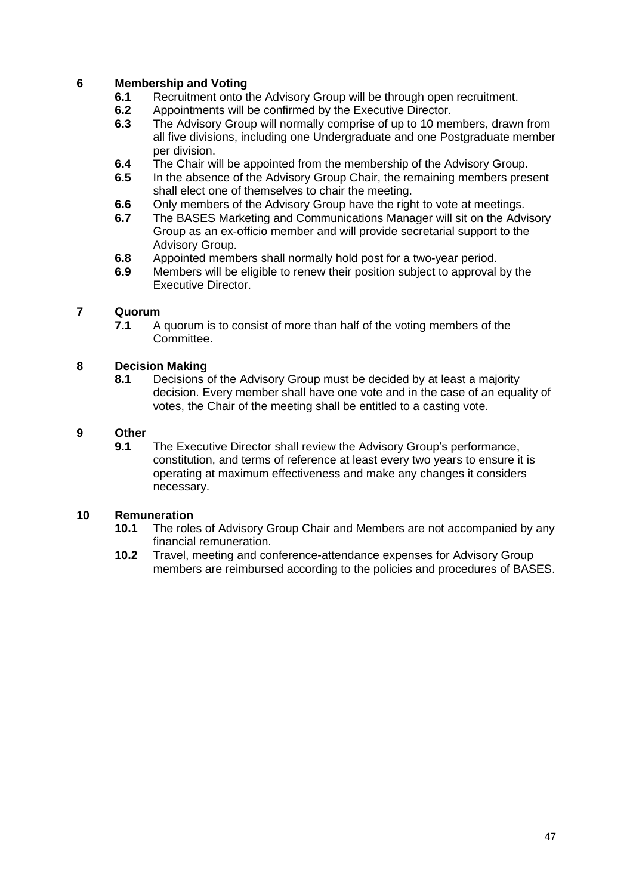## 6 Membership and Voting

**6.1** Recruitment onto the Advisory Group will be through open recruitment.

**6.2** Appointments will be confirmed by the Executive Director.

**6.3** The Advisory Group will normally comprise of up to 10 members, drawn from all five divisions, including one Undergraduate and one Postgraduate member per division.

**6.4** The Chair will be appointed from the membership of the Advisory Group.

**6.5** In the absence of the Advisory Group Chair, the remaining members present shall elect one of themselves to chair the meeting.

**6.6** Only members of the Advisory Group have the right to vote at meetings.

**6.7** The BASES Marketing and Communications Manager will sit on the Advisory Group as an ex-officio member and will provide secretarial support to the Advisory Group.

**6.8** Appointed members shall normally hold post for a two-year period.

**6.9** Members will be eligible to renew their position subject to approval by the Executive Director.

## 7 Quorum

**7.1** A quorum is to consist of more than half of the voting members of the Committee.

## 8 Decision Making

**8.1** Decisions of the Advisory Group must be decided by at least a majority decision. Every member shall have one vote and in the case of an equality of votes, the Chair of the meeting shall be entitled to a casting vote.

## 9 Other

**9.1** The Executive Director shall review the Advisory Group's performance, constitution, and terms of reference at least every two years to ensure it is operating at maximum effectiveness and make any changes it considers necessary.

## 10 Remuneration

**10.1** The roles of Advisory Group Chair and Members are not accompanied by any financial remuneration.

**10.2** Travel, meeting and conference-attendance expenses for Advisory Group members are reimbursed according to the policies and procedures of BASES.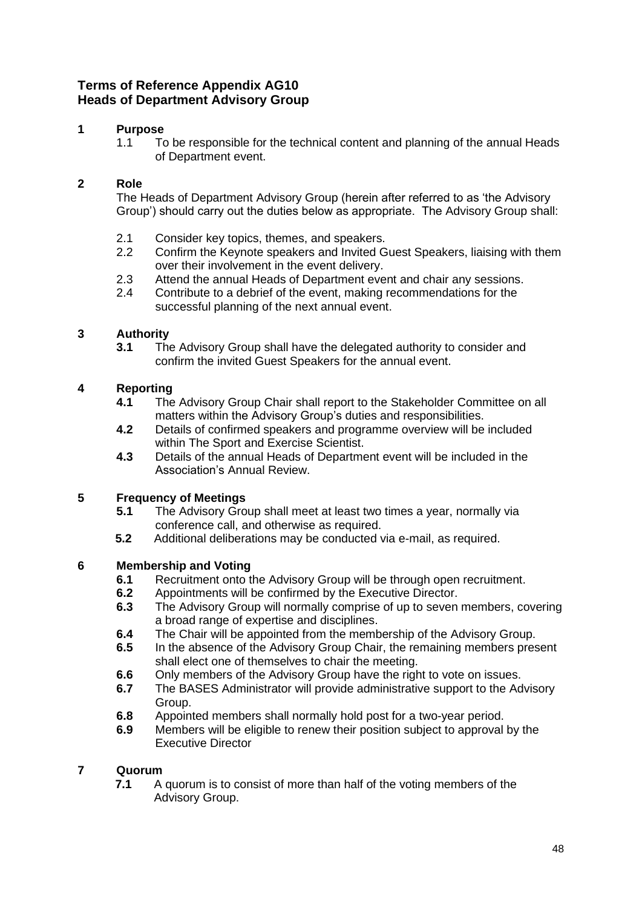## Terms of Reference Appendix AG10
## Heads of Department Advisory Group

### 1 Purpose

1.1 To be responsible for the technical content and planning of the annual Heads of Department event.

### 2 Role

The Heads of Department Advisory Group (herein after referred to as 'the Advisory Group') should carry out the duties below as appropriate. The Advisory Group shall:

2.1 Consider key topics, themes, and speakers.
2.2 Confirm the Keynote speakers and Invited Guest Speakers, liaising with them over their involvement in the event delivery.
2.3 Attend the annual Heads of Department event and chair any sessions.
2.4 Contribute to a debrief of the event, making recommendations for the successful planning of the next annual event.

### 3 Authority

**3.1** The Advisory Group shall have the delegated authority to consider and confirm the invited Guest Speakers for the annual event.

### 4 Reporting

**4.1** The Advisory Group Chair shall report to the Stakeholder Committee on all matters within the Advisory Group's duties and responsibilities.
**4.2** Details of confirmed speakers and programme overview will be included within The Sport and Exercise Scientist.
**4.3** Details of the annual Heads of Department event will be included in the Association's Annual Review.

### 5 Frequency of Meetings

**5.1** The Advisory Group shall meet at least two times a year, normally via conference call, and otherwise as required.
**5.2** Additional deliberations may be conducted via e-mail, as required.

### 6 Membership and Voting

**6.1** Recruitment onto the Advisory Group will be through open recruitment.
**6.2** Appointments will be confirmed by the Executive Director.
**6.3** The Advisory Group will normally comprise of up to seven members, covering a broad range of expertise and disciplines.
**6.4** The Chair will be appointed from the membership of the Advisory Group.
**6.5** In the absence of the Advisory Group Chair, the remaining members present shall elect one of themselves to chair the meeting.
**6.6** Only members of the Advisory Group have the right to vote on issues.
**6.7** The BASES Administrator will provide administrative support to the Advisory Group.
**6.8** Appointed members shall normally hold post for a two-year period.
**6.9** Members will be eligible to renew their position subject to approval by the Executive Director

### 7 Quorum

**7.1** A quorum is to consist of more than half of the voting members of the Advisory Group.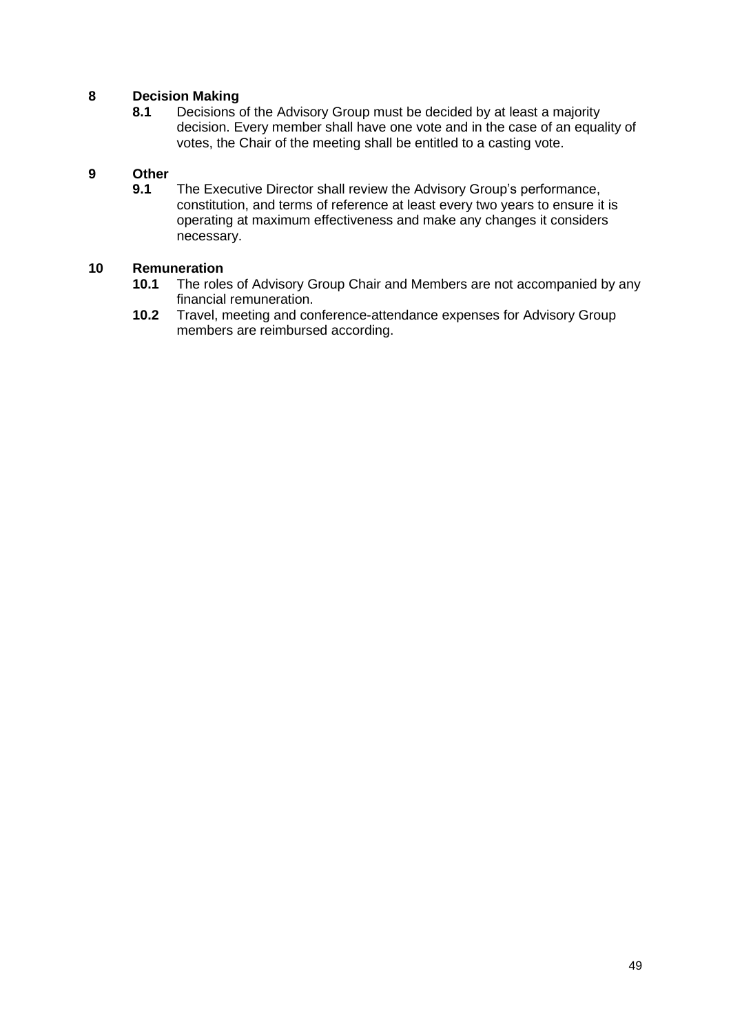## 8 Decision Making

**8.1** Decisions of the Advisory Group must be decided by at least a majority decision. Every member shall have one vote and in the case of an equality of votes, the Chair of the meeting shall be entitled to a casting vote.

## 9 Other

**9.1** The Executive Director shall review the Advisory Group's performance, constitution, and terms of reference at least every two years to ensure it is operating at maximum effectiveness and make any changes it considers necessary.

## 10 Remuneration

**10.1** The roles of Advisory Group Chair and Members are not accompanied by any financial remuneration.

**10.2** Travel, meeting and conference-attendance expenses for Advisory Group members are reimbursed according.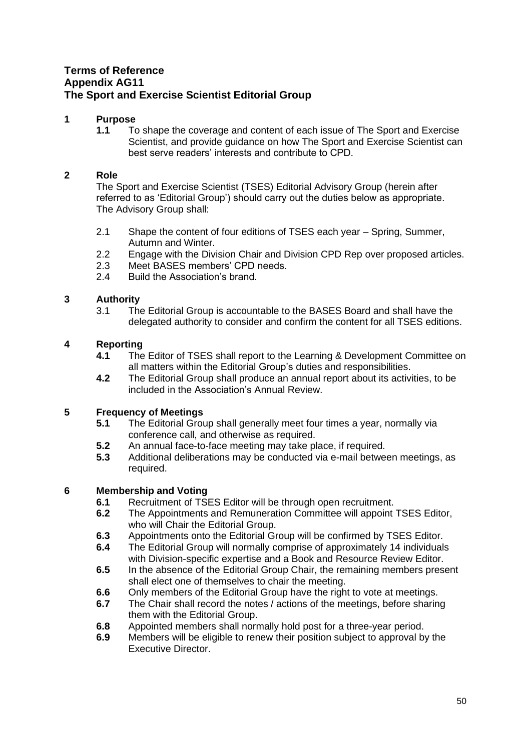**Terms of Reference**
**Appendix AG11**
**The Sport and Exercise Scientist Editorial Group**

## 1 Purpose

**1.1** To shape the coverage and content of each issue of The Sport and Exercise Scientist, and provide guidance on how The Sport and Exercise Scientist can best serve readers' interests and contribute to CPD.

## 2 Role

The Sport and Exercise Scientist (TSES) Editorial Advisory Group (herein after referred to as 'Editorial Group') should carry out the duties below as appropriate. The Advisory Group shall:

2.1 Shape the content of four editions of TSES each year – Spring, Summer, Autumn and Winter.
2.2 Engage with the Division Chair and Division CPD Rep over proposed articles.
2.3 Meet BASES members' CPD needs.
2.4 Build the Association's brand.

## 3 Authority

3.1 The Editorial Group is accountable to the BASES Board and shall have the delegated authority to consider and confirm the content for all TSES editions.

## 4 Reporting

**4.1** The Editor of TSES shall report to the Learning & Development Committee on all matters within the Editorial Group's duties and responsibilities.
**4.2** The Editorial Group shall produce an annual report about its activities, to be included in the Association's Annual Review.

## 5 Frequency of Meetings

**5.1** The Editorial Group shall generally meet four times a year, normally via conference call, and otherwise as required.
**5.2** An annual face-to-face meeting may take place, if required.
**5.3** Additional deliberations may be conducted via e-mail between meetings, as required.

## 6 Membership and Voting

**6.1** Recruitment of TSES Editor will be through open recruitment.
**6.2** The Appointments and Remuneration Committee will appoint TSES Editor, who will Chair the Editorial Group.
**6.3** Appointments onto the Editorial Group will be confirmed by TSES Editor.
**6.4** The Editorial Group will normally comprise of approximately 14 individuals with Division-specific expertise and a Book and Resource Review Editor.
**6.5** In the absence of the Editorial Group Chair, the remaining members present shall elect one of themselves to chair the meeting.
**6.6** Only members of the Editorial Group have the right to vote at meetings.
**6.7** The Chair shall record the notes / actions of the meetings, before sharing them with the Editorial Group.
**6.8** Appointed members shall normally hold post for a three-year period.
**6.9** Members will be eligible to renew their position subject to approval by the Executive Director.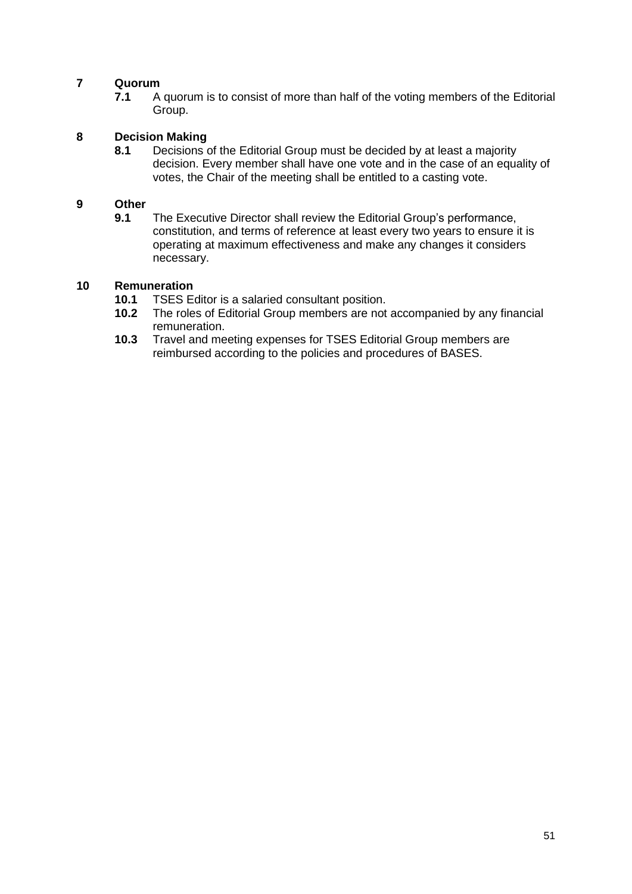## 7 Quorum

**7.1** A quorum is to consist of more than half of the voting members of the Editorial Group.

## 8 Decision Making

**8.1** Decisions of the Editorial Group must be decided by at least a majority decision. Every member shall have one vote and in the case of an equality of votes, the Chair of the meeting shall be entitled to a casting vote.

## 9 Other

**9.1** The Executive Director shall review the Editorial Group's performance, constitution, and terms of reference at least every two years to ensure it is operating at maximum effectiveness and make any changes it considers necessary.

## 10 Remuneration

**10.1** TSES Editor is a salaried consultant position.

**10.2** The roles of Editorial Group members are not accompanied by any financial remuneration.

**10.3** Travel and meeting expenses for TSES Editorial Group members are reimbursed according to the policies and procedures of BASES.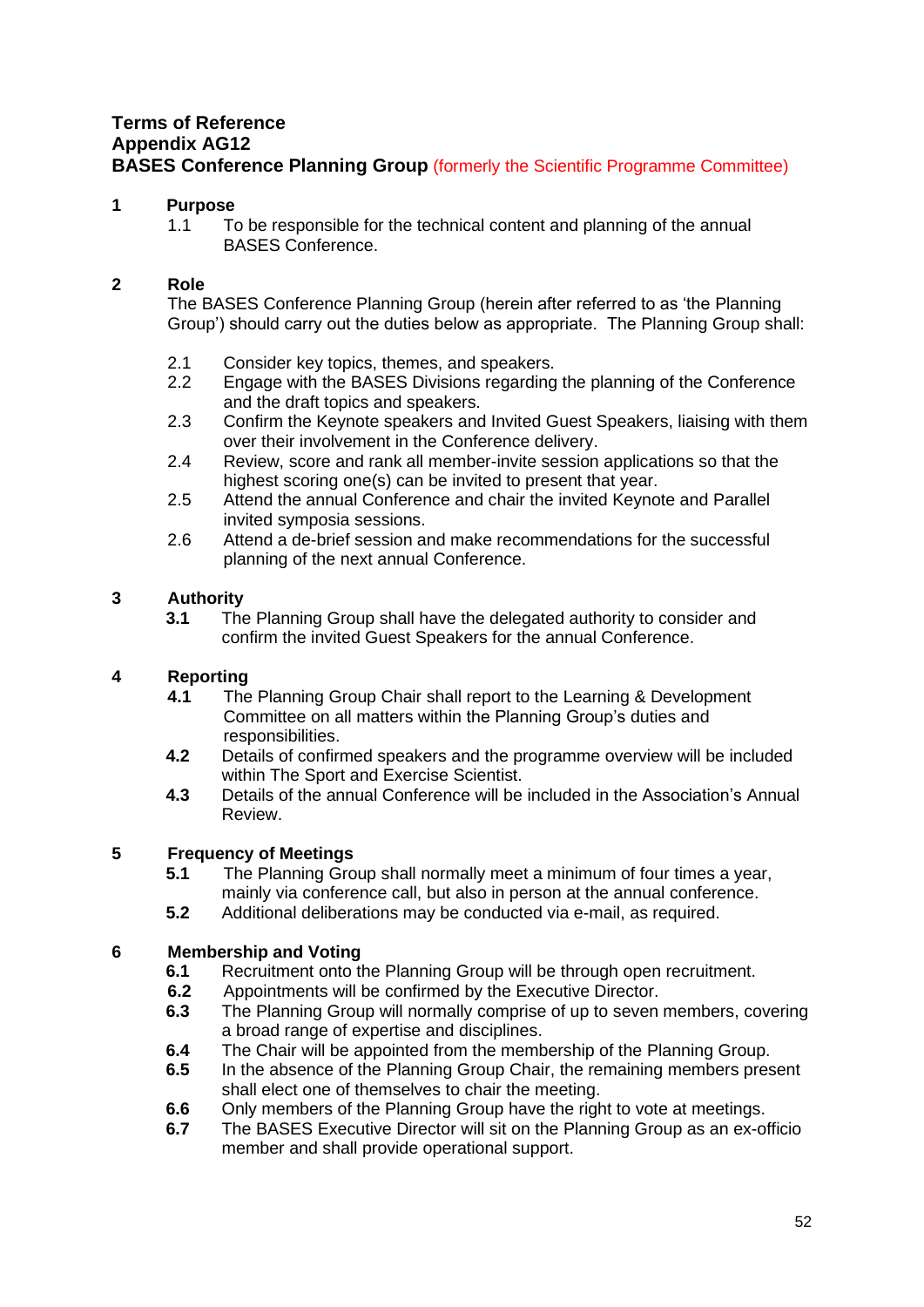**Terms of Reference**
**Appendix AG12**
**BASES Conference Planning Group** (formerly the Scientific Programme Committee)

## 1 Purpose

1.1 To be responsible for the technical content and planning of the annual BASES Conference.

## 2 Role

The BASES Conference Planning Group (herein after referred to as 'the Planning Group') should carry out the duties below as appropriate. The Planning Group shall:

2.1 Consider key topics, themes, and speakers.

2.2 Engage with the BASES Divisions regarding the planning of the Conference and the draft topics and speakers.

2.3 Confirm the Keynote speakers and Invited Guest Speakers, liaising with them over their involvement in the Conference delivery.

2.4 Review, score and rank all member-invite session applications so that the highest scoring one(s) can be invited to present that year.

2.5 Attend the annual Conference and chair the invited Keynote and Parallel invited symposia sessions.

2.6 Attend a de-brief session and make recommendations for the successful planning of the next annual Conference.

## 3 Authority

**3.1** The Planning Group shall have the delegated authority to consider and confirm the invited Guest Speakers for the annual Conference.

## 4 Reporting

**4.1** The Planning Group Chair shall report to the Learning & Development Committee on all matters within the Planning Group's duties and responsibilities.

**4.2** Details of confirmed speakers and the programme overview will be included within The Sport and Exercise Scientist.

**4.3** Details of the annual Conference will be included in the Association's Annual Review.

## 5 Frequency of Meetings

**5.1** The Planning Group shall normally meet a minimum of four times a year, mainly via conference call, but also in person at the annual conference.

**5.2** Additional deliberations may be conducted via e-mail, as required.

## 6 Membership and Voting

**6.1** Recruitment onto the Planning Group will be through open recruitment.

**6.2** Appointments will be confirmed by the Executive Director.

**6.3** The Planning Group will normally comprise of up to seven members, covering a broad range of expertise and disciplines.

**6.4** The Chair will be appointed from the membership of the Planning Group.

**6.5** In the absence of the Planning Group Chair, the remaining members present shall elect one of themselves to chair the meeting.

**6.6** Only members of the Planning Group have the right to vote at meetings.

**6.7** The BASES Executive Director will sit on the Planning Group as an ex-officio member and shall provide operational support.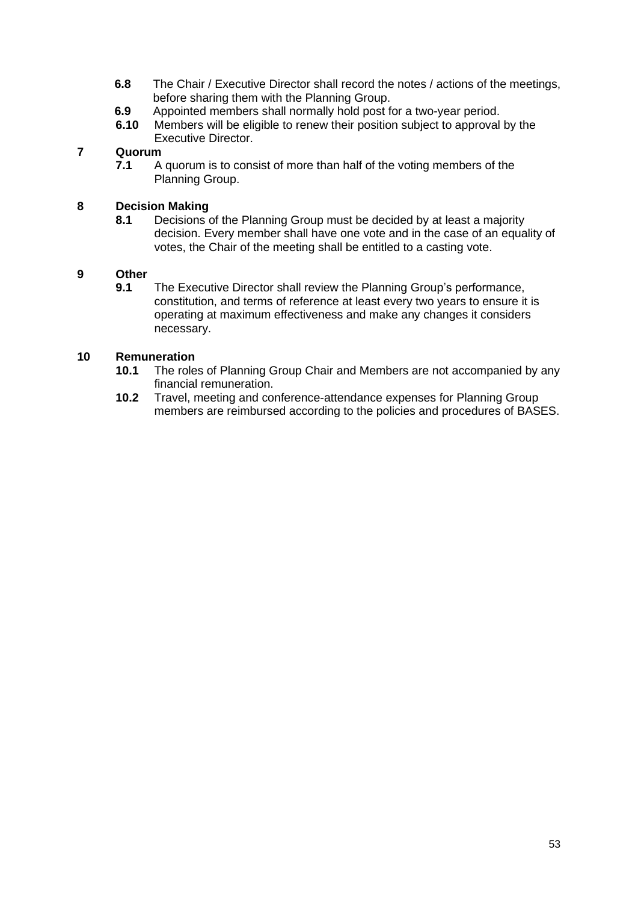**6.8** The Chair / Executive Director shall record the notes / actions of the meetings, before sharing them with the Planning Group.

**6.9** Appointed members shall normally hold post for a two-year period.

**6.10** Members will be eligible to renew their position subject to approval by the Executive Director.

## 7 Quorum

**7.1** A quorum is to consist of more than half of the voting members of the Planning Group.

## 8 Decision Making

**8.1** Decisions of the Planning Group must be decided by at least a majority decision. Every member shall have one vote and in the case of an equality of votes, the Chair of the meeting shall be entitled to a casting vote.

## 9 Other

**9.1** The Executive Director shall review the Planning Group's performance, constitution, and terms of reference at least every two years to ensure it is operating at maximum effectiveness and make any changes it considers necessary.

## 10 Remuneration

**10.1** The roles of Planning Group Chair and Members are not accompanied by any financial remuneration.

**10.2** Travel, meeting and conference-attendance expenses for Planning Group members are reimbursed according to the policies and procedures of BASES.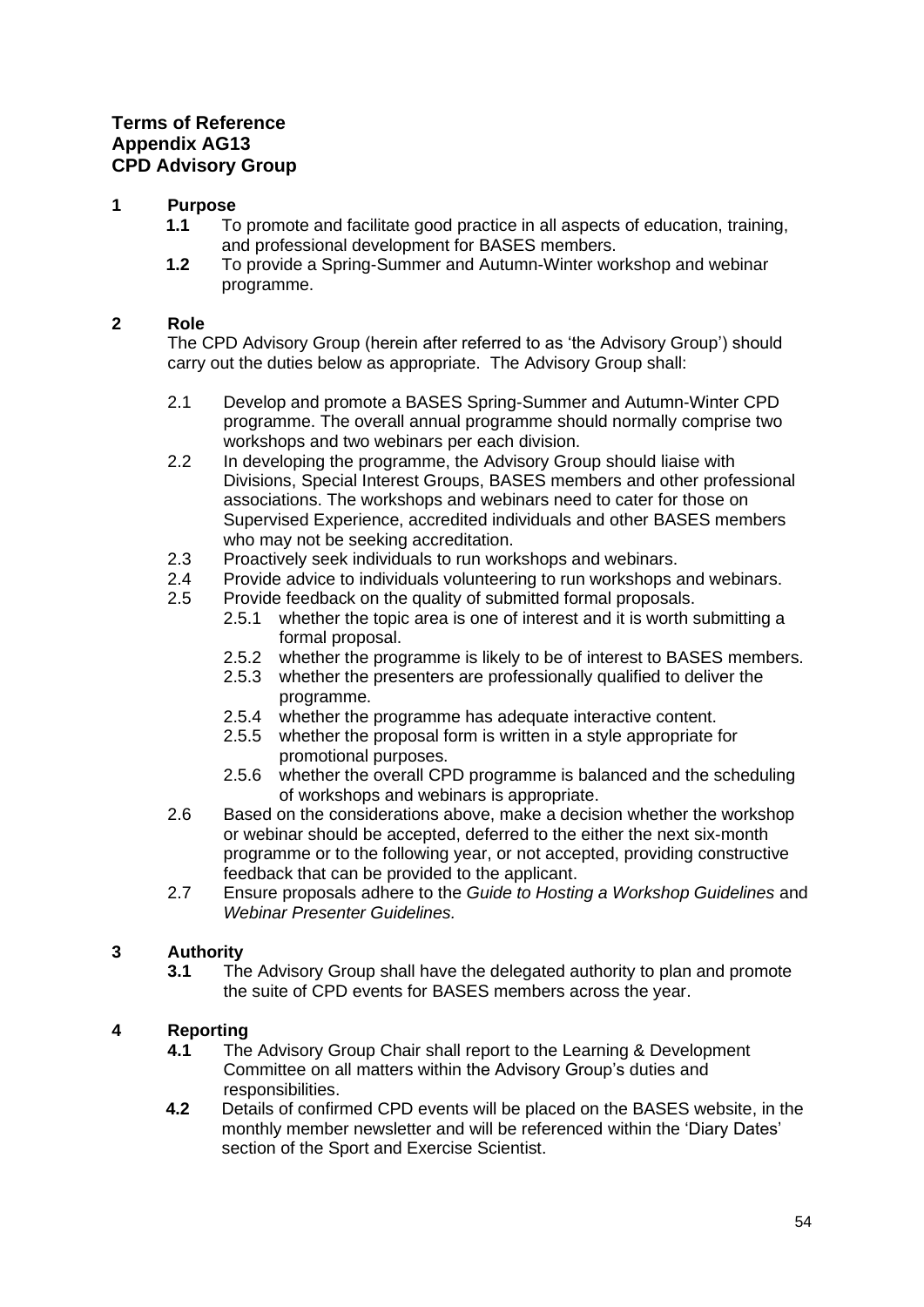**Terms of Reference**
**Appendix AG13**
**CPD Advisory Group**

## 1 Purpose

**1.1** To promote and facilitate good practice in all aspects of education, training, and professional development for BASES members.

**1.2** To provide a Spring-Summer and Autumn-Winter workshop and webinar programme.

## 2 Role

The CPD Advisory Group (herein after referred to as 'the Advisory Group') should carry out the duties below as appropriate. The Advisory Group shall:

2.1 Develop and promote a BASES Spring-Summer and Autumn-Winter CPD programme. The overall annual programme should normally comprise two workshops and two webinars per each division.

2.2 In developing the programme, the Advisory Group should liaise with Divisions, Special Interest Groups, BASES members and other professional associations. The workshops and webinars need to cater for those on Supervised Experience, accredited individuals and other BASES members who may not be seeking accreditation.

2.3 Proactively seek individuals to run workshops and webinars.

2.4 Provide advice to individuals volunteering to run workshops and webinars.

2.5 Provide feedback on the quality of submitted formal proposals.

- 2.5.1 whether the topic area is one of interest and it is worth submitting a formal proposal.
- 2.5.2 whether the programme is likely to be of interest to BASES members.
- 2.5.3 whether the presenters are professionally qualified to deliver the programme.
- 2.5.4 whether the programme has adequate interactive content.
- 2.5.5 whether the proposal form is written in a style appropriate for promotional purposes.
- 2.5.6 whether the overall CPD programme is balanced and the scheduling of workshops and webinars is appropriate.

2.6 Based on the considerations above, make a decision whether the workshop or webinar should be accepted, deferred to the either the next six-month programme or to the following year, or not accepted, providing constructive feedback that can be provided to the applicant.

2.7 Ensure proposals adhere to the *Guide to Hosting a Workshop Guidelines* and *Webinar Presenter Guidelines.*

## 3 Authority

**3.1** The Advisory Group shall have the delegated authority to plan and promote the suite of CPD events for BASES members across the year.

## 4 Reporting

**4.1** The Advisory Group Chair shall report to the Learning & Development Committee on all matters within the Advisory Group's duties and responsibilities.

**4.2** Details of confirmed CPD events will be placed on the BASES website, in the monthly member newsletter and will be referenced within the 'Diary Dates' section of the Sport and Exercise Scientist.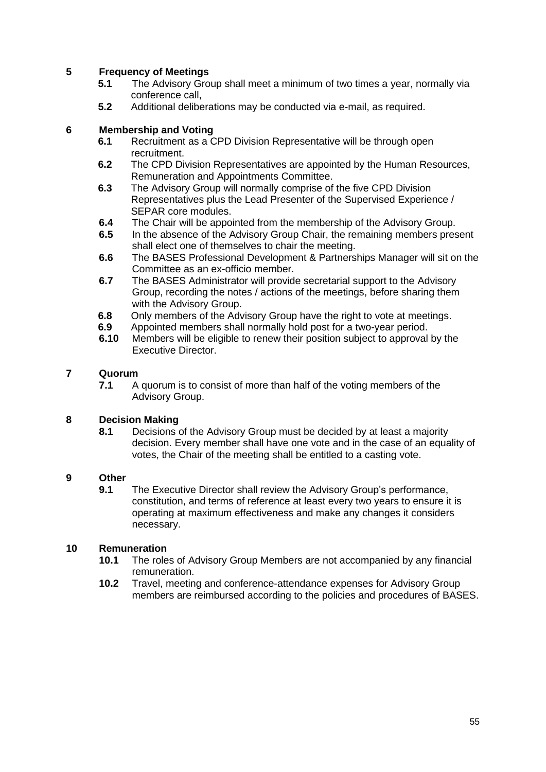## 5 Frequency of Meetings

**5.1** The Advisory Group shall meet a minimum of two times a year, normally via conference call,

**5.2** Additional deliberations may be conducted via e-mail, as required.

## 6 Membership and Voting

**6.1** Recruitment as a CPD Division Representative will be through open recruitment.

**6.2** The CPD Division Representatives are appointed by the Human Resources, Remuneration and Appointments Committee.

**6.3** The Advisory Group will normally comprise of the five CPD Division Representatives plus the Lead Presenter of the Supervised Experience / SEPAR core modules.

**6.4** The Chair will be appointed from the membership of the Advisory Group.

**6.5** In the absence of the Advisory Group Chair, the remaining members present shall elect one of themselves to chair the meeting.

**6.6** The BASES Professional Development & Partnerships Manager will sit on the Committee as an ex-officio member.

**6.7** The BASES Administrator will provide secretarial support to the Advisory Group, recording the notes / actions of the meetings, before sharing them with the Advisory Group.

**6.8** Only members of the Advisory Group have the right to vote at meetings.

**6.9** Appointed members shall normally hold post for a two-year period.

**6.10** Members will be eligible to renew their position subject to approval by the Executive Director.

## 7 Quorum

**7.1** A quorum is to consist of more than half of the voting members of the Advisory Group.

## 8 Decision Making

**8.1** Decisions of the Advisory Group must be decided by at least a majority decision. Every member shall have one vote and in the case of an equality of votes, the Chair of the meeting shall be entitled to a casting vote.

## 9 Other

**9.1** The Executive Director shall review the Advisory Group's performance, constitution, and terms of reference at least every two years to ensure it is operating at maximum effectiveness and make any changes it considers necessary.

## 10 Remuneration

**10.1** The roles of Advisory Group Members are not accompanied by any financial remuneration.

**10.2** Travel, meeting and conference-attendance expenses for Advisory Group members are reimbursed according to the policies and procedures of BASES.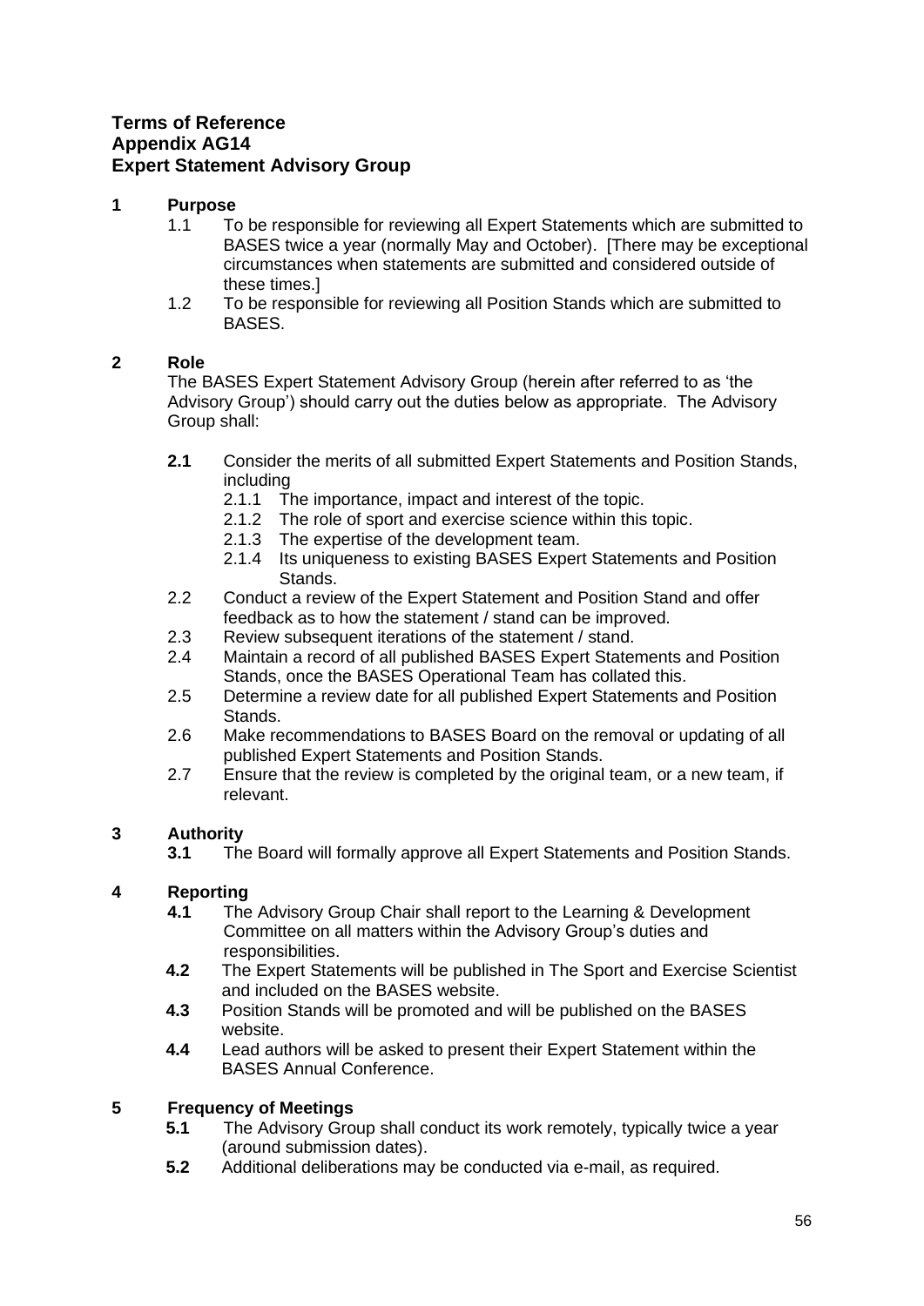**Terms of Reference**
**Appendix AG14**
**Expert Statement Advisory Group**

**1 Purpose**

1.1 To be responsible for reviewing all Expert Statements which are submitted to BASES twice a year (normally May and October). [There may be exceptional circumstances when statements are submitted and considered outside of these times.]

1.2 To be responsible for reviewing all Position Stands which are submitted to BASES.

**2 Role**

The BASES Expert Statement Advisory Group (herein after referred to as 'the Advisory Group') should carry out the duties below as appropriate. The Advisory Group shall:

**2.1** Consider the merits of all submitted Expert Statements and Position Stands, including

- 2.1.1 The importance, impact and interest of the topic.
- 2.1.2 The role of sport and exercise science within this topic.
- 2.1.3 The expertise of the development team.
- 2.1.4 Its uniqueness to existing BASES Expert Statements and Position Stands.

2.2 Conduct a review of the Expert Statement and Position Stand and offer feedback as to how the statement / stand can be improved.

2.3 Review subsequent iterations of the statement / stand.

2.4 Maintain a record of all published BASES Expert Statements and Position Stands, once the BASES Operational Team has collated this.

2.5 Determine a review date for all published Expert Statements and Position Stands.

2.6 Make recommendations to BASES Board on the removal or updating of all published Expert Statements and Position Stands.

2.7 Ensure that the review is completed by the original team, or a new team, if relevant.

**3 Authority**

**3.1** The Board will formally approve all Expert Statements and Position Stands.

**4 Reporting**

**4.1** The Advisory Group Chair shall report to the Learning & Development Committee on all matters within the Advisory Group's duties and responsibilities.

**4.2** The Expert Statements will be published in The Sport and Exercise Scientist and included on the BASES website.

**4.3** Position Stands will be promoted and will be published on the BASES website.

**4.4** Lead authors will be asked to present their Expert Statement within the BASES Annual Conference.

**5 Frequency of Meetings**

**5.1** The Advisory Group shall conduct its work remotely, typically twice a year (around submission dates).

**5.2** Additional deliberations may be conducted via e-mail, as required.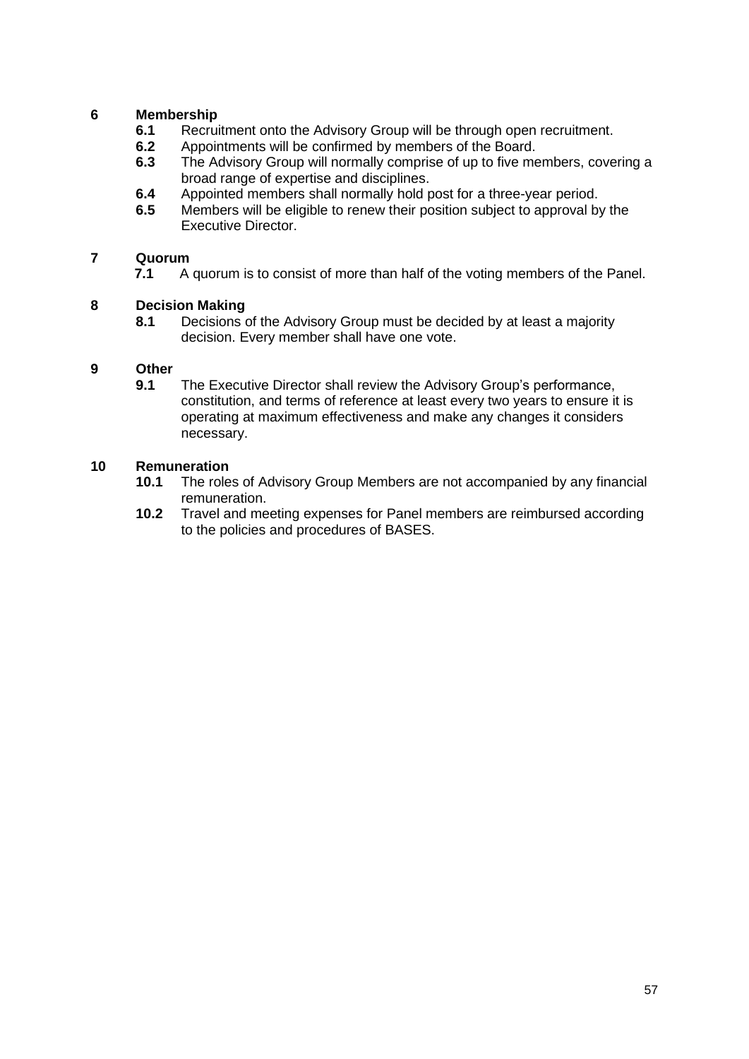## 6 Membership

**6.1** Recruitment onto the Advisory Group will be through open recruitment.

**6.2** Appointments will be confirmed by members of the Board.

**6.3** The Advisory Group will normally comprise of up to five members, covering a broad range of expertise and disciplines.

**6.4** Appointed members shall normally hold post for a three-year period.

**6.5** Members will be eligible to renew their position subject to approval by the Executive Director.

## 7 Quorum

**7.1** A quorum is to consist of more than half of the voting members of the Panel.

## 8 Decision Making

**8.1** Decisions of the Advisory Group must be decided by at least a majority decision. Every member shall have one vote.

## 9 Other

**9.1** The Executive Director shall review the Advisory Group's performance, constitution, and terms of reference at least every two years to ensure it is operating at maximum effectiveness and make any changes it considers necessary.

## 10 Remuneration

**10.1** The roles of Advisory Group Members are not accompanied by any financial remuneration.

**10.2** Travel and meeting expenses for Panel members are reimbursed according to the policies and procedures of BASES.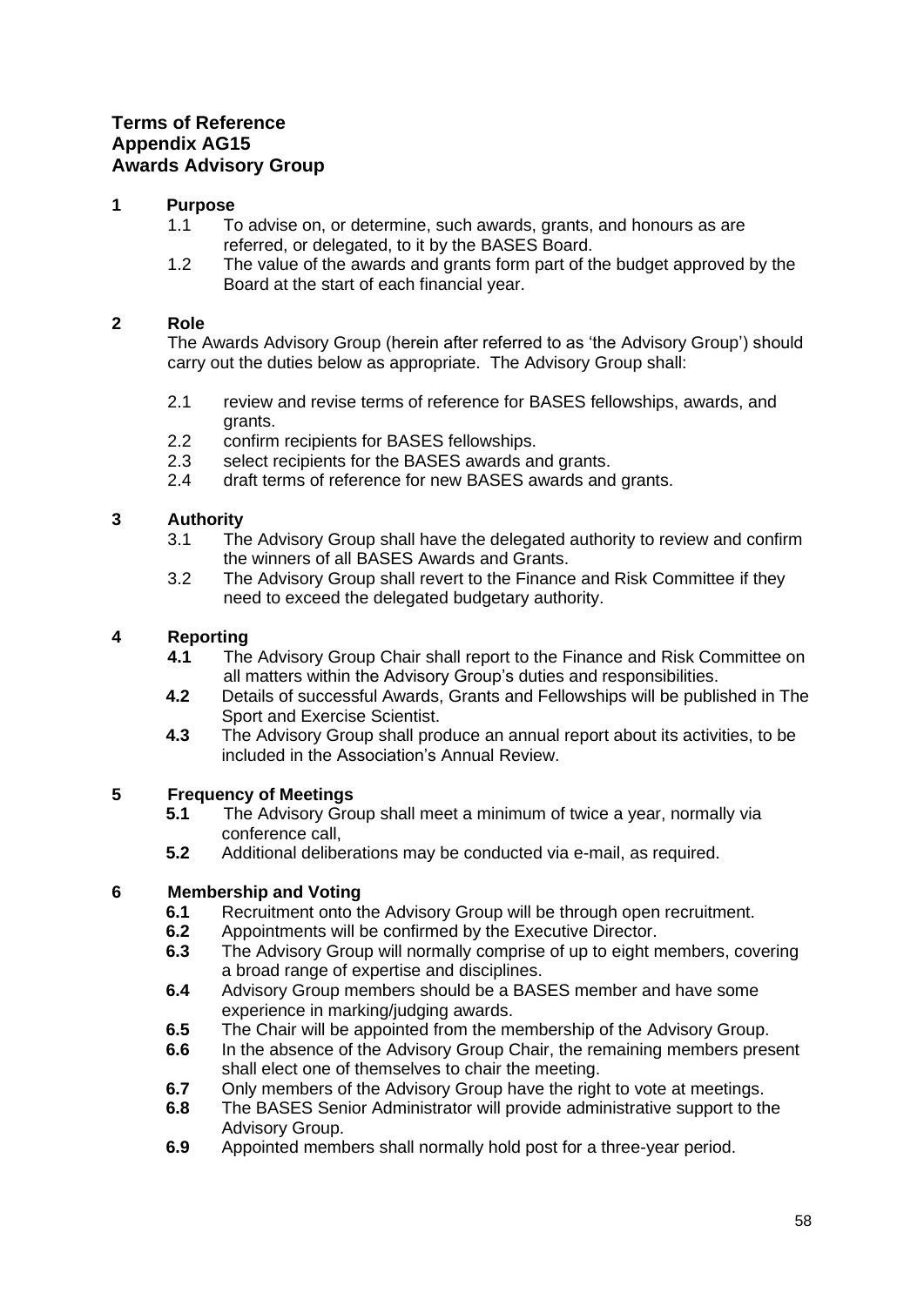**Terms of Reference**
**Appendix AG15**
**Awards Advisory Group**

## 1 Purpose

1.1 To advise on, or determine, such awards, grants, and honours as are referred, or delegated, to it by the BASES Board.

1.2 The value of the awards and grants form part of the budget approved by the Board at the start of each financial year.

## 2 Role

The Awards Advisory Group (herein after referred to as 'the Advisory Group') should carry out the duties below as appropriate. The Advisory Group shall:

2.1 review and revise terms of reference for BASES fellowships, awards, and grants.

2.2 confirm recipients for BASES fellowships.

2.3 select recipients for the BASES awards and grants.

2.4 draft terms of reference for new BASES awards and grants.

## 3 Authority

3.1 The Advisory Group shall have the delegated authority to review and confirm the winners of all BASES Awards and Grants.

3.2 The Advisory Group shall revert to the Finance and Risk Committee if they need to exceed the delegated budgetary authority.

## 4 Reporting

**4.1** The Advisory Group Chair shall report to the Finance and Risk Committee on all matters within the Advisory Group's duties and responsibilities.

**4.2** Details of successful Awards, Grants and Fellowships will be published in The Sport and Exercise Scientist.

**4.3** The Advisory Group shall produce an annual report about its activities, to be included in the Association's Annual Review.

## 5 Frequency of Meetings

**5.1** The Advisory Group shall meet a minimum of twice a year, normally via conference call,

**5.2** Additional deliberations may be conducted via e-mail, as required.

## 6 Membership and Voting

**6.1** Recruitment onto the Advisory Group will be through open recruitment.

**6.2** Appointments will be confirmed by the Executive Director.

**6.3** The Advisory Group will normally comprise of up to eight members, covering a broad range of expertise and disciplines.

**6.4** Advisory Group members should be a BASES member and have some experience in marking/judging awards.

**6.5** The Chair will be appointed from the membership of the Advisory Group.

**6.6** In the absence of the Advisory Group Chair, the remaining members present shall elect one of themselves to chair the meeting.

**6.7** Only members of the Advisory Group have the right to vote at meetings.

**6.8** The BASES Senior Administrator will provide administrative support to the Advisory Group.

**6.9** Appointed members shall normally hold post for a three-year period.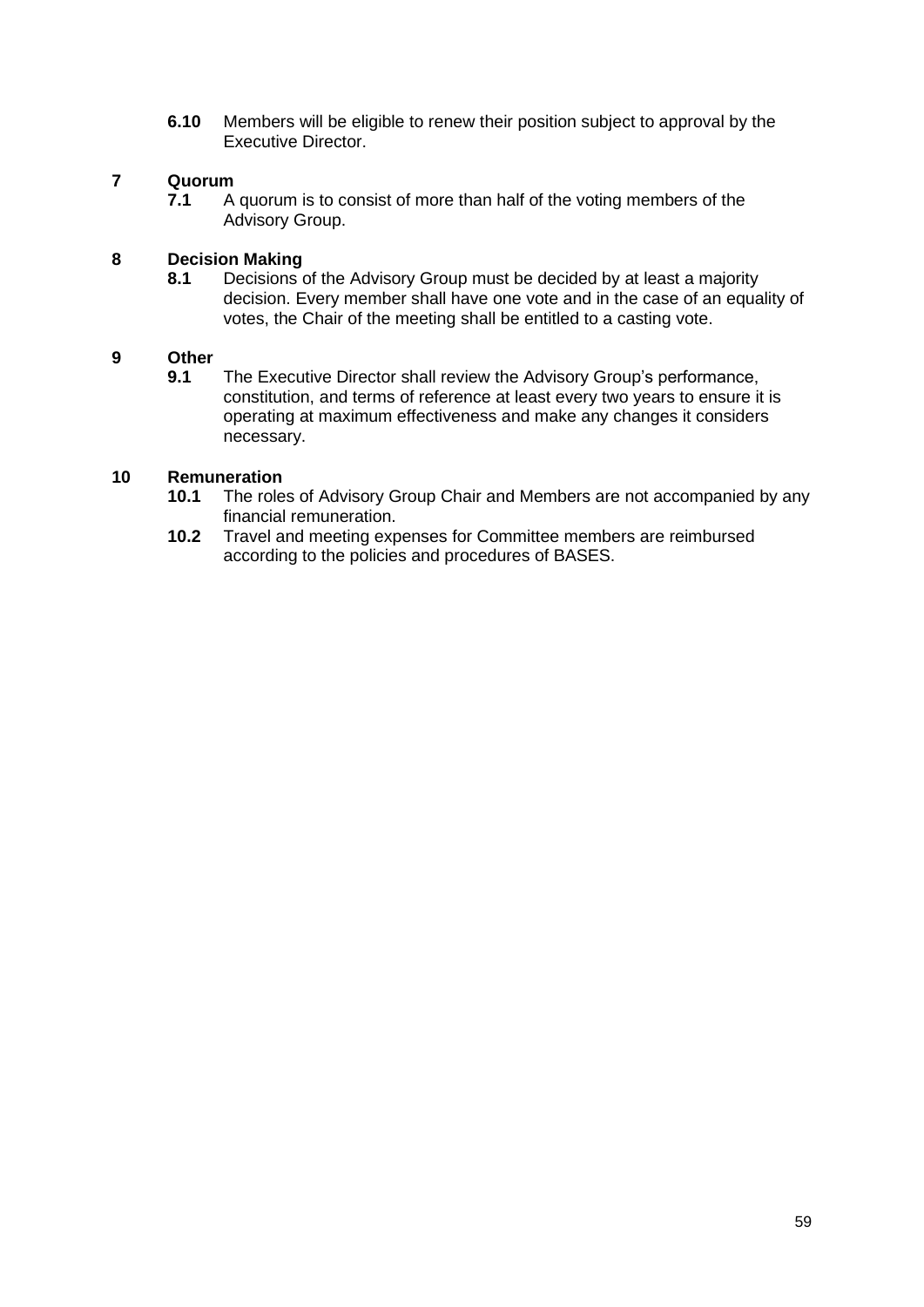**6.10** Members will be eligible to renew their position subject to approval by the Executive Director.

## 7 Quorum

**7.1** A quorum is to consist of more than half of the voting members of the Advisory Group.

## 8 Decision Making

**8.1** Decisions of the Advisory Group must be decided by at least a majority decision. Every member shall have one vote and in the case of an equality of votes, the Chair of the meeting shall be entitled to a casting vote.

## 9 Other

**9.1** The Executive Director shall review the Advisory Group's performance, constitution, and terms of reference at least every two years to ensure it is operating at maximum effectiveness and make any changes it considers necessary.

## 10 Remuneration

**10.1** The roles of Advisory Group Chair and Members are not accompanied by any financial remuneration.

**10.2** Travel and meeting expenses for Committee members are reimbursed according to the policies and procedures of BASES.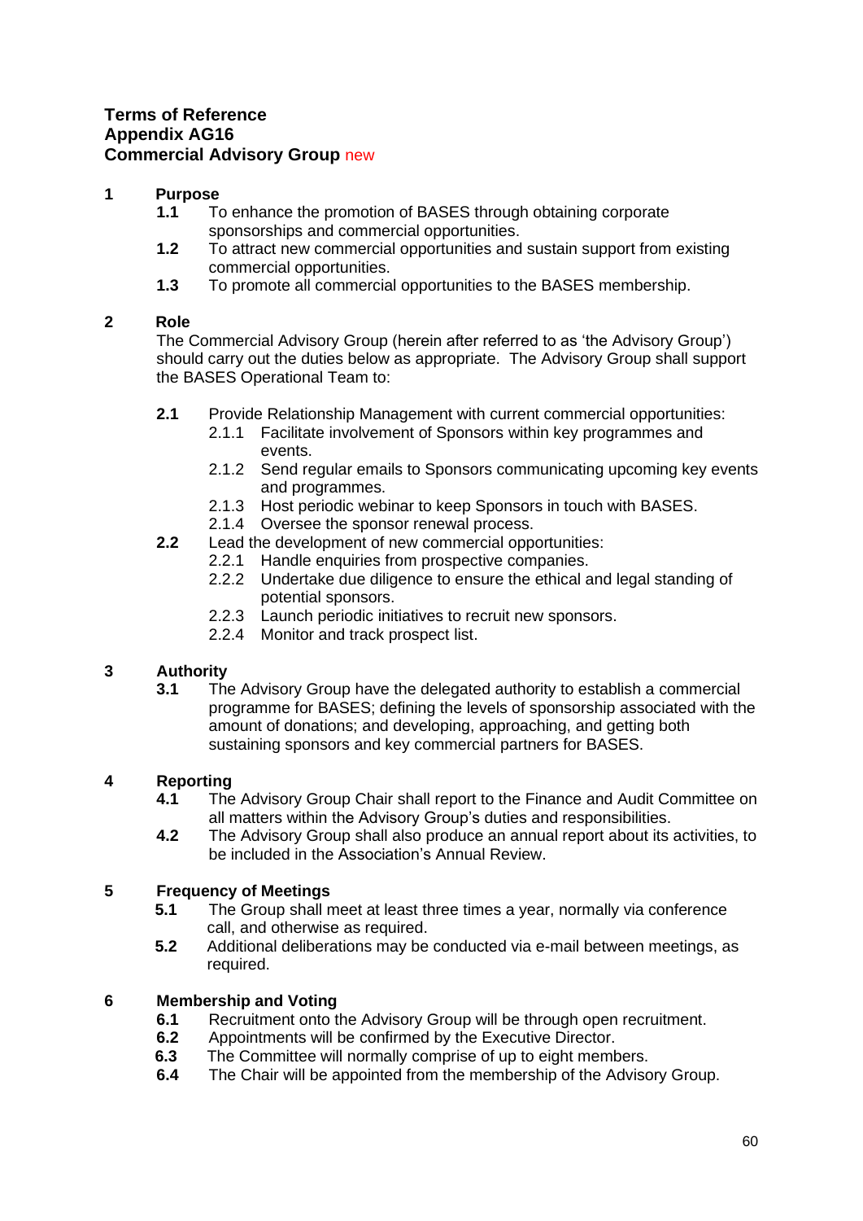**Terms of Reference**
**Appendix AG16**
**Commercial Advisory Group** new

## 1 Purpose

**1.1** To enhance the promotion of BASES through obtaining corporate sponsorships and commercial opportunities.

**1.2** To attract new commercial opportunities and sustain support from existing commercial opportunities.

**1.3** To promote all commercial opportunities to the BASES membership.

## 2 Role

The Commercial Advisory Group (herein after referred to as 'the Advisory Group') should carry out the duties below as appropriate. The Advisory Group shall support the BASES Operational Team to:

**2.1** Provide Relationship Management with current commercial opportunities:

- 2.1.1 Facilitate involvement of Sponsors within key programmes and events.
- 2.1.2 Send regular emails to Sponsors communicating upcoming key events and programmes.
- 2.1.3 Host periodic webinar to keep Sponsors in touch with BASES.
- 2.1.4 Oversee the sponsor renewal process.

**2.2** Lead the development of new commercial opportunities:

- 2.2.1 Handle enquiries from prospective companies.
- 2.2.2 Undertake due diligence to ensure the ethical and legal standing of potential sponsors.
- 2.2.3 Launch periodic initiatives to recruit new sponsors.
- 2.2.4 Monitor and track prospect list.

## 3 Authority

**3.1** The Advisory Group have the delegated authority to establish a commercial programme for BASES; defining the levels of sponsorship associated with the amount of donations; and developing, approaching, and getting both sustaining sponsors and key commercial partners for BASES.

## 4 Reporting

**4.1** The Advisory Group Chair shall report to the Finance and Audit Committee on all matters within the Advisory Group's duties and responsibilities.

**4.2** The Advisory Group shall also produce an annual report about its activities, to be included in the Association's Annual Review.

## 5 Frequency of Meetings

**5.1** The Group shall meet at least three times a year, normally via conference call, and otherwise as required.

**5.2** Additional deliberations may be conducted via e-mail between meetings, as required.

## 6 Membership and Voting

**6.1** Recruitment onto the Advisory Group will be through open recruitment.

**6.2** Appointments will be confirmed by the Executive Director.

**6.3** The Committee will normally comprise of up to eight members.

**6.4** The Chair will be appointed from the membership of the Advisory Group.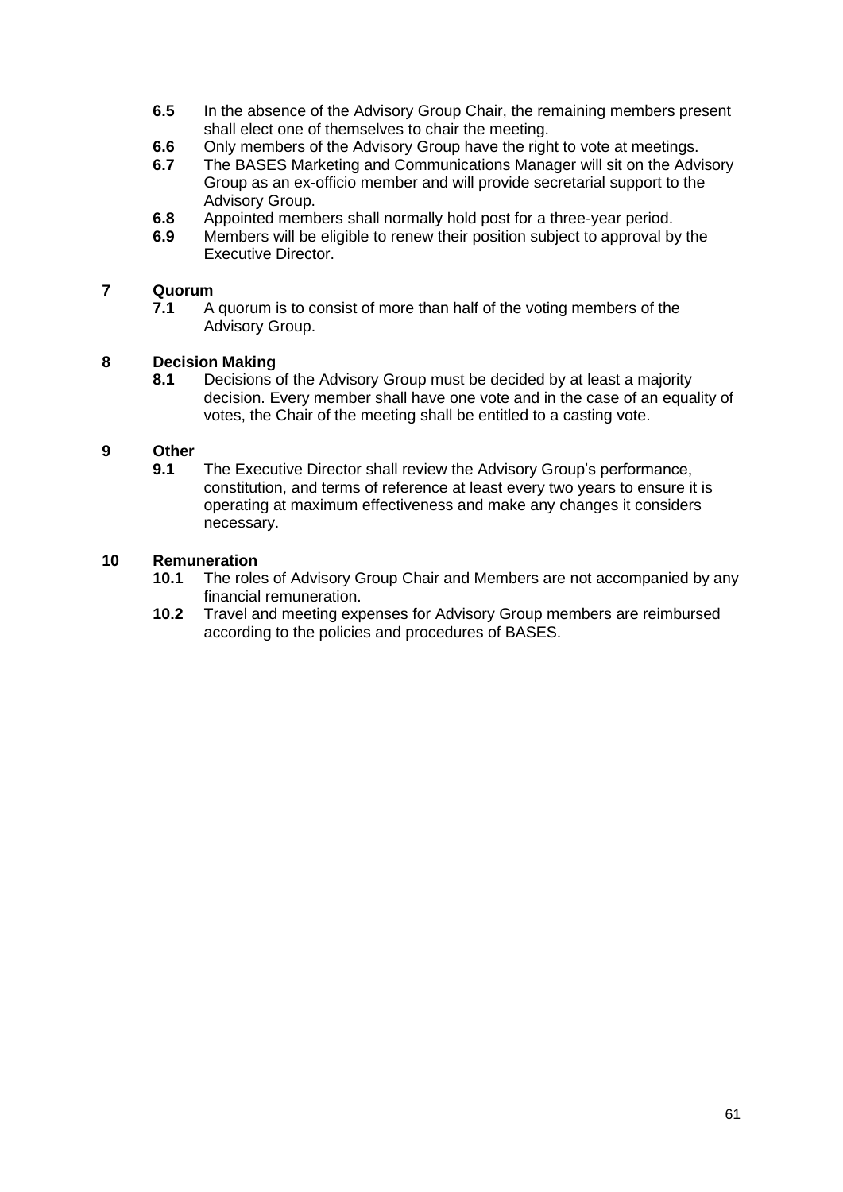**6.5** In the absence of the Advisory Group Chair, the remaining members present shall elect one of themselves to chair the meeting.

**6.6** Only members of the Advisory Group have the right to vote at meetings.

**6.7** The BASES Marketing and Communications Manager will sit on the Advisory Group as an ex-officio member and will provide secretarial support to the Advisory Group.

**6.8** Appointed members shall normally hold post for a three-year period.

**6.9** Members will be eligible to renew their position subject to approval by the Executive Director.

## 7 Quorum

**7.1** A quorum is to consist of more than half of the voting members of the Advisory Group.

## 8 Decision Making

**8.1** Decisions of the Advisory Group must be decided by at least a majority decision. Every member shall have one vote and in the case of an equality of votes, the Chair of the meeting shall be entitled to a casting vote.

## 9 Other

**9.1** The Executive Director shall review the Advisory Group's performance, constitution, and terms of reference at least every two years to ensure it is operating at maximum effectiveness and make any changes it considers necessary.

## 10 Remuneration

**10.1** The roles of Advisory Group Chair and Members are not accompanied by any financial remuneration.

**10.2** Travel and meeting expenses for Advisory Group members are reimbursed according to the policies and procedures of BASES.